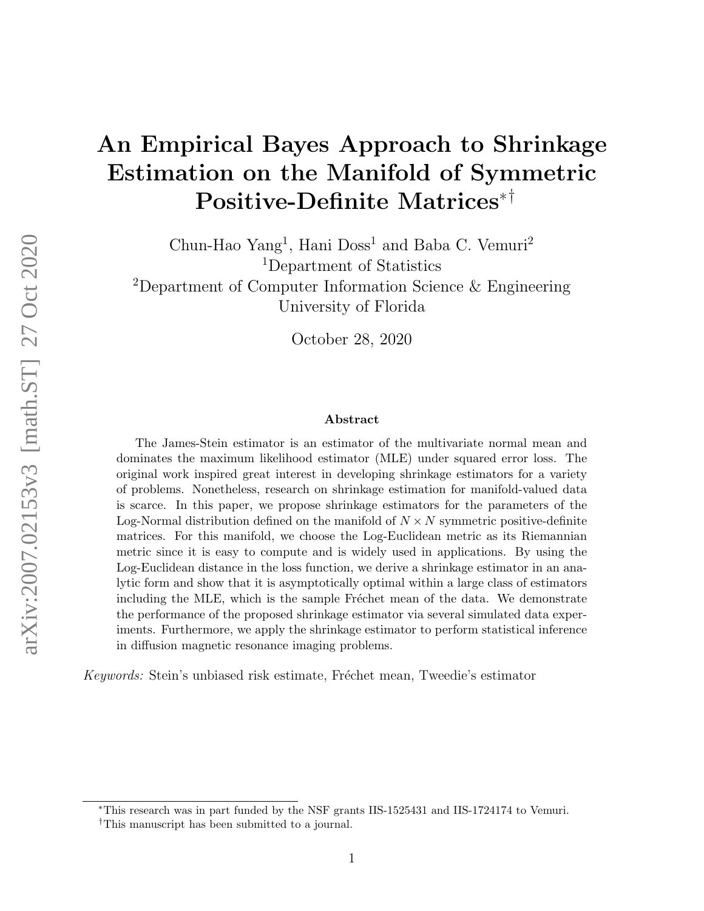# An Empirical Bayes Approach to Shrinkage Estimation on the Manifold of Symmetric Positive-Definite Matrices[*][†]

Chun-Hao Yang[1], Hani Doss[1] and Baba C. Vemuri[2]

[1]Department of Statistics

[2]Department of Computer Information Science & Engineering

University of Florida

October 28, 2020

### Abstract

The James-Stein estimator is an estimator of the multivariate normal mean and dominates the maximum likelihood estimator (MLE) under squared error loss. The original work inspired great interest in developing shrinkage estimators for a variety of problems. Nonetheless, research on shrinkage estimation for manifold-valued data is scarce. In this paper, we propose shrinkage estimators for the parameters of the Log-Normal distribution defined on the manifold of $N \times N$ symmetric positive-definite matrices. For this manifold, we choose the Log-Euclidean metric as its Riemannian metric since it is easy to compute and is widely used in applications. By using the Log-Euclidean distance in the loss function, we derive a shrinkage estimator in an analytic form and show that it is asymptotically optimal within a large class of estimators including the MLE, which is the sample Fréchet mean of the data. We demonstrate the performance of the proposed shrinkage estimator via several simulated data experiments. Furthermore, we apply the shrinkage estimator to perform statistical inference in diffusion magnetic resonance imaging problems.

*Keywords:* Stein's unbiased risk estimate, Fréchet mean, Tweedie's estimator

[*]This research was in part funded by the NSF grants IIS-1525431 and IIS-1724174 to Vemuri.

[†]This manuscript has been submitted to a journal.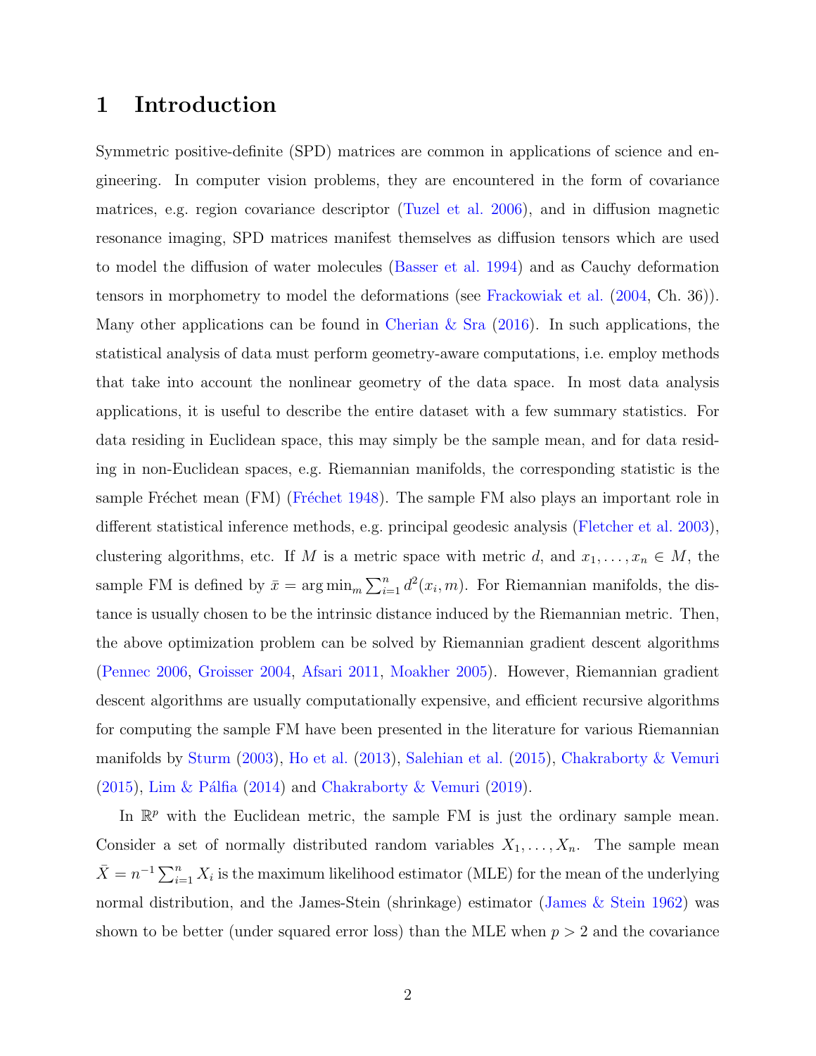# 1 Introduction

Symmetric positive-definite (SPD) matrices are common in applications of science and engineering. In computer vision problems, they are encountered in the form of covariance matrices, e.g. region covariance descriptor (Tuzel et al. 2006), and in diffusion magnetic resonance imaging, SPD matrices manifest themselves as diffusion tensors which are used to model the diffusion of water molecules (Basser et al. 1994) and as Cauchy deformation tensors in morphometry to model the deformations (see Frackowiak et al. (2004, Ch. 36)). Many other applications can be found in Cherian & Sra (2016). In such applications, the statistical analysis of data must perform geometry-aware computations, i.e. employ methods that take into account the nonlinear geometry of the data space. In most data analysis applications, it is useful to describe the entire dataset with a few summary statistics. For data residing in Euclidean space, this may simply be the sample mean, and for data residing in non-Euclidean spaces, e.g. Riemannian manifolds, the corresponding statistic is the sample Fréchet mean (FM) (Fréchet 1948). The sample FM also plays an important role in different statistical inference methods, e.g. principal geodesic analysis (Fletcher et al. 2003), clustering algorithms, etc. If $M$ is a metric space with metric $d$, and $x_1, \ldots, x_n \in M$, the sample FM is defined by $\bar{x} = \arg\min_m \sum_{i=1}^n d^2(x_i, m)$. For Riemannian manifolds, the distance is usually chosen to be the intrinsic distance induced by the Riemannian metric. Then, the above optimization problem can be solved by Riemannian gradient descent algorithms (Pennec 2006, Groisser 2004, Afsari 2011, Moakher 2005). However, Riemannian gradient descent algorithms are usually computationally expensive, and efficient recursive algorithms for computing the sample FM have been presented in the literature for various Riemannian manifolds by Sturm (2003), Ho et al. (2013), Salehian et al. (2015), Chakraborty & Vemuri (2015), Lim & Pálfia (2014) and Chakraborty & Vemuri (2019).

In $\mathbb{R}^p$ with the Euclidean metric, the sample FM is just the ordinary sample mean. Consider a set of normally distributed random variables $X_1, \ldots, X_n$. The sample mean $\bar{X} = n^{-1} \sum_{i=1}^n X_i$ is the maximum likelihood estimator (MLE) for the mean of the underlying normal distribution, and the James-Stein (shrinkage) estimator (James & Stein 1962) was shown to be better (under squared error loss) than the MLE when $p > 2$ and the covariance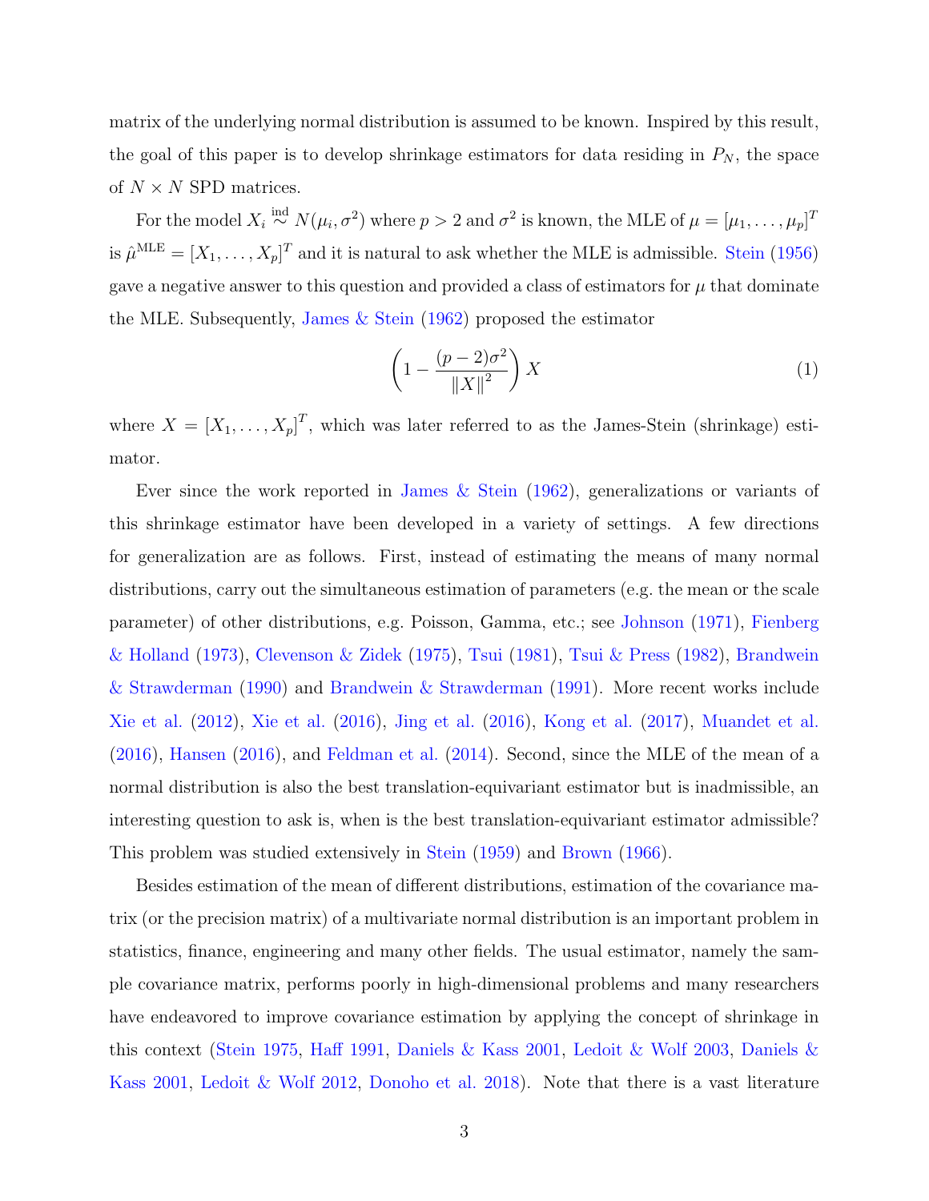matrix of the underlying normal distribution is assumed to be known. Inspired by this result, the goal of this paper is to develop shrinkage estimators for data residing in $P_N$, the space of $N \times N$ SPD matrices.

For the model $X_i \overset{\text{ind}}{\sim} N(\mu_i, \sigma^2)$ where $p > 2$ and $\sigma^2$ is known, the MLE of $\mu = [\mu_1, \ldots, \mu_p]^T$ is $\hat{\mu}^{\text{MLE}} = [X_1, \ldots, X_p]^T$ and it is natural to ask whether the MLE is admissible. Stein (1956) gave a negative answer to this question and provided a class of estimators for $\mu$ that dominate the MLE. Subsequently, James & Stein (1962) proposed the estimator

$$\left(1 - \frac{(p-2)\sigma^2}{\|X\|^2}\right) X \tag{1}$$

where $X = [X_1, \ldots, X_p]^T$, which was later referred to as the James-Stein (shrinkage) estimator.

Ever since the work reported in James & Stein (1962), generalizations or variants of this shrinkage estimator have been developed in a variety of settings. A few directions for generalization are as follows. First, instead of estimating the means of many normal distributions, carry out the simultaneous estimation of parameters (e.g. the mean or the scale parameter) of other distributions, e.g. Poisson, Gamma, etc.; see Johnson (1971), Fienberg & Holland (1973), Clevenson & Zidek (1975), Tsui (1981), Tsui & Press (1982), Brandwein & Strawderman (1990) and Brandwein & Strawderman (1991). More recent works include Xie et al. (2012), Xie et al. (2016), Jing et al. (2016), Kong et al. (2017), Muandet et al. (2016), Hansen (2016), and Feldman et al. (2014). Second, since the MLE of the mean of a normal distribution is also the best translation-equivariant estimator but is inadmissible, an interesting question to ask is, when is the best translation-equivariant estimator admissible? This problem was studied extensively in Stein (1959) and Brown (1966).

Besides estimation of the mean of different distributions, estimation of the covariance matrix (or the precision matrix) of a multivariate normal distribution is an important problem in statistics, finance, engineering and many other fields. The usual estimator, namely the sample covariance matrix, performs poorly in high-dimensional problems and many researchers have endeavored to improve covariance estimation by applying the concept of shrinkage in this context (Stein 1975, Haff 1991, Daniels & Kass 2001, Ledoit & Wolf 2003, Daniels & Kass 2001, Ledoit & Wolf 2012, Donoho et al. 2018). Note that there is a vast literature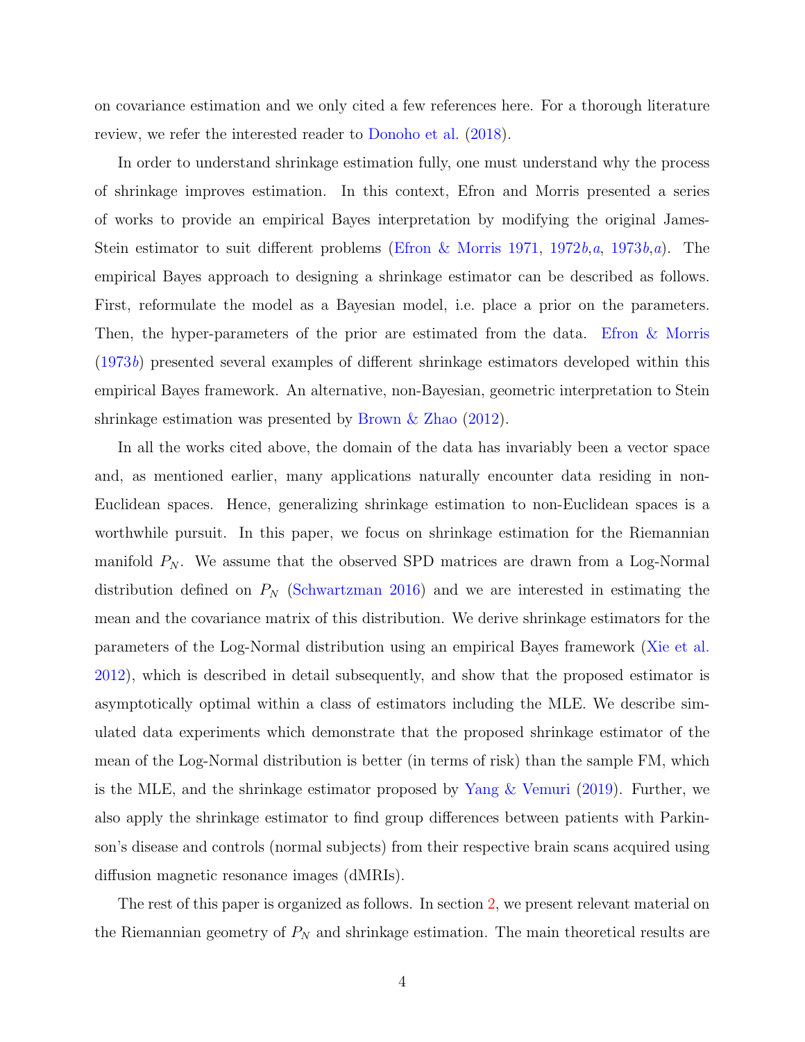on covariance estimation and we only cited a few references here. For a thorough literature review, we refer the interested reader to Donoho et al. (2018).

In order to understand shrinkage estimation fully, one must understand why the process of shrinkage improves estimation. In this context, Efron and Morris presented a series of works to provide an empirical Bayes interpretation by modifying the original James-Stein estimator to suit different problems (Efron & Morris 1971, 1972*b*,*a*, 1973*b*,*a*). The empirical Bayes approach to designing a shrinkage estimator can be described as follows. First, reformulate the model as a Bayesian model, i.e. place a prior on the parameters. Then, the hyper-parameters of the prior are estimated from the data. Efron & Morris (1973*b*) presented several examples of different shrinkage estimators developed within this empirical Bayes framework. An alternative, non-Bayesian, geometric interpretation to Stein shrinkage estimation was presented by Brown & Zhao (2012).

In all the works cited above, the domain of the data has invariably been a vector space and, as mentioned earlier, many applications naturally encounter data residing in non-Euclidean spaces. Hence, generalizing shrinkage estimation to non-Euclidean spaces is a worthwhile pursuit. In this paper, we focus on shrinkage estimation for the Riemannian manifold $P_N$. We assume that the observed SPD matrices are drawn from a Log-Normal distribution defined on $P_N$ (Schwartzman 2016) and we are interested in estimating the mean and the covariance matrix of this distribution. We derive shrinkage estimators for the parameters of the Log-Normal distribution using an empirical Bayes framework (Xie et al. 2012), which is described in detail subsequently, and show that the proposed estimator is asymptotically optimal within a class of estimators including the MLE. We describe simulated data experiments which demonstrate that the proposed shrinkage estimator of the mean of the Log-Normal distribution is better (in terms of risk) than the sample FM, which is the MLE, and the shrinkage estimator proposed by Yang & Vemuri (2019). Further, we also apply the shrinkage estimator to find group differences between patients with Parkinson's disease and controls (normal subjects) from their respective brain scans acquired using diffusion magnetic resonance images (dMRIs).

The rest of this paper is organized as follows. In section 2, we present relevant material on the Riemannian geometry of $P_N$ and shrinkage estimation. The main theoretical results are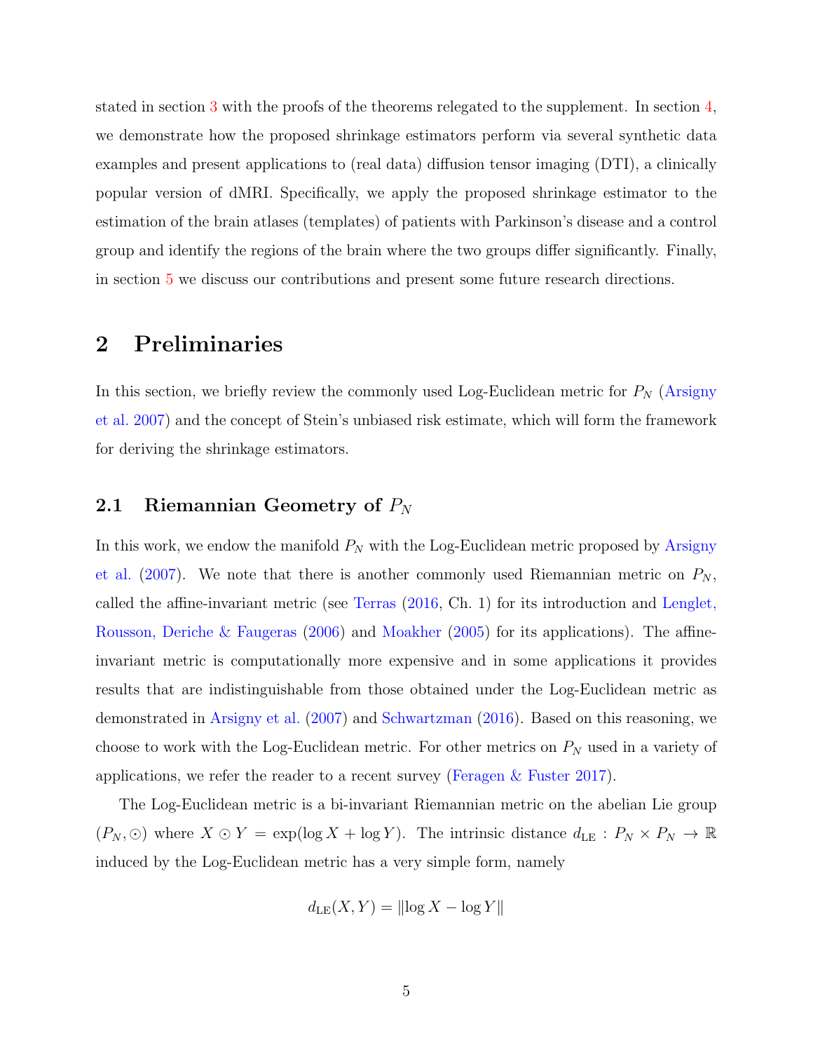stated in section 3 with the proofs of the theorems relegated to the supplement. In section 4, we demonstrate how the proposed shrinkage estimators perform via several synthetic data examples and present applications to (real data) diffusion tensor imaging (DTI), a clinically popular version of dMRI. Specifically, we apply the proposed shrinkage estimator to the estimation of the brain atlases (templates) of patients with Parkinson's disease and a control group and identify the regions of the brain where the two groups differ significantly. Finally, in section 5 we discuss our contributions and present some future research directions.

# 2 Preliminaries

In this section, we briefly review the commonly used Log-Euclidean metric for $P_N$ (Arsigny et al. 2007) and the concept of Stein's unbiased risk estimate, which will form the framework for deriving the shrinkage estimators.

## 2.1 Riemannian Geometry of $P_N$

In this work, we endow the manifold $P_N$ with the Log-Euclidean metric proposed by Arsigny et al. (2007). We note that there is another commonly used Riemannian metric on $P_N$, called the affine-invariant metric (see Terras (2016, Ch. 1) for its introduction and Lenglet, Rousson, Deriche & Faugeras (2006) and Moakher (2005) for its applications). The affine-invariant metric is computationally more expensive and in some applications it provides results that are indistinguishable from those obtained under the Log-Euclidean metric as demonstrated in Arsigny et al. (2007) and Schwartzman (2016). Based on this reasoning, we choose to work with the Log-Euclidean metric. For other metrics on $P_N$ used in a variety of applications, we refer the reader to a recent survey (Feragen & Fuster 2017).

The Log-Euclidean metric is a bi-invariant Riemannian metric on the abelian Lie group $(P_N, \odot)$ where $X \odot Y = \exp(\log X + \log Y)$. The intrinsic distance $d_{\mathrm{LE}} : P_N \times P_N \to \mathbb{R}$ induced by the Log-Euclidean metric has a very simple form, namely

$$d_{\mathrm{LE}}(X, Y) = \|\log X - \log Y\|$$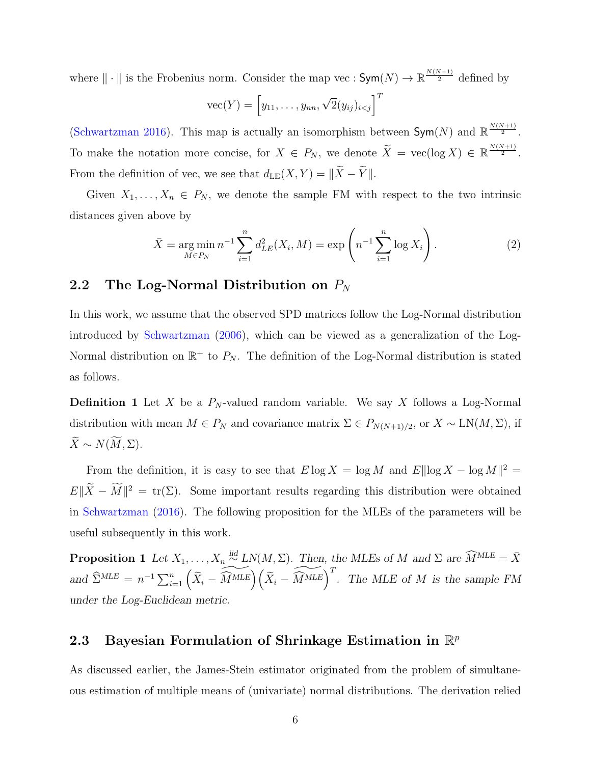where $\|\cdot\|$ is the Frobenius norm. Consider the map vec : $\mathsf{Sym}(N) \to \mathbb{R}^{\frac{N(N+1)}{2}}$ defined by

$$\text{vec}(Y) = \left[y_{11}, \ldots, y_{nn}, \sqrt{2}(y_{ij})_{i<j}\right]^T$$

(Schwartzman 2016). This map is actually an isomorphism between $\mathsf{Sym}(N)$ and $\mathbb{R}^{\frac{N(N+1)}{2}}$. To make the notation more concise, for $X \in P_N$, we denote $\widetilde{X} = \text{vec}(\log X) \in \mathbb{R}^{\frac{N(N+1)}{2}}$. From the definition of vec, we see that $d_{\text{LE}}(X, Y) = \|\widetilde{X} - \widetilde{Y}\|$.

Given $X_1, \ldots, X_n \in P_N$, we denote the sample FM with respect to the two intrinsic distances given above by

$$\bar{X} = \underset{M \in P_N}{\arg\min}\, n^{-1} \sum_{i=1}^{n} d_{LE}^2(X_i, M) = \exp\left(n^{-1} \sum_{i=1}^{n} \log X_i\right). \tag{2}$$

## 2.2 The Log-Normal Distribution on $P_N$

In this work, we assume that the observed SPD matrices follow the Log-Normal distribution introduced by Schwartzman (2006), which can be viewed as a generalization of the Log-Normal distribution on $\mathbb{R}^+$ to $P_N$. The definition of the Log-Normal distribution is stated as follows.

**Definition 1** Let $X$ be a $P_N$-valued random variable. We say $X$ follows a Log-Normal distribution with mean $M \in P_N$ and covariance matrix $\Sigma \in P_{N(N+1)/2}$, or $X \sim \text{LN}(M, \Sigma)$, if $\widetilde{X} \sim N(\widetilde{M}, \Sigma)$.

From the definition, it is easy to see that $E \log X = \log M$ and $E\|\log X - \log M\|^2 = E\|\widetilde{X} - \widetilde{M}\|^2 = \text{tr}(\Sigma)$. Some important results regarding this distribution were obtained in Schwartzman (2016). The following proposition for the MLEs of the parameters will be useful subsequently in this work.

**Proposition 1** *Let $X_1, \ldots, X_n \overset{iid}{\sim} LN(M, \Sigma)$. Then, the MLEs of $M$ and $\Sigma$ are $\widehat{M}^{MLE} = \bar{X}$ and $\widehat{\Sigma}^{MLE} = n^{-1} \sum_{i=1}^{n} \left(\widetilde{X}_i - \widetilde{\widehat{M}^{MLE}}\right)\left(\widetilde{X}_i - \widetilde{\widehat{M}^{MLE}}\right)^T$. The MLE of $M$ is the sample FM under the Log-Euclidean metric.*

## 2.3 Bayesian Formulation of Shrinkage Estimation in $\mathbb{R}^p$

As discussed earlier, the James-Stein estimator originated from the problem of simultaneous estimation of multiple means of (univariate) normal distributions. The derivation relied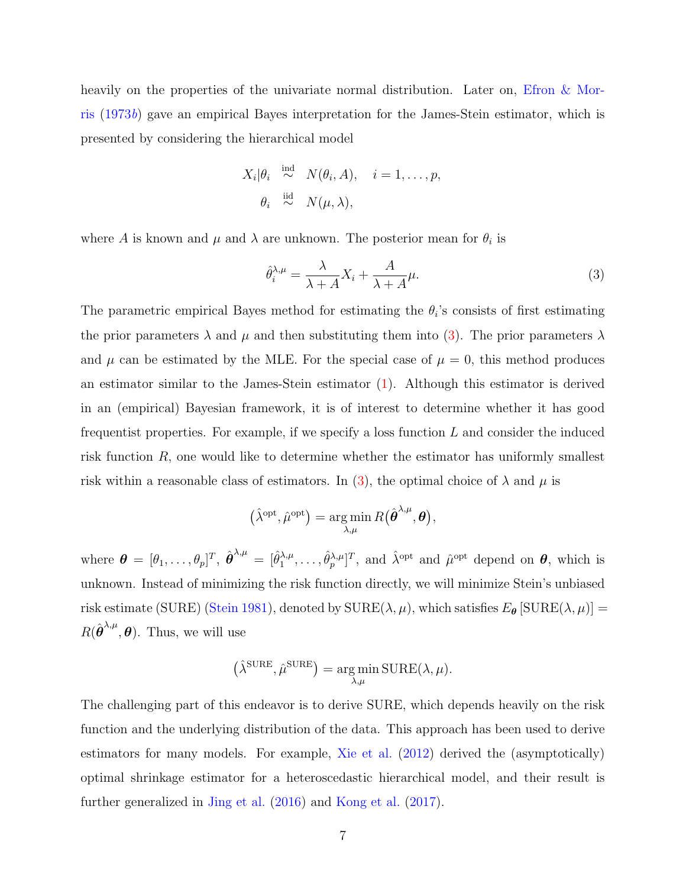heavily on the properties of the univariate normal distribution. Later on, Efron & Morris (1973*b*) gave an empirical Bayes interpretation for the James-Stein estimator, which is presented by considering the hierarchical model

$$
\begin{aligned}
X_i|\theta_i &\overset{\text{ind}}{\sim} N(\theta_i, A), \quad i = 1, \ldots, p, \\
\theta_i &\overset{\text{iid}}{\sim} N(\mu, \lambda),
\end{aligned}
$$

where $A$ is known and $\mu$ and $\lambda$ are unknown. The posterior mean for $\theta_i$ is

$$
\hat{\theta}_i^{\lambda,\mu} = \frac{\lambda}{\lambda + A} X_i + \frac{A}{\lambda + A} \mu. \tag{3}
$$

The parametric empirical Bayes method for estimating the $\theta_i$'s consists of first estimating the prior parameters $\lambda$ and $\mu$ and then substituting them into (3). The prior parameters $\lambda$ and $\mu$ can be estimated by the MLE. For the special case of $\mu = 0$, this method produces an estimator similar to the James-Stein estimator (1). Although this estimator is derived in an (empirical) Bayesian framework, it is of interest to determine whether it has good frequentist properties. For example, if we specify a loss function $L$ and consider the induced risk function $R$, one would like to determine whether the estimator has uniformly smallest risk within a reasonable class of estimators. In (3), the optimal choice of $\lambda$ and $\mu$ is

$$
\left(\hat{\lambda}^{\text{opt}}, \hat{\mu}^{\text{opt}}\right) = \arg\min_{\lambda,\mu} R\left(\hat{\boldsymbol{\theta}}^{\lambda,\mu}, \boldsymbol{\theta}\right),
$$

where $\boldsymbol{\theta} = [\theta_1, \ldots, \theta_p]^T$, $\hat{\boldsymbol{\theta}}^{\lambda,\mu} = [\hat{\theta}_1^{\lambda,\mu}, \ldots, \hat{\theta}_p^{\lambda,\mu}]^T$, and $\hat{\lambda}^{\text{opt}}$ and $\hat{\mu}^{\text{opt}}$ depend on $\boldsymbol{\theta}$, which is unknown. Instead of minimizing the risk function directly, we will minimize Stein's unbiased risk estimate (SURE) (Stein 1981), denoted by $\text{SURE}(\lambda, \mu)$, which satisfies $E_{\boldsymbol{\theta}}\left[\text{SURE}(\lambda, \mu)\right] = R(\hat{\boldsymbol{\theta}}^{\lambda,\mu}, \boldsymbol{\theta})$. Thus, we will use

$$
\left(\hat{\lambda}^{\text{SURE}}, \hat{\mu}^{\text{SURE}}\right) = \arg\min_{\lambda,\mu} \text{SURE}(\lambda, \mu).
$$

The challenging part of this endeavor is to derive SURE, which depends heavily on the risk function and the underlying distribution of the data. This approach has been used to derive estimators for many models. For example, Xie et al. (2012) derived the (asymptotically) optimal shrinkage estimator for a heteroscedastic hierarchical model, and their result is further generalized in Jing et al. (2016) and Kong et al. (2017).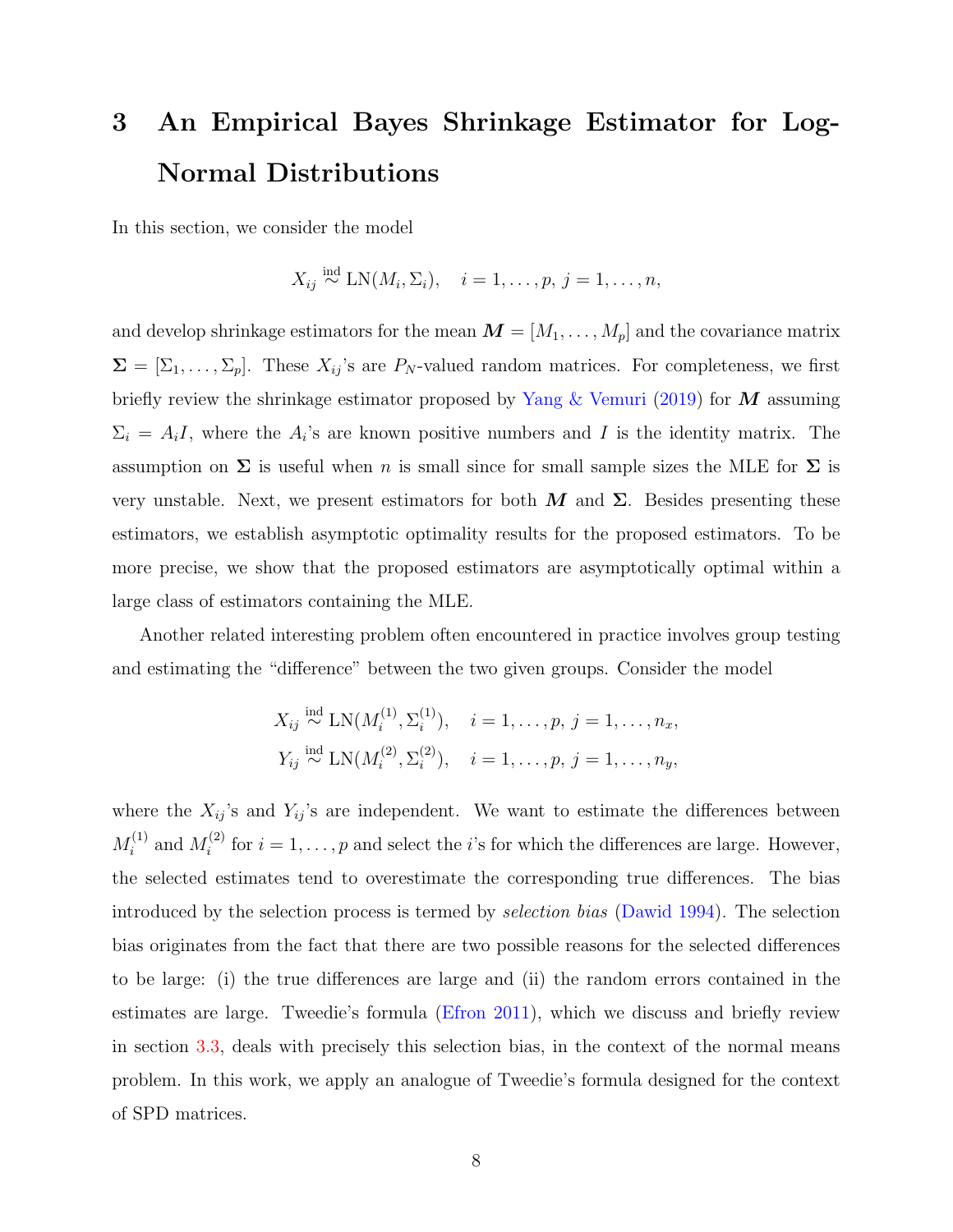# 3 An Empirical Bayes Shrinkage Estimator for Log-Normal Distributions

In this section, we consider the model

$$X_{ij} \overset{\text{ind}}{\sim} \text{LN}(M_i, \Sigma_i), \quad i = 1, \dots, p, \; j = 1, \dots, n,$$

and develop shrinkage estimators for the mean $\boldsymbol{M} = [M_1, \dots, M_p]$ and the covariance matrix $\boldsymbol{\Sigma} = [\Sigma_1, \dots, \Sigma_p]$. These $X_{ij}$'s are $P_N$-valued random matrices. For completeness, we first briefly review the shrinkage estimator proposed by Yang & Vemuri (2019) for $\boldsymbol{M}$ assuming $\Sigma_i = A_i I$, where the $A_i$'s are known positive numbers and $I$ is the identity matrix. The assumption on $\boldsymbol{\Sigma}$ is useful when $n$ is small since for small sample sizes the MLE for $\boldsymbol{\Sigma}$ is very unstable. Next, we present estimators for both $\boldsymbol{M}$ and $\boldsymbol{\Sigma}$. Besides presenting these estimators, we establish asymptotic optimality results for the proposed estimators. To be more precise, we show that the proposed estimators are asymptotically optimal within a large class of estimators containing the MLE.

Another related interesting problem often encountered in practice involves group testing and estimating the "difference" between the two given groups. Consider the model

$$X_{ij} \overset{\text{ind}}{\sim} \text{LN}(M_i^{(1)}, \Sigma_i^{(1)}), \quad i = 1, \dots, p, \; j = 1, \dots, n_x,$$
$$Y_{ij} \overset{\text{ind}}{\sim} \text{LN}(M_i^{(2)}, \Sigma_i^{(2)}), \quad i = 1, \dots, p, \; j = 1, \dots, n_y,$$

where the $X_{ij}$'s and $Y_{ij}$'s are independent. We want to estimate the differences between $M_i^{(1)}$ and $M_i^{(2)}$ for $i = 1, \dots, p$ and select the $i$'s for which the differences are large. However, the selected estimates tend to overestimate the corresponding true differences. The bias introduced by the selection process is termed by *selection bias* (Dawid 1994). The selection bias originates from the fact that there are two possible reasons for the selected differences to be large: (i) the true differences are large and (ii) the random errors contained in the estimates are large. Tweedie's formula (Efron 2011), which we discuss and briefly review in section 3.3, deals with precisely this selection bias, in the context of the normal means problem. In this work, we apply an analogue of Tweedie's formula designed for the context of SPD matrices.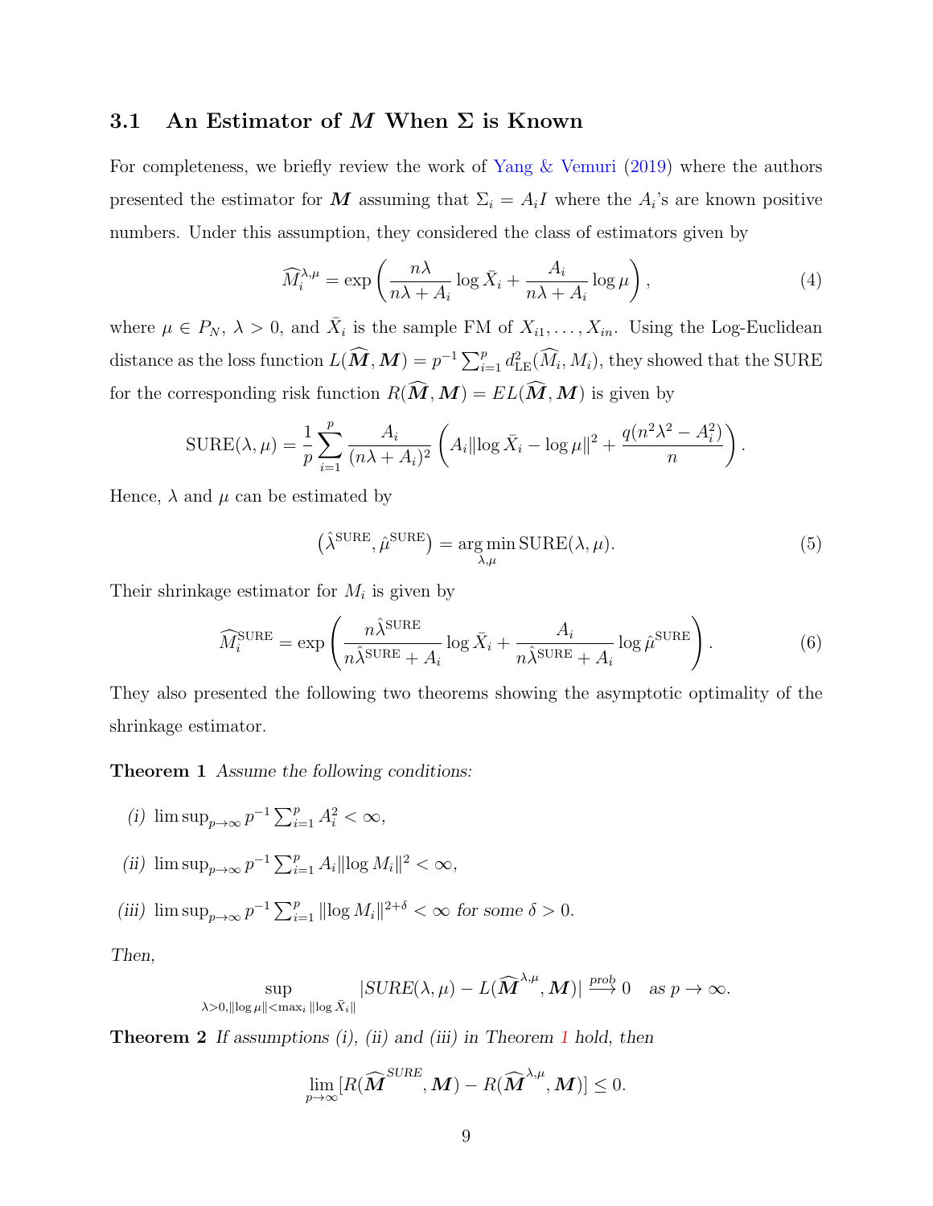### 3.1 An Estimator of $\boldsymbol{M}$ When $\boldsymbol{\Sigma}$ is Known

For completeness, we briefly review the work of Yang & Vemuri (2019) where the authors presented the estimator for $\boldsymbol{M}$ assuming that $\Sigma_i = A_i I$ where the $A_i$'s are known positive numbers. Under this assumption, they considered the class of estimators given by

$$\widehat{M}_i^{\lambda,\mu} = \exp\left(\frac{n\lambda}{n\lambda + A_i}\log \bar{X}_i + \frac{A_i}{n\lambda + A_i}\log\mu\right), \tag{4}$$

where $\mu \in P_N$, $\lambda > 0$, and $\bar{X}_i$ is the sample FM of $X_{i1}, \ldots, X_{in}$. Using the Log-Euclidean distance as the loss function $L(\widehat{\boldsymbol{M}}, \boldsymbol{M}) = p^{-1}\sum_{i=1}^p d^2_{\text{LE}}(\widehat{M}_i, M_i)$, they showed that the SURE for the corresponding risk function $R(\widehat{\boldsymbol{M}}, \boldsymbol{M}) = EL(\widehat{\boldsymbol{M}}, \boldsymbol{M})$ is given by

$$\text{SURE}(\lambda, \mu) = \frac{1}{p}\sum_{i=1}^p \frac{A_i}{(n\lambda + A_i)^2}\left(A_i\|\log\bar{X}_i - \log\mu\|^2 + \frac{q(n^2\lambda^2 - A_i^2)}{n}\right).$$

Hence, $\lambda$ and $\mu$ can be estimated by

$$\left(\hat{\lambda}^{\text{SURE}}, \hat{\mu}^{\text{SURE}}\right) = \underset{\lambda,\mu}{\arg\min}\, \text{SURE}(\lambda, \mu). \tag{5}$$

Their shrinkage estimator for $M_i$ is given by

$$\widehat{M}_i^{\text{SURE}} = \exp\left(\frac{n\hat{\lambda}^{\text{SURE}}}{n\hat{\lambda}^{\text{SURE}} + A_i}\log\bar{X}_i + \frac{A_i}{n\hat{\lambda}^{\text{SURE}} + A_i}\log\hat{\mu}^{\text{SURE}}\right). \tag{6}$$

They also presented the following two theorems showing the asymptotic optimality of the shrinkage estimator.

**Theorem 1** *Assume the following conditions:*

*(i)* $\limsup_{p\to\infty} p^{-1}\sum_{i=1}^p A_i^2 < \infty$,

*(ii)* $\limsup_{p\to\infty} p^{-1}\sum_{i=1}^p A_i\|\log M_i\|^2 < \infty$,

*(iii)* $\limsup_{p\to\infty} p^{-1}\sum_{i=1}^p \|\log M_i\|^{2+\delta} < \infty$ *for some* $\delta > 0$.

*Then,*

$$\sup_{\lambda>0, \|\log\mu\| < \max_i\|\log\bar{X}_i\|} |SURE(\lambda,\mu) - L(\widehat{\boldsymbol{M}}^{\lambda,\mu}, \boldsymbol{M})| \xrightarrow{prob} 0 \quad \text{as } p\to\infty.$$

**Theorem 2** *If assumptions (i), (ii) and (iii) in Theorem 1 hold, then*

$$\lim_{p\to\infty}[R(\widehat{\boldsymbol{M}}^{SURE}, \boldsymbol{M}) - R(\widehat{\boldsymbol{M}}^{\lambda,\mu}, \boldsymbol{M})] \le 0.$$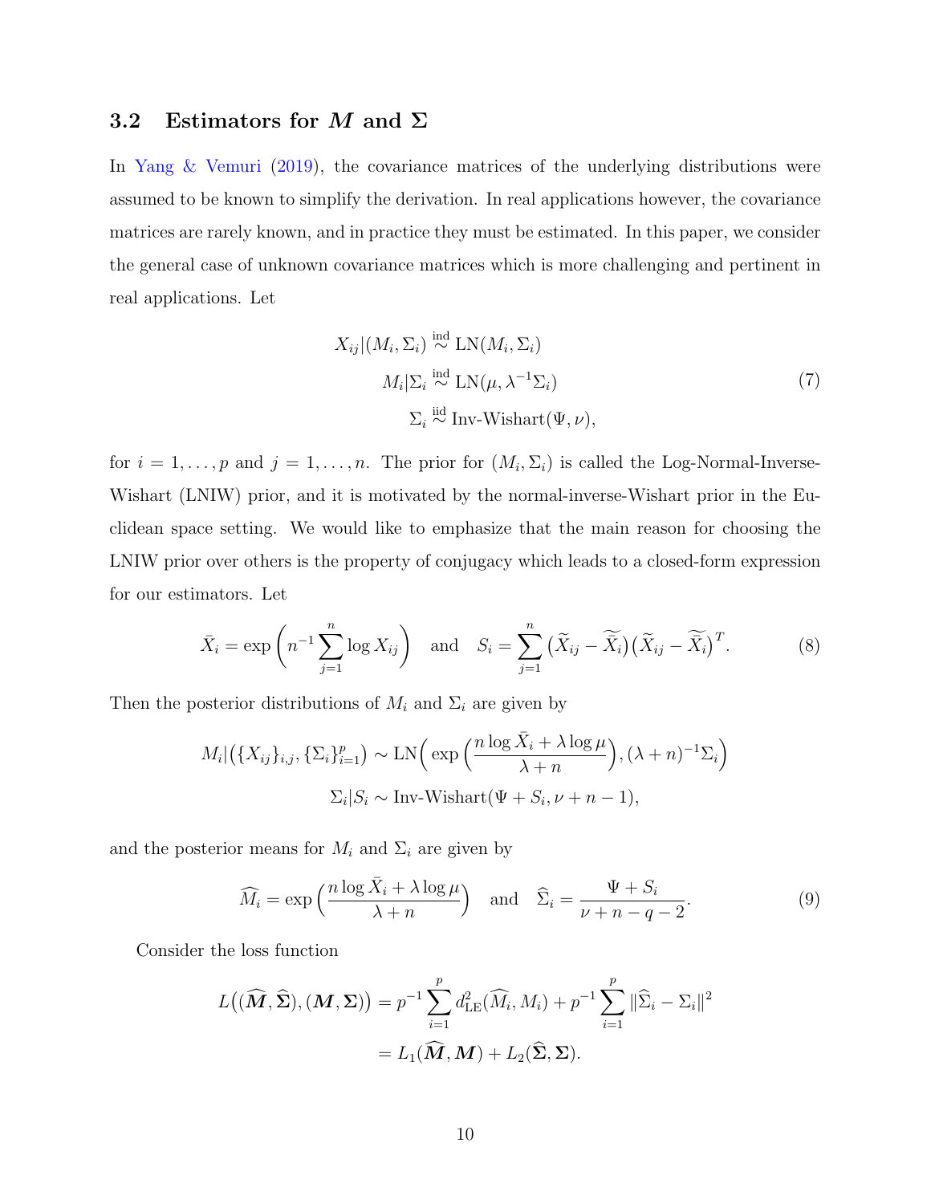### 3.2 Estimators for $\boldsymbol{M}$ and $\boldsymbol{\Sigma}$

In Yang & Vemuri (2019), the covariance matrices of the underlying distributions were assumed to be known to simplify the derivation. In real applications however, the covariance matrices are rarely known, and in practice they must be estimated. In this paper, we consider the general case of unknown covariance matrices which is more challenging and pertinent in real applications. Let

$$
\begin{aligned}
X_{ij}|(M_i, \Sigma_i) &\overset{\text{ind}}{\sim} \text{LN}(M_i, \Sigma_i) \\
M_i|\Sigma_i &\overset{\text{ind}}{\sim} \text{LN}(\mu, \lambda^{-1}\Sigma_i) \\
\Sigma_i &\overset{\text{iid}}{\sim} \text{Inv-Wishart}(\Psi, \nu),
\end{aligned}
\tag{7}
$$

for $i = 1, \ldots, p$ and $j = 1, \ldots, n$. The prior for $(M_i, \Sigma_i)$ is called the Log-Normal-Inverse-Wishart (LNIW) prior, and it is motivated by the normal-inverse-Wishart prior in the Euclidean space setting. We would like to emphasize that the main reason for choosing the LNIW prior over others is the property of conjugacy which leads to a closed-form expression for our estimators. Let

$$
\bar{X}_i = \exp\left(n^{-1}\sum_{j=1}^{n} \log X_{ij}\right) \quad \text{and} \quad S_i = \sum_{j=1}^{n} \big(\widetilde{X}_{ij} - \widetilde{\bar{X}}_i\big)\big(\widetilde{X}_{ij} - \widetilde{\bar{X}}_i\big)^T. \tag{8}
$$

Then the posterior distributions of $M_i$ and $\Sigma_i$ are given by

$$
\begin{aligned}
M_i|\big(\{X_{ij}\}_{i,j}, \{\Sigma_i\}_{i=1}^{p}\big) &\sim \text{LN}\Big(\exp\Big(\frac{n\log\bar{X}_i + \lambda\log\mu}{\lambda + n}\Big), (\lambda+n)^{-1}\Sigma_i\Big) \\
\Sigma_i|S_i &\sim \text{Inv-Wishart}(\Psi + S_i, \nu + n - 1),
\end{aligned}
$$

and the posterior means for $M_i$ and $\Sigma_i$ are given by

$$
\widehat{M}_i = \exp\Big(\frac{n\log\bar{X}_i + \lambda\log\mu}{\lambda + n}\Big) \quad \text{and} \quad \widehat{\Sigma}_i = \frac{\Psi + S_i}{\nu + n - q - 2}. \tag{9}
$$

Consider the loss function

$$
\begin{aligned}
L\big((\widehat{\boldsymbol{M}}, \widehat{\boldsymbol{\Sigma}}), (\boldsymbol{M}, \boldsymbol{\Sigma})\big) &= p^{-1}\sum_{i=1}^{p} d_{\text{LE}}^2(\widehat{M}_i, M_i) + p^{-1}\sum_{i=1}^{p} \|\widehat{\Sigma}_i - \Sigma_i\|^2 \\
&= L_1(\widehat{\boldsymbol{M}}, \boldsymbol{M}) + L_2(\widehat{\boldsymbol{\Sigma}}, \boldsymbol{\Sigma}).
\end{aligned}
$$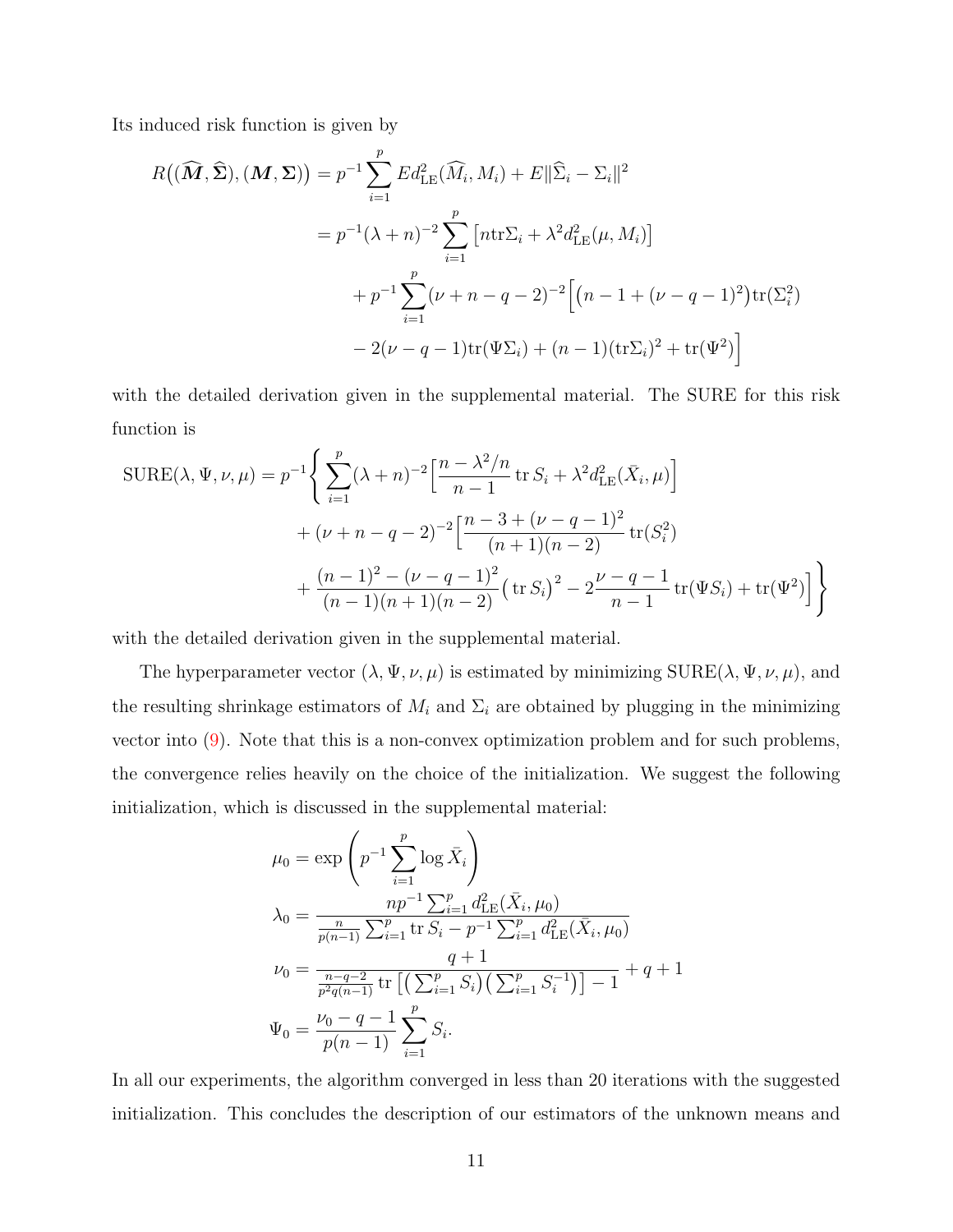Its induced risk function is given by

$$
\begin{aligned}
R\big((\widehat{\boldsymbol{M}},\widehat{\boldsymbol{\Sigma}}),(\boldsymbol{M},\boldsymbol{\Sigma})\big) &= p^{-1}\sum_{i=1}^{p} E d_{\mathrm{LE}}^2(\widehat{M}_i, M_i) + E\|\widehat{\Sigma}_i - \Sigma_i\|^2 \\
&= p^{-1}(\lambda+n)^{-2}\sum_{i=1}^{p}\left[n\mathrm{tr}\Sigma_i + \lambda^2 d_{\mathrm{LE}}^2(\mu, M_i)\right] \\
&\quad + p^{-1}\sum_{i=1}^{p}(\nu+n-q-2)^{-2}\Big[\big(n-1+(\nu-q-1)^2\big)\mathrm{tr}(\Sigma_i^2) \\
&\quad - 2(\nu-q-1)\mathrm{tr}(\Psi\Sigma_i) + (n-1)(\mathrm{tr}\Sigma_i)^2 + \mathrm{tr}(\Psi^2)\Big]
\end{aligned}
$$

with the detailed derivation given in the supplemental material. The SURE for this risk function is

$$
\begin{aligned}
\mathrm{SURE}(\lambda,\Psi,\nu,\mu) = p^{-1}\Bigg\{&\sum_{i=1}^{p}(\lambda+n)^{-2}\Big[\frac{n-\lambda^2/n}{n-1}\,\mathrm{tr}\,S_i + \lambda^2 d_{\mathrm{LE}}^2(\bar{X}_i,\mu)\Big] \\
&+ (\nu+n-q-2)^{-2}\Big[\frac{n-3+(\nu-q-1)^2}{(n+1)(n-2)}\,\mathrm{tr}(S_i^2) \\
&+ \frac{(n-1)^2-(\nu-q-1)^2}{(n-1)(n+1)(n-2)}\big(\mathrm{tr}\,S_i\big)^2 - 2\frac{\nu-q-1}{n-1}\,\mathrm{tr}(\Psi S_i) + \mathrm{tr}(\Psi^2)\Big]\Bigg\}
\end{aligned}
$$

with the detailed derivation given in the supplemental material.

The hyperparameter vector $(\lambda,\Psi,\nu,\mu)$ is estimated by minimizing $\mathrm{SURE}(\lambda,\Psi,\nu,\mu)$, and the resulting shrinkage estimators of $M_i$ and $\Sigma_i$ are obtained by plugging in the minimizing vector into (9). Note that this is a non-convex optimization problem and for such problems, the convergence relies heavily on the choice of the initialization. We suggest the following initialization, which is discussed in the supplemental material:

$$
\begin{aligned}
\mu_0 &= \exp\left(p^{-1}\sum_{i=1}^{p}\log\bar{X}_i\right) \\
\lambda_0 &= \frac{np^{-1}\sum_{i=1}^{p} d_{\mathrm{LE}}^2(\bar{X}_i,\mu_0)}{\frac{n}{p(n-1)}\sum_{i=1}^{p}\mathrm{tr}\,S_i - p^{-1}\sum_{i=1}^{p} d_{\mathrm{LE}}^2(\bar{X}_i,\mu_0)} \\
\nu_0 &= \frac{q+1}{\frac{n-q-2}{p^2 q(n-1)}\,\mathrm{tr}\left[\big(\sum_{i=1}^{p} S_i\big)\big(\sum_{i=1}^{p} S_i^{-1}\big)\right]-1} + q + 1 \\
\Psi_0 &= \frac{\nu_0-q-1}{p(n-1)}\sum_{i=1}^{p} S_i.
\end{aligned}
$$

In all our experiments, the algorithm converged in less than 20 iterations with the suggested initialization. This concludes the description of our estimators of the unknown means and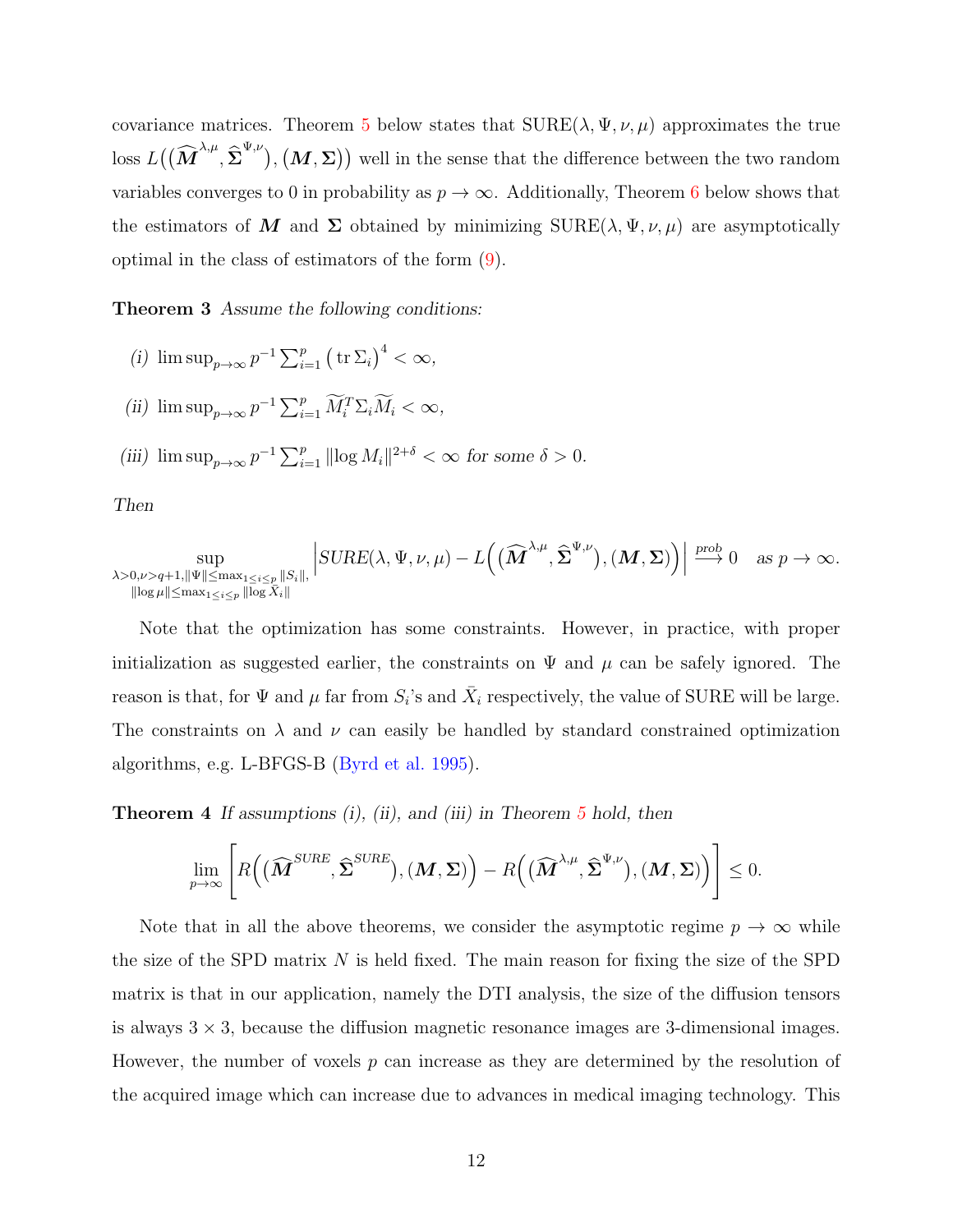covariance matrices. Theorem 5 below states that $\mathrm{SURE}(\lambda, \Psi, \nu, \mu)$ approximates the true loss $L\big((\widehat{\boldsymbol{M}}^{\lambda,\mu}, \widehat{\boldsymbol{\Sigma}}^{\Psi,\nu}), (\boldsymbol{M}, \boldsymbol{\Sigma})\big)$ well in the sense that the difference between the two random variables converges to 0 in probability as $p \to \infty$. Additionally, Theorem 6 below shows that the estimators of $\boldsymbol{M}$ and $\boldsymbol{\Sigma}$ obtained by minimizing $\mathrm{SURE}(\lambda, \Psi, \nu, \mu)$ are asymptotically optimal in the class of estimators of the form (9).

**Theorem 3** *Assume the following conditions:*

*(i)* $\limsup_{p\to\infty} p^{-1} \sum_{i=1}^{p} \left(\operatorname{tr} \Sigma_i\right)^4 < \infty$,

*(ii)* $\limsup_{p\to\infty} p^{-1} \sum_{i=1}^{p} \widetilde{M}_i^T \Sigma_i \widetilde{M}_i < \infty$,

*(iii)* $\limsup_{p\to\infty} p^{-1} \sum_{i=1}^{p} \|\log M_i\|^{2+\delta} < \infty$ *for some* $\delta > 0$.

*Then*

$$\sup_{\substack{\lambda>0, \nu>q+1, \|\Psi\| \le \max_{1\le i\le p} \|S_i\|, \\ \|\log \mu\| \le \max_{1\le i \le p} \|\log \bar{X}_i\|}} \left| SURE(\lambda, \Psi, \nu, \mu) - L\Big(\big(\widehat{\boldsymbol{M}}^{\lambda,\mu}, \widehat{\boldsymbol{\Sigma}}^{\Psi,\nu}\big), (\boldsymbol{M}, \boldsymbol{\Sigma})\Big) \right| \xrightarrow{prob} 0 \quad \text{as } p \to \infty.$$

Note that the optimization has some constraints. However, in practice, with proper initialization as suggested earlier, the constraints on $\Psi$ and $\mu$ can be safely ignored. The reason is that, for $\Psi$ and $\mu$ far from $S_i$'s and $\bar{X}_i$ respectively, the value of SURE will be large. The constraints on $\lambda$ and $\nu$ can easily be handled by standard constrained optimization algorithms, e.g. L-BFGS-B (Byrd et al. 1995).

**Theorem 4** *If assumptions (i), (ii), and (iii) in Theorem 5 hold, then*

$$\lim_{p\to\infty} \left[ R\Big(\big(\widehat{\boldsymbol{M}}^{SURE}, \widehat{\boldsymbol{\Sigma}}^{SURE}\big), (\boldsymbol{M}, \boldsymbol{\Sigma})\Big) - R\Big(\big(\widehat{\boldsymbol{M}}^{\lambda,\mu}, \widehat{\boldsymbol{\Sigma}}^{\Psi,\nu}\big), (\boldsymbol{M}, \boldsymbol{\Sigma})\Big) \right] \le 0.$$

Note that in all the above theorems, we consider the asymptotic regime $p \to \infty$ while the size of the SPD matrix $N$ is held fixed. The main reason for fixing the size of the SPD matrix is that in our application, namely the DTI analysis, the size of the diffusion tensors is always $3 \times 3$, because the diffusion magnetic resonance images are 3-dimensional images. However, the number of voxels $p$ can increase as they are determined by the resolution of the acquired image which can increase due to advances in medical imaging technology. This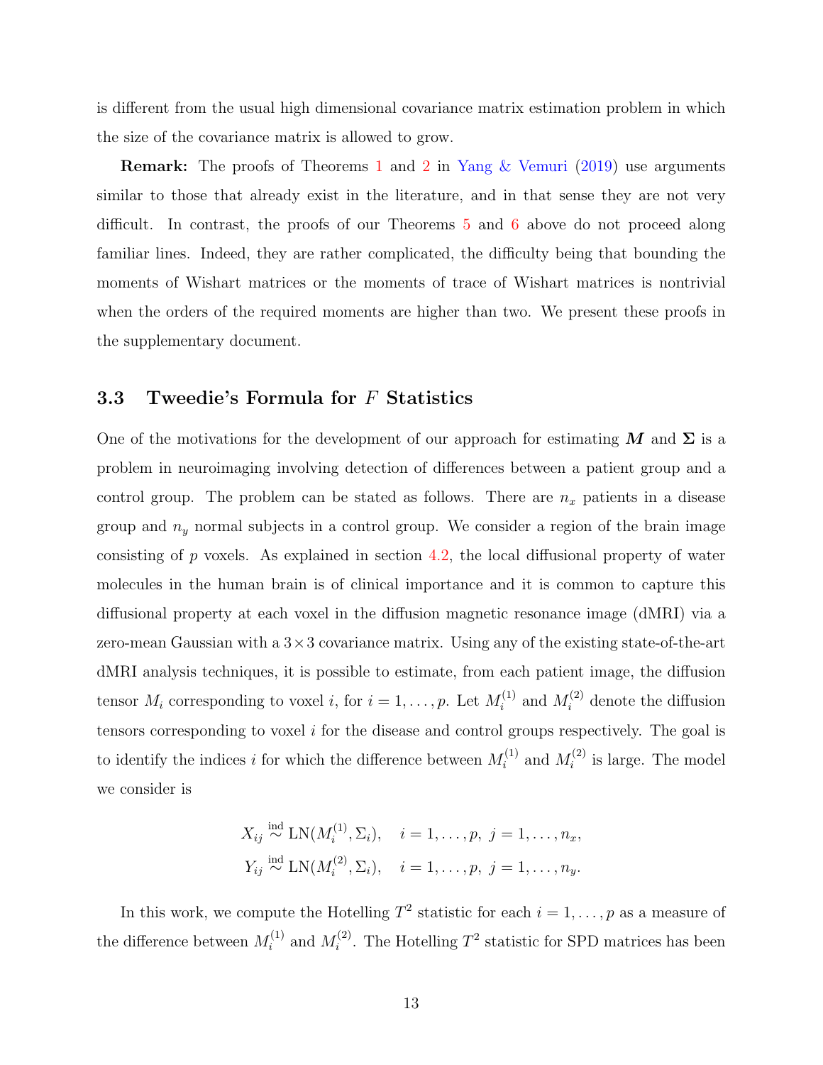is different from the usual high dimensional covariance matrix estimation problem in which the size of the covariance matrix is allowed to grow.

**Remark:** The proofs of Theorems 1 and 2 in Yang & Vemuri (2019) use arguments similar to those that already exist in the literature, and in that sense they are not very difficult. In contrast, the proofs of our Theorems 5 and 6 above do not proceed along familiar lines. Indeed, they are rather complicated, the difficulty being that bounding the moments of Wishart matrices or the moments of trace of Wishart matrices is nontrivial when the orders of the required moments are higher than two. We present these proofs in the supplementary document.

### 3.3 Tweedie's Formula for $F$ Statistics

One of the motivations for the development of our approach for estimating $\boldsymbol{M}$ and $\boldsymbol{\Sigma}$ is a problem in neuroimaging involving detection of differences between a patient group and a control group. The problem can be stated as follows. There are $n_x$ patients in a disease group and $n_y$ normal subjects in a control group. We consider a region of the brain image consisting of $p$ voxels. As explained in section 4.2, the local diffusional property of water molecules in the human brain is of clinical importance and it is common to capture this diffusional property at each voxel in the diffusion magnetic resonance image (dMRI) via a zero-mean Gaussian with a $3 \times 3$ covariance matrix. Using any of the existing state-of-the-art dMRI analysis techniques, it is possible to estimate, from each patient image, the diffusion tensor $M_i$ corresponding to voxel $i$, for $i = 1, \dots, p$. Let $M_i^{(1)}$ and $M_i^{(2)}$ denote the diffusion tensors corresponding to voxel $i$ for the disease and control groups respectively. The goal is to identify the indices $i$ for which the difference between $M_i^{(1)}$ and $M_i^{(2)}$ is large. The model we consider is

$$
\begin{aligned}
X_{ij} &\overset{\text{ind}}{\sim} \text{LN}(M_i^{(1)}, \Sigma_i), \quad i = 1, \dots, p,\ j = 1, \dots, n_x, \\
Y_{ij} &\overset{\text{ind}}{\sim} \text{LN}(M_i^{(2)}, \Sigma_i), \quad i = 1, \dots, p,\ j = 1, \dots, n_y.
\end{aligned}
$$

In this work, we compute the Hotelling $T^2$ statistic for each $i = 1, \dots, p$ as a measure of the difference between $M_i^{(1)}$ and $M_i^{(2)}$. The Hotelling $T^2$ statistic for SPD matrices has been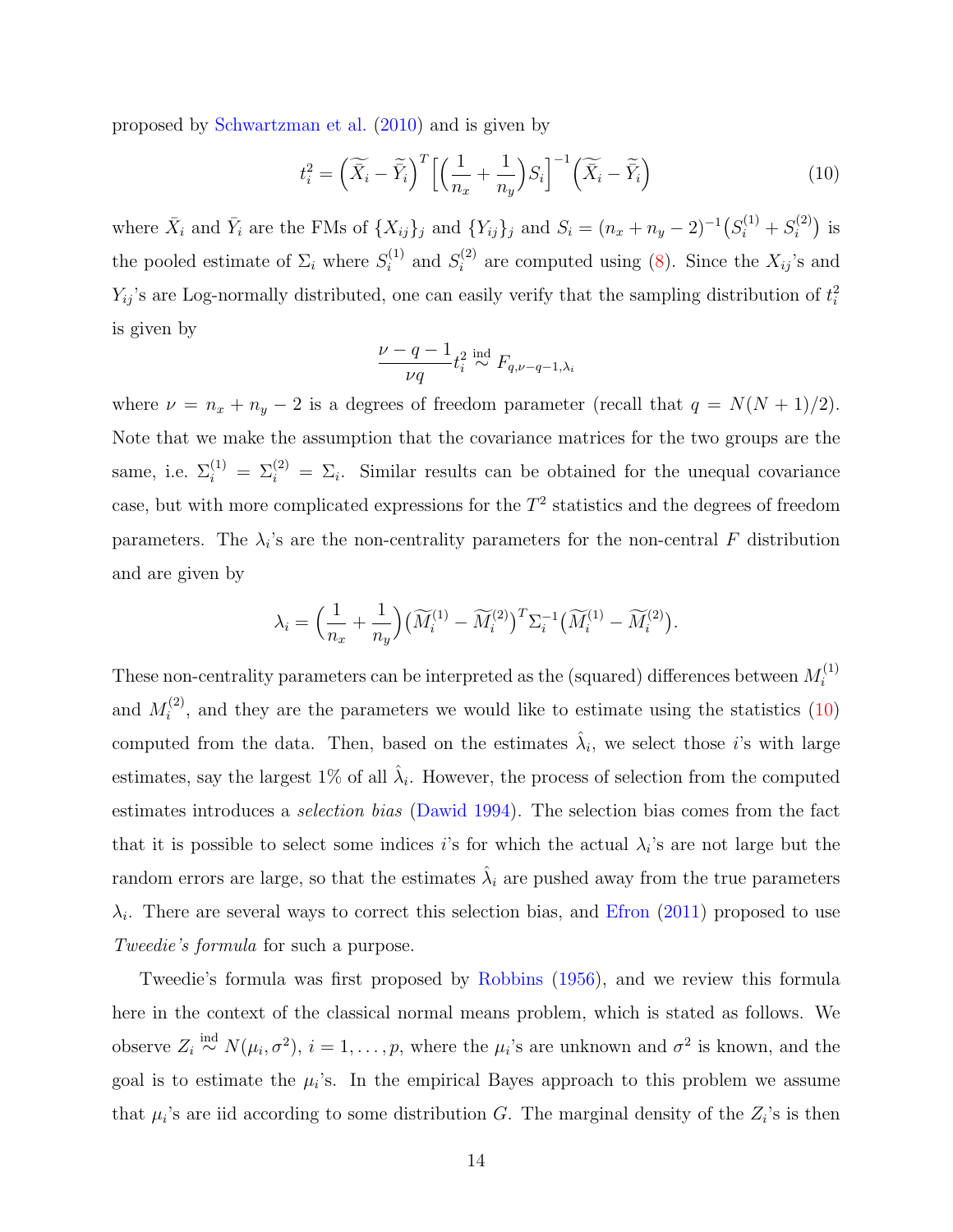proposed by Schwartzman et al. (2010) and is given by

$$t_i^2 = \left(\widetilde{\bar{X}}_i - \widetilde{\bar{Y}}_i\right)^T \left[\left(\frac{1}{n_x} + \frac{1}{n_y}\right) S_i\right]^{-1} \left(\widetilde{\bar{X}}_i - \widetilde{\bar{Y}}_i\right) \tag{10}$$

where $\bar{X}_i$ and $\bar{Y}_i$ are the FMs of $\{X_{ij}\}_j$ and $\{Y_{ij}\}_j$ and $S_i = (n_x + n_y - 2)^{-1}\left(S_i^{(1)} + S_i^{(2)}\right)$ is the pooled estimate of $\Sigma_i$ where $S_i^{(1)}$ and $S_i^{(2)}$ are computed using (8). Since the $X_{ij}$'s and $Y_{ij}$'s are Log-normally distributed, one can easily verify that the sampling distribution of $t_i^2$ is given by

$$\frac{\nu - q - 1}{\nu q} t_i^2 \overset{\text{ind}}{\sim} F_{q, \nu - q - 1, \lambda_i}$$

where $\nu = n_x + n_y - 2$ is a degrees of freedom parameter (recall that $q = N(N+1)/2$). Note that we make the assumption that the covariance matrices for the two groups are the same, i.e. $\Sigma_i^{(1)} = \Sigma_i^{(2)} = \Sigma_i$. Similar results can be obtained for the unequal covariance case, but with more complicated expressions for the $T^2$ statistics and the degrees of freedom parameters. The $\lambda_i$'s are the non-centrality parameters for the non-central $F$ distribution and are given by

$$\lambda_i = \left(\frac{1}{n_x} + \frac{1}{n_y}\right)\left(\widetilde{M}_i^{(1)} - \widetilde{M}_i^{(2)}\right)^T \Sigma_i^{-1} \left(\widetilde{M}_i^{(1)} - \widetilde{M}_i^{(2)}\right).$$

These non-centrality parameters can be interpreted as the (squared) differences between $M_i^{(1)}$ and $M_i^{(2)}$, and they are the parameters we would like to estimate using the statistics (10) computed from the data. Then, based on the estimates $\hat{\lambda}_i$, we select those $i$'s with large estimates, say the largest 1% of all $\hat{\lambda}_i$. However, the process of selection from the computed estimates introduces a *selection bias* (Dawid 1994). The selection bias comes from the fact that it is possible to select some indices $i$'s for which the actual $\lambda_i$'s are not large but the random errors are large, so that the estimates $\hat{\lambda}_i$ are pushed away from the true parameters $\lambda_i$. There are several ways to correct this selection bias, and Efron (2011) proposed to use *Tweedie's formula* for such a purpose.

Tweedie's formula was first proposed by Robbins (1956), and we review this formula here in the context of the classical normal means problem, which is stated as follows. We observe $Z_i \overset{\text{ind}}{\sim} N(\mu_i, \sigma^2)$, $i = 1, \ldots, p$, where the $\mu_i$'s are unknown and $\sigma^2$ is known, and the goal is to estimate the $\mu_i$'s. In the empirical Bayes approach to this problem we assume that $\mu_i$'s are iid according to some distribution $G$. The marginal density of the $Z_i$'s is then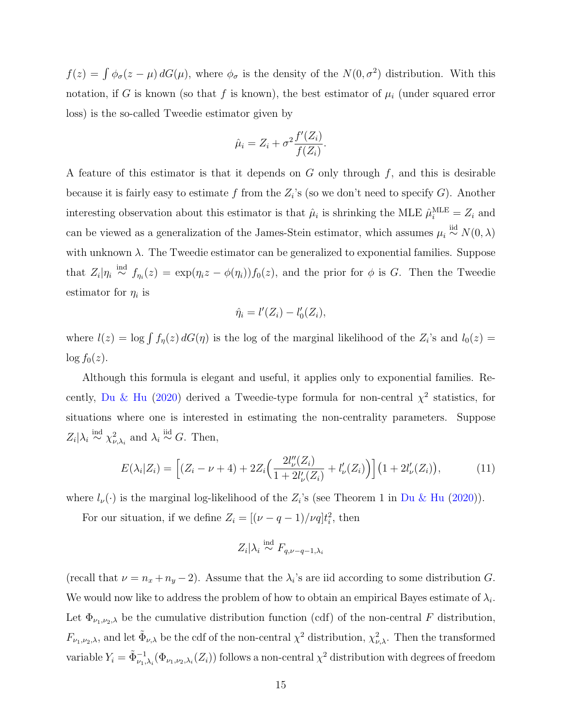$f(z) = \int \phi_\sigma(z - \mu)\, dG(\mu)$, where $\phi_\sigma$ is the density of the $N(0, \sigma^2)$ distribution. With this notation, if $G$ is known (so that $f$ is known), the best estimator of $\mu_i$ (under squared error loss) is the so-called Tweedie estimator given by

$$\hat{\mu}_i = Z_i + \sigma^2 \frac{f'(Z_i)}{f(Z_i)}.$$

A feature of this estimator is that it depends on $G$ only through $f$, and this is desirable because it is fairly easy to estimate $f$ from the $Z_i$'s (so we don't need to specify $G$). Another interesting observation about this estimator is that $\hat{\mu}_i$ is shrinking the MLE $\hat{\mu}_i^{\text{MLE}} = Z_i$ and can be viewed as a generalization of the James-Stein estimator, which assumes $\mu_i \overset{\text{iid}}{\sim} N(0, \lambda)$ with unknown $\lambda$. The Tweedie estimator can be generalized to exponential families. Suppose that $Z_i | \eta_i \overset{\text{ind}}{\sim} f_{\eta_i}(z) = \exp(\eta_i z - \phi(\eta_i)) f_0(z)$, and the prior for $\phi$ is $G$. Then the Tweedie estimator for $\eta_i$ is

$$\hat{\eta}_i = l'(Z_i) - l_0'(Z_i),$$

where $l(z) = \log \int f_\eta(z)\, dG(\eta)$ is the log of the marginal likelihood of the $Z_i$'s and $l_0(z) = \log f_0(z)$.

Although this formula is elegant and useful, it applies only to exponential families. Recently, Du & Hu (2020) derived a Tweedie-type formula for non-central $\chi^2$ statistics, for situations where one is interested in estimating the non-centrality parameters. Suppose $Z_i | \lambda_i \overset{\text{ind}}{\sim} \chi^2_{\nu, \lambda_i}$ and $\lambda_i \overset{\text{iid}}{\sim} G$. Then,

$$E(\lambda_i | Z_i) = \Big[ (Z_i - \nu + 4) + 2 Z_i \Big( \frac{2 l_\nu''(Z_i)}{1 + 2 l_\nu'(Z_i)} + l_\nu'(Z_i) \Big) \Big] \big( 1 + 2 l_\nu'(Z_i) \big), \tag{11}$$

where $l_\nu(\cdot)$ is the marginal log-likelihood of the $Z_i$'s (see Theorem 1 in Du & Hu (2020)).

For our situation, if we define $Z_i = [(\nu - q - 1)/\nu q] t_i^2$, then

$$Z_i | \lambda_i \overset{\text{ind}}{\sim} F_{q, \nu - q - 1, \lambda_i}$$

(recall that $\nu = n_x + n_y - 2$). Assume that the $\lambda_i$'s are iid according to some distribution $G$. We would now like to address the problem of how to obtain an empirical Bayes estimate of $\lambda_i$. Let $\Phi_{\nu_1, \nu_2, \lambda}$ be the cumulative distribution function (cdf) of the non-central $F$ distribution, $F_{\nu_1, \nu_2, \lambda}$, and let $\tilde{\Phi}_{\nu, \lambda}$ be the cdf of the non-central $\chi^2$ distribution, $\chi^2_{\nu, \lambda}$. Then the transformed variable $Y_i = \tilde{\Phi}^{-1}_{\nu_1, \lambda_i}(\Phi_{\nu_1, \nu_2, \lambda_i}(Z_i))$ follows a non-central $\chi^2$ distribution with degrees of freedom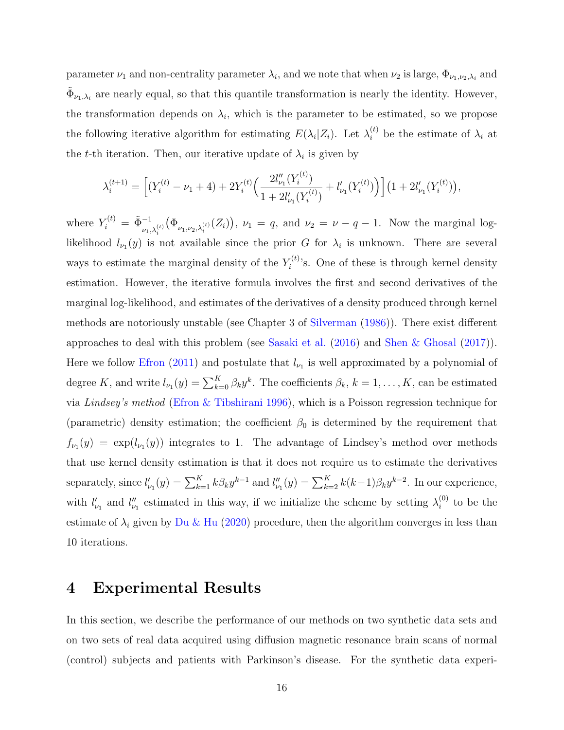parameter $\nu_1$ and non-centrality parameter $\lambda_i$, and we note that when $\nu_2$ is large, $\Phi_{\nu_1,\nu_2,\lambda_i}$ and $\tilde{\Phi}_{\nu_1,\lambda_i}$ are nearly equal, so that this quantile transformation is nearly the identity. However, the transformation depends on $\lambda_i$, which is the parameter to be estimated, so we propose the following iterative algorithm for estimating $E(\lambda_i|Z_i)$. Let $\lambda_i^{(t)}$ be the estimate of $\lambda_i$ at the $t$-th iteration. Then, our iterative update of $\lambda_i$ is given by

$$\lambda_i^{(t+1)} = \Big[(Y_i^{(t)} - \nu_1 + 4) + 2Y_i^{(t)}\Big(\frac{2l''_{\nu_1}(Y_i^{(t)})}{1 + 2l'_{\nu_1}(Y_i^{(t)})} + l'_{\nu_1}(Y_i^{(t)})\Big)\Big]\big(1 + 2l'_{\nu_1}(Y_i^{(t)})\big),$$

where $Y_i^{(t)} = \tilde{\Phi}^{-1}_{\nu_1,\lambda_i^{(t)}}\big(\Phi_{\nu_1,\nu_2,\lambda_i^{(t)}}(Z_i)\big)$, $\nu_1 = q$, and $\nu_2 = \nu - q - 1$. Now the marginal log-likelihood $l_{\nu_1}(y)$ is not available since the prior $G$ for $\lambda_i$ is unknown. There are several ways to estimate the marginal density of the $Y_i^{(t)}$'s. One of these is through kernel density estimation. However, the iterative formula involves the first and second derivatives of the marginal log-likelihood, and estimates of the derivatives of a density produced through kernel methods are notoriously unstable (see Chapter 3 of Silverman (1986)). There exist different approaches to deal with this problem (see Sasaki et al. (2016) and Shen & Ghosal (2017)). Here we follow Efron (2011) and postulate that $l_{\nu_1}$ is well approximated by a polynomial of degree $K$, and write $l_{\nu_1}(y) = \sum_{k=0}^{K}\beta_k y^k$. The coefficients $\beta_k$, $k = 1, \ldots, K$, can be estimated via *Lindsey's method* (Efron & Tibshirani 1996), which is a Poisson regression technique for (parametric) density estimation; the coefficient $\beta_0$ is determined by the requirement that $f_{\nu_1}(y) = \exp(l_{\nu_1}(y))$ integrates to 1. The advantage of Lindsey's method over methods that use kernel density estimation is that it does not require us to estimate the derivatives separately, since $l'_{\nu_1}(y) = \sum_{k=1}^{K} k\beta_k y^{k-1}$ and $l''_{\nu_1}(y) = \sum_{k=2}^{K} k(k-1)\beta_k y^{k-2}$. In our experience, with $l'_{\nu_1}$ and $l''_{\nu_1}$ estimated in this way, if we initialize the scheme by setting $\lambda_i^{(0)}$ to be the estimate of $\lambda_i$ given by Du & Hu (2020) procedure, then the algorithm converges in less than 10 iterations.

# 4 Experimental Results

In this section, we describe the performance of our methods on two synthetic data sets and on two sets of real data acquired using diffusion magnetic resonance brain scans of normal (control) subjects and patients with Parkinson's disease. For the synthetic data experi-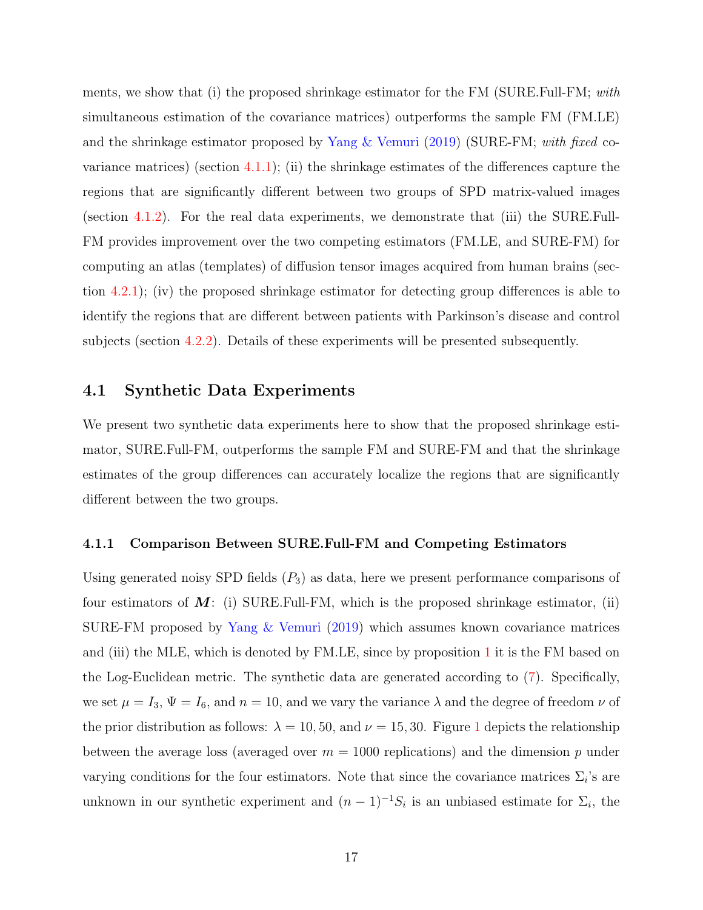ments, we show that (i) the proposed shrinkage estimator for the FM (SURE.Full-FM; *with* simultaneous estimation of the covariance matrices) outperforms the sample FM (FM.LE) and the shrinkage estimator proposed by Yang & Vemuri (2019) (SURE-FM; *with fixed* covariance matrices) (section 4.1.1); (ii) the shrinkage estimates of the differences capture the regions that are significantly different between two groups of SPD matrix-valued images (section 4.1.2). For the real data experiments, we demonstrate that (iii) the SURE.Full-FM provides improvement over the two competing estimators (FM.LE, and SURE-FM) for computing an atlas (templates) of diffusion tensor images acquired from human brains (section 4.2.1); (iv) the proposed shrinkage estimator for detecting group differences is able to identify the regions that are different between patients with Parkinson's disease and control subjects (section 4.2.2). Details of these experiments will be presented subsequently.

## 4.1 Synthetic Data Experiments

We present two synthetic data experiments here to show that the proposed shrinkage estimator, SURE.Full-FM, outperforms the sample FM and SURE-FM and that the shrinkage estimates of the group differences can accurately localize the regions that are significantly different between the two groups.

### 4.1.1 Comparison Between SURE.Full-FM and Competing Estimators

Using generated noisy SPD fields ($P_3$) as data, here we present performance comparisons of four estimators of $\boldsymbol{M}$: (i) SURE.Full-FM, which is the proposed shrinkage estimator, (ii) SURE-FM proposed by Yang & Vemuri (2019) which assumes known covariance matrices and (iii) the MLE, which is denoted by FM.LE, since by proposition 1 it is the FM based on the Log-Euclidean metric. The synthetic data are generated according to (7). Specifically, we set $\mu = I_3$, $\Psi = I_6$, and $n = 10$, and we vary the variance $\lambda$ and the degree of freedom $\nu$ of the prior distribution as follows: $\lambda = 10, 50$, and $\nu = 15, 30$. Figure 1 depicts the relationship between the average loss (averaged over $m = 1000$ replications) and the dimension $p$ under varying conditions for the four estimators. Note that since the covariance matrices $\Sigma_i$'s are unknown in our synthetic experiment and $(n-1)^{-1}S_i$ is an unbiased estimate for $\Sigma_i$, the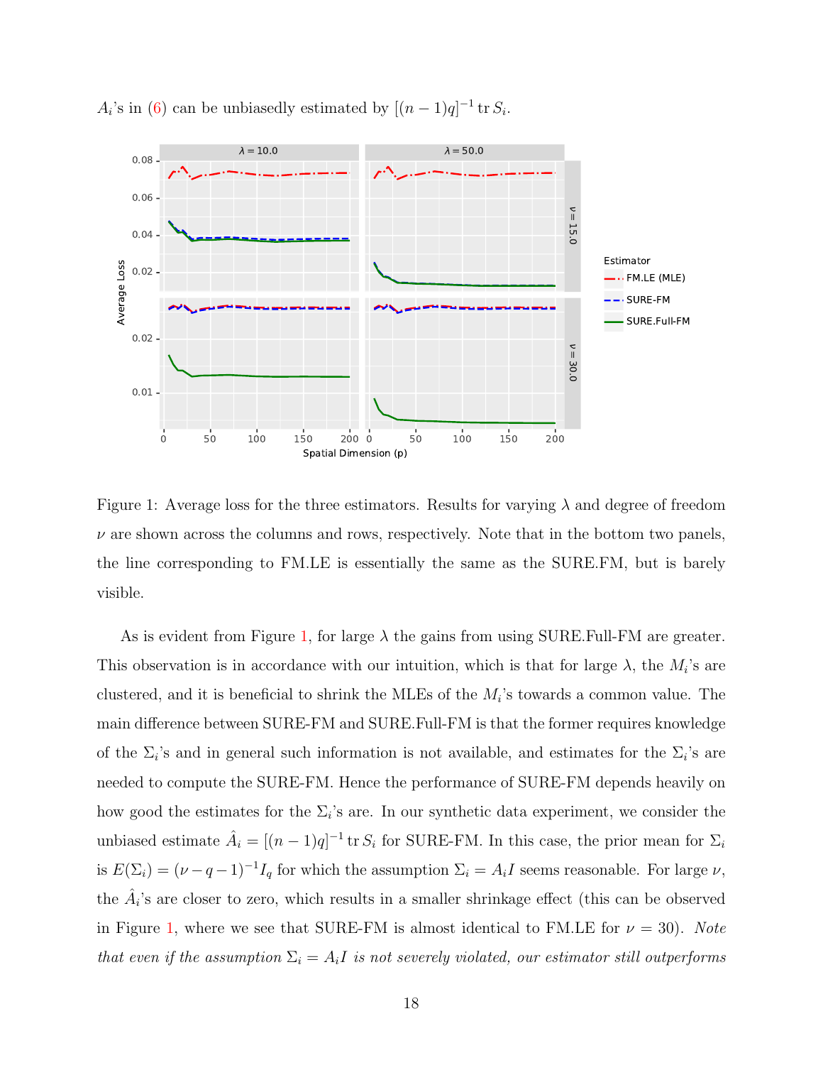$A_i$'s in (6) can be unbiasedly estimated by $[(n-1)q]^{-1} \operatorname{tr} S_i$.

Figure 1: Average loss for the three estimators. Results for varying $\lambda$ and degree of freedom $\nu$ are shown across the columns and rows, respectively. Note that in the bottom two panels, the line corresponding to FM.LE is essentially the same as the SURE.FM, but is barely visible.

As is evident from Figure 1, for large $\lambda$ the gains from using SURE.Full-FM are greater. This observation is in accordance with our intuition, which is that for large $\lambda$, the $M_i$'s are clustered, and it is beneficial to shrink the MLEs of the $M_i$'s towards a common value. The main difference between SURE-FM and SURE.Full-FM is that the former requires knowledge of the $\Sigma_i$'s and in general such information is not available, and estimates for the $\Sigma_i$'s are needed to compute the SURE-FM. Hence the performance of SURE-FM depends heavily on how good the estimates for the $\Sigma_i$'s are. In our synthetic data experiment, we consider the unbiased estimate $\hat{A}_i = [(n-1)q]^{-1} \operatorname{tr} S_i$ for SURE-FM. In this case, the prior mean for $\Sigma_i$ is $E(\Sigma_i) = (\nu - q - 1)^{-1} I_q$ for which the assumption $\Sigma_i = A_i I$ seems reasonable. For large $\nu$, the $\hat{A}_i$'s are closer to zero, which results in a smaller shrinkage effect (this can be observed in Figure 1, where we see that SURE-FM is almost identical to FM.LE for $\nu = 30$). *Note that even if the assumption $\Sigma_i = A_i I$ is not severely violated, our estimator still outperforms*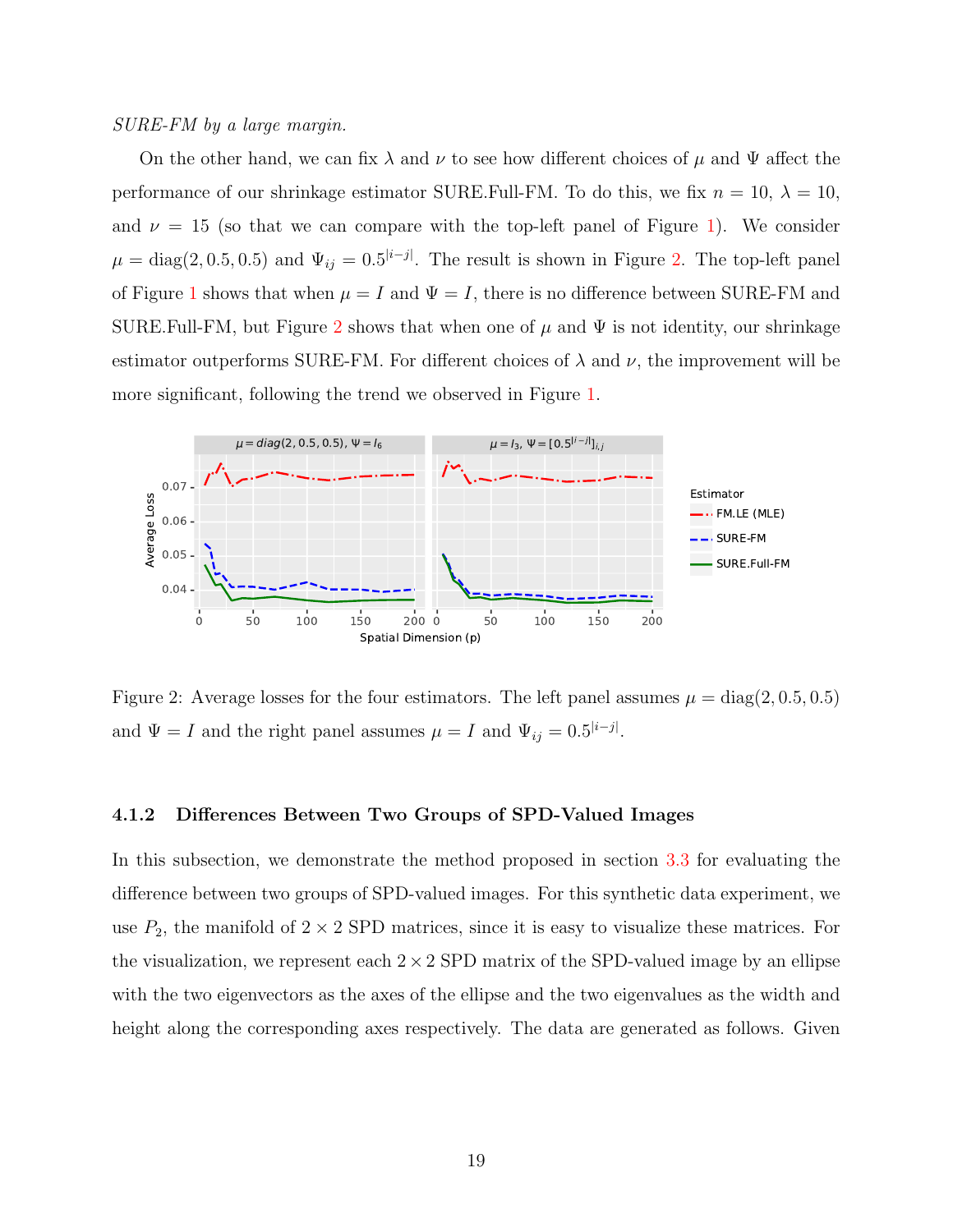*SURE-FM by a large margin.*

On the other hand, we can fix $\lambda$ and $\nu$ to see how different choices of $\mu$ and $\Psi$ affect the performance of our shrinkage estimator SURE.Full-FM. To do this, we fix $n = 10$, $\lambda = 10$, and $\nu = 15$ (so that we can compare with the top-left panel of Figure 1). We consider $\mu = \text{diag}(2, 0.5, 0.5)$ and $\Psi_{ij} = 0.5^{|i-j|}$. The result is shown in Figure 2. The top-left panel of Figure 1 shows that when $\mu = I$ and $\Psi = I$, there is no difference between SURE-FM and SURE.Full-FM, but Figure 2 shows that when one of $\mu$ and $\Psi$ is not identity, our shrinkage estimator outperforms SURE-FM. For different choices of $\lambda$ and $\nu$, the improvement will be more significant, following the trend we observed in Figure 1.

Figure 2: Average losses for the four estimators. The left panel assumes $\mu = \text{diag}(2, 0.5, 0.5)$ and $\Psi = I$ and the right panel assumes $\mu = I$ and $\Psi_{ij} = 0.5^{|i-j|}$.

### 4.1.2 Differences Between Two Groups of SPD-Valued Images

In this subsection, we demonstrate the method proposed in section 3.3 for evaluating the difference between two groups of SPD-valued images. For this synthetic data experiment, we use $P_2$, the manifold of $2 \times 2$ SPD matrices, since it is easy to visualize these matrices. For the visualization, we represent each $2 \times 2$ SPD matrix of the SPD-valued image by an ellipse with the two eigenvectors as the axes of the ellipse and the two eigenvalues as the width and height along the corresponding axes respectively. The data are generated as follows. Given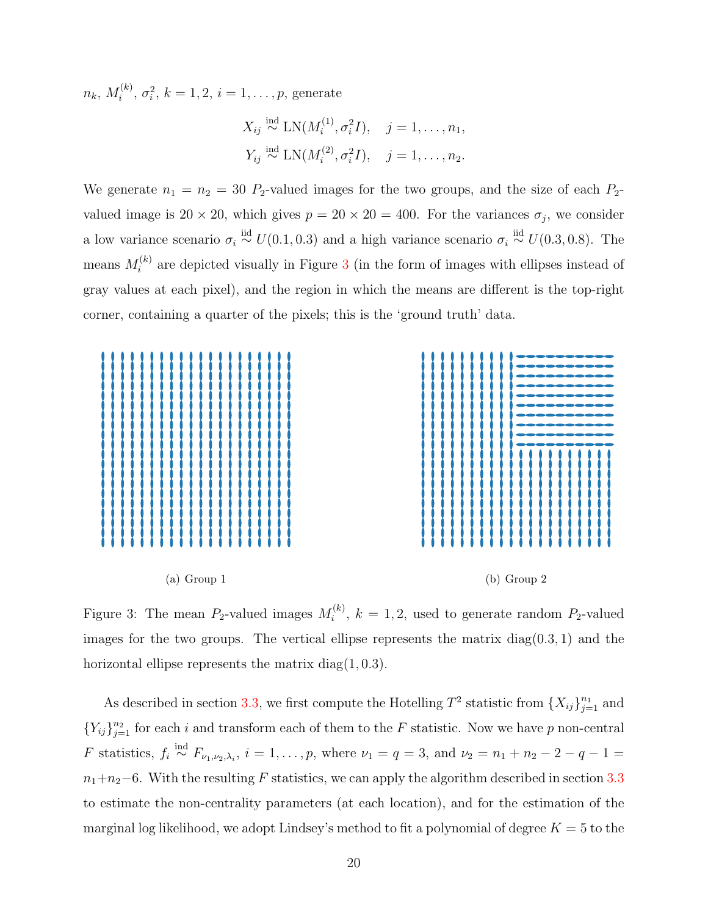$n_k$, $M_i^{(k)}$, $\sigma_i^2$, $k = 1, 2$, $i = 1, \ldots, p$, generate

$$X_{ij} \overset{\text{ind}}{\sim} \text{LN}(M_i^{(1)}, \sigma_i^2 I), \quad j = 1, \ldots, n_1,$$
$$Y_{ij} \overset{\text{ind}}{\sim} \text{LN}(M_i^{(2)}, \sigma_i^2 I), \quad j = 1, \ldots, n_2.$$

We generate $n_1 = n_2 = 30$ $P_2$-valued images for the two groups, and the size of each $P_2$-valued image is $20 \times 20$, which gives $p = 20 \times 20 = 400$. For the variances $\sigma_j$, we consider a low variance scenario $\sigma_i \overset{\text{iid}}{\sim} U(0.1, 0.3)$ and a high variance scenario $\sigma_i \overset{\text{iid}}{\sim} U(0.3, 0.8)$. The means $M_i^{(k)}$ are depicted visually in Figure 3 (in the form of images with ellipses instead of gray values at each pixel), and the region in which the means are different is the top-right corner, containing a quarter of the pixels; this is the 'ground truth' data.

(a) Group 1

(b) Group 2

Figure 3: The mean $P_2$-valued images $M_i^{(k)}$, $k = 1, 2$, used to generate random $P_2$-valued images for the two groups. The vertical ellipse represents the matrix $\text{diag}(0.3, 1)$ and the horizontal ellipse represents the matrix $\text{diag}(1, 0.3)$.

As described in section 3.3, we first compute the Hotelling $T^2$ statistic from $\{X_{ij}\}_{j=1}^{n_1}$ and $\{Y_{ij}\}_{j=1}^{n_2}$ for each $i$ and transform each of them to the $F$ statistic. Now we have $p$ non-central $F$ statistics, $f_i \overset{\text{ind}}{\sim} F_{\nu_1, \nu_2, \lambda_i}$, $i = 1, \ldots, p$, where $\nu_1 = q = 3$, and $\nu_2 = n_1 + n_2 - 2 - q - 1 = n_1 + n_2 - 6$. With the resulting $F$ statistics, we can apply the algorithm described in section 3.3 to estimate the non-centrality parameters (at each location), and for the estimation of the marginal log likelihood, we adopt Lindsey's method to fit a polynomial of degree $K = 5$ to the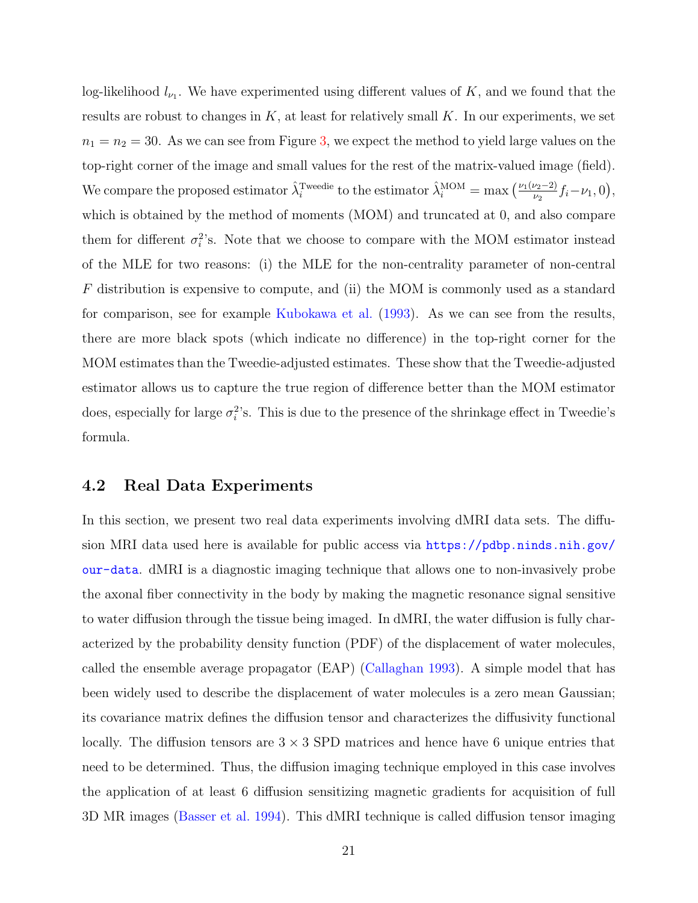log-likelihood $l_{\nu_1}$. We have experimented using different values of $K$, and we found that the results are robust to changes in $K$, at least for relatively small $K$. In our experiments, we set $n_1 = n_2 = 30$. As we can see from Figure 3, we expect the method to yield large values on the top-right corner of the image and small values for the rest of the matrix-valued image (field). We compare the proposed estimator $\hat{\lambda}_i^{\text{Tweedie}}$ to the estimator $\hat{\lambda}_i^{\text{MOM}} = \max\left(\frac{\nu_1(\nu_2-2)}{\nu_2} f_i - \nu_1, 0\right)$, which is obtained by the method of moments (MOM) and truncated at 0, and also compare them for different $\sigma_i^2$'s. Note that we choose to compare with the MOM estimator instead of the MLE for two reasons: (i) the MLE for the non-centrality parameter of non-central $F$ distribution is expensive to compute, and (ii) the MOM is commonly used as a standard for comparison, see for example Kubokawa et al. (1993). As we can see from the results, there are more black spots (which indicate no difference) in the top-right corner for the MOM estimates than the Tweedie-adjusted estimates. These show that the Tweedie-adjusted estimator allows us to capture the true region of difference better than the MOM estimator does, especially for large $\sigma_i^2$'s. This is due to the presence of the shrinkage effect in Tweedie's formula.

## 4.2 Real Data Experiments

In this section, we present two real data experiments involving dMRI data sets. The diffusion MRI data used here is available for public access via https://pdbp.ninds.nih.gov/our-data. dMRI is a diagnostic imaging technique that allows one to non-invasively probe the axonal fiber connectivity in the body by making the magnetic resonance signal sensitive to water diffusion through the tissue being imaged. In dMRI, the water diffusion is fully characterized by the probability density function (PDF) of the displacement of water molecules, called the ensemble average propagator (EAP) (Callaghan 1993). A simple model that has been widely used to describe the displacement of water molecules is a zero mean Gaussian; its covariance matrix defines the diffusion tensor and characterizes the diffusivity functional locally. The diffusion tensors are $3 \times 3$ SPD matrices and hence have 6 unique entries that need to be determined. Thus, the diffusion imaging technique employed in this case involves the application of at least 6 diffusion sensitizing magnetic gradients for acquisition of full 3D MR images (Basser et al. 1994). This dMRI technique is called diffusion tensor imaging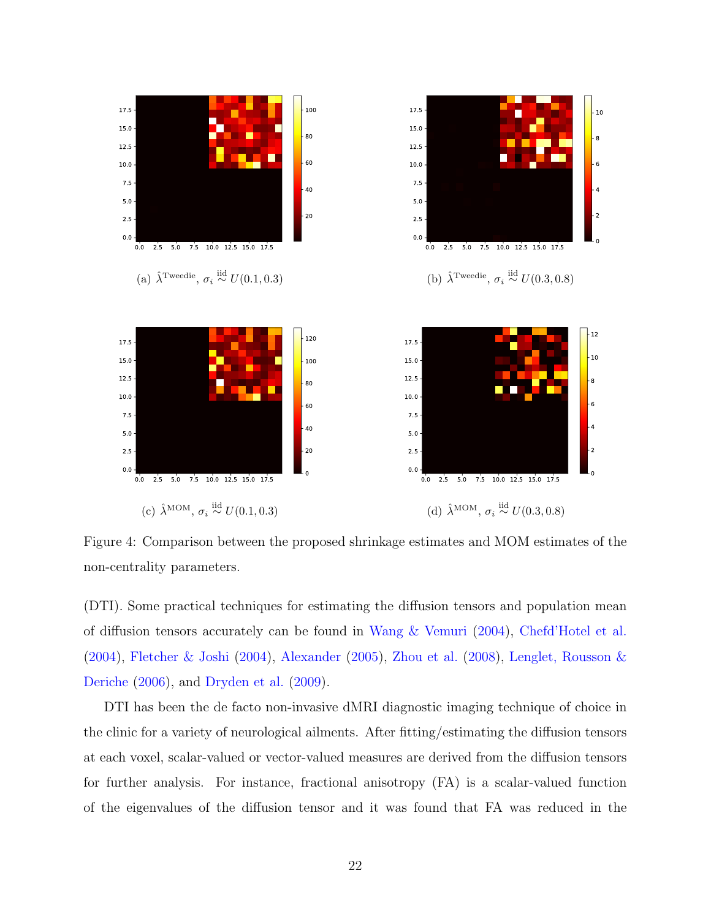(a) $\hat{\lambda}^{\text{Tweedie}}$, $\sigma_i \overset{\text{iid}}{\sim} U(0.1, 0.3)$

(b) $\hat{\lambda}^{\text{Tweedie}}$, $\sigma_i \overset{\text{iid}}{\sim} U(0.3, 0.8)$

(c) $\hat{\lambda}^{\text{MOM}}$, $\sigma_i \overset{\text{iid}}{\sim} U(0.1, 0.3)$

(d) $\hat{\lambda}^{\text{MOM}}$, $\sigma_i \overset{\text{iid}}{\sim} U(0.3, 0.8)$

Figure 4: Comparison between the proposed shrinkage estimates and MOM estimates of the non-centrality parameters.

(DTI). Some practical techniques for estimating the diffusion tensors and population mean of diffusion tensors accurately can be found in Wang & Vemuri (2004), Chefd'Hotel et al. (2004), Fletcher & Joshi (2004), Alexander (2005), Zhou et al. (2008), Lenglet, Rousson & Deriche (2006), and Dryden et al. (2009).

DTI has been the de facto non-invasive dMRI diagnostic imaging technique of choice in the clinic for a variety of neurological ailments. After fitting/estimating the diffusion tensors at each voxel, scalar-valued or vector-valued measures are derived from the diffusion tensors for further analysis. For instance, fractional anisotropy (FA) is a scalar-valued function of the eigenvalues of the diffusion tensor and it was found that FA was reduced in the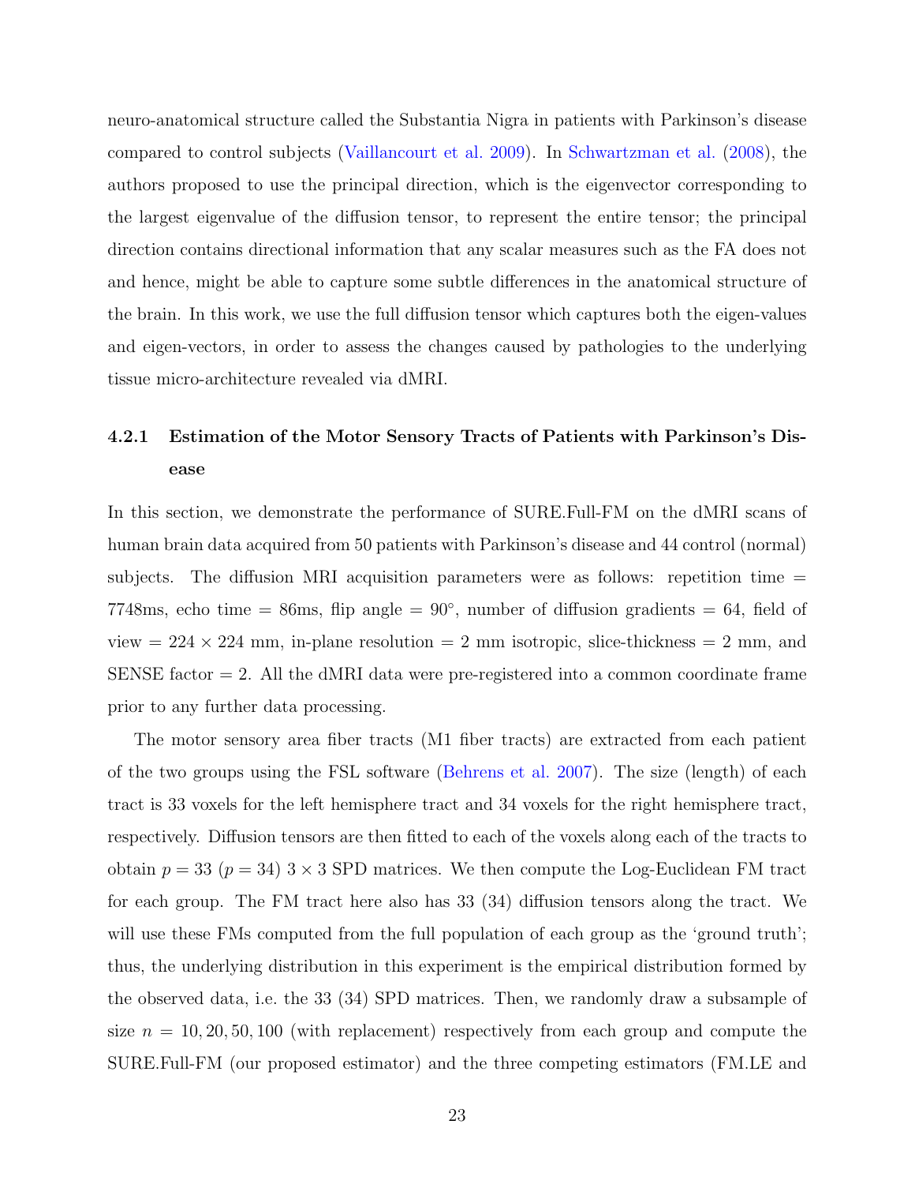neuro-anatomical structure called the Substantia Nigra in patients with Parkinson's disease compared to control subjects (Vaillancourt et al. 2009). In Schwartzman et al. (2008), the authors proposed to use the principal direction, which is the eigenvector corresponding to the largest eigenvalue of the diffusion tensor, to represent the entire tensor; the principal direction contains directional information that any scalar measures such as the FA does not and hence, might be able to capture some subtle differences in the anatomical structure of the brain. In this work, we use the full diffusion tensor which captures both the eigen-values and eigen-vectors, in order to assess the changes caused by pathologies to the underlying tissue micro-architecture revealed via dMRI.

### 4.2.1 Estimation of the Motor Sensory Tracts of Patients with Parkinson's Disease

In this section, we demonstrate the performance of SURE.Full-FM on the dMRI scans of human brain data acquired from 50 patients with Parkinson's disease and 44 control (normal) subjects. The diffusion MRI acquisition parameters were as follows: repetition time = 7748ms, echo time = 86ms, flip angle = $90°$, number of diffusion gradients = 64, field of view = $224 \times 224$ mm, in-plane resolution = 2 mm isotropic, slice-thickness = 2 mm, and SENSE factor = 2. All the dMRI data were pre-registered into a common coordinate frame prior to any further data processing.

The motor sensory area fiber tracts (M1 fiber tracts) are extracted from each patient of the two groups using the FSL software (Behrens et al. 2007). The size (length) of each tract is 33 voxels for the left hemisphere tract and 34 voxels for the right hemisphere tract, respectively. Diffusion tensors are then fitted to each of the voxels along each of the tracts to obtain $p = 33$ ($p = 34$) $3 \times 3$ SPD matrices. We then compute the Log-Euclidean FM tract for each group. The FM tract here also has 33 (34) diffusion tensors along the tract. We will use these FMs computed from the full population of each group as the 'ground truth'; thus, the underlying distribution in this experiment is the empirical distribution formed by the observed data, i.e. the 33 (34) SPD matrices. Then, we randomly draw a subsample of size $n = 10, 20, 50, 100$ (with replacement) respectively from each group and compute the SURE.Full-FM (our proposed estimator) and the three competing estimators (FM.LE and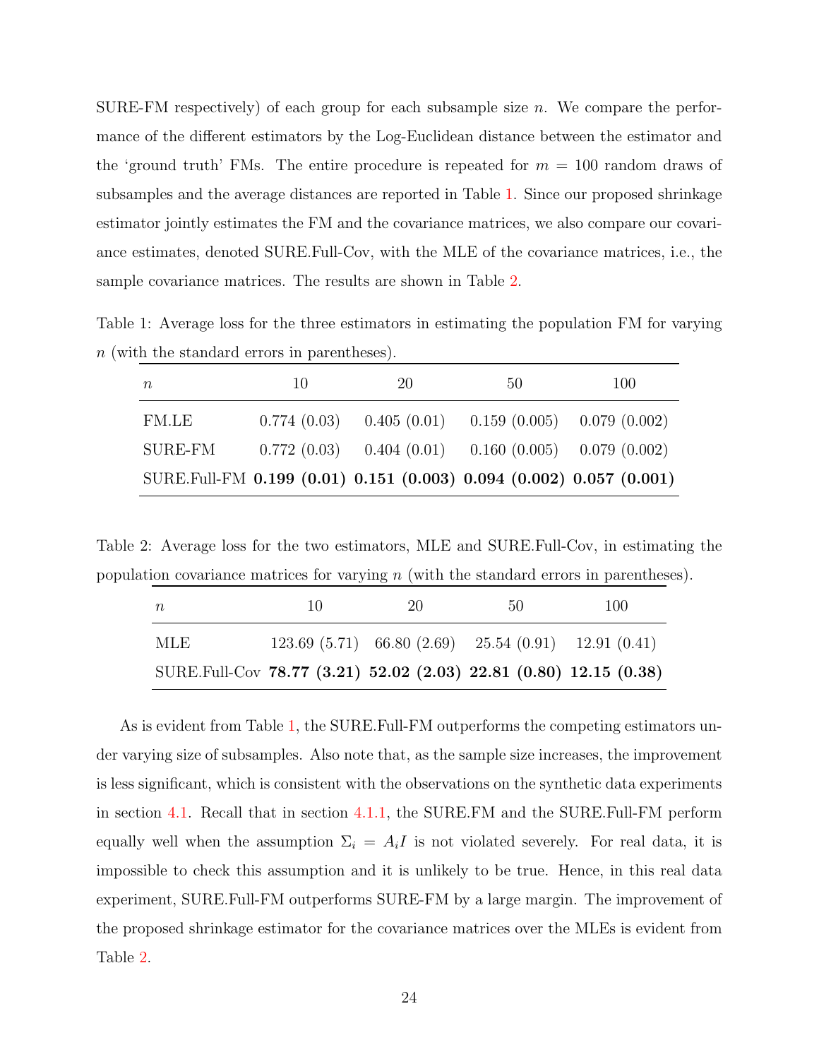SURE-FM respectively) of each group for each subsample size $n$. We compare the performance of the different estimators by the Log-Euclidean distance between the estimator and the 'ground truth' FMs. The entire procedure is repeated for $m = 100$ random draws of subsamples and the average distances are reported in Table 1. Since our proposed shrinkage estimator jointly estimates the FM and the covariance matrices, we also compare our covariance estimates, denoted SURE.Full-Cov, with the MLE of the covariance matrices, i.e., the sample covariance matrices. The results are shown in Table 2.

Table 1: Average loss for the three estimators in estimating the population FM for varying $n$ (with the standard errors in parentheses).

| $n$ | 10 | 20 | 50 | 100 |
|---|---|---|---|---|
| FM.LE | 0.774 (0.03) | 0.405 (0.01) | 0.159 (0.005) | 0.079 (0.002) |
| SURE-FM | 0.772 (0.03) | 0.404 (0.01) | 0.160 (0.005) | 0.079 (0.002) |
| SURE.Full-FM | **0.199 (0.01)** | **0.151 (0.003)** | **0.094 (0.002)** | **0.057 (0.001)** |

Table 2: Average loss for the two estimators, MLE and SURE.Full-Cov, in estimating the population covariance matrices for varying $n$ (with the standard errors in parentheses).

| $n$ | 10 | 20 | 50 | 100 |
|---|---|---|---|---|
| MLE | 123.69 (5.71) | 66.80 (2.69) | 25.54 (0.91) | 12.91 (0.41) |
| SURE.Full-Cov | **78.77 (3.21)** | **52.02 (2.03)** | **22.81 (0.80)** | **12.15 (0.38)** |

As is evident from Table 1, the SURE.Full-FM outperforms the competing estimators under varying size of subsamples. Also note that, as the sample size increases, the improvement is less significant, which is consistent with the observations on the synthetic data experiments in section 4.1. Recall that in section 4.1.1, the SURE.FM and the SURE.Full-FM perform equally well when the assumption $\Sigma_i = A_i I$ is not violated severely. For real data, it is impossible to check this assumption and it is unlikely to be true. Hence, in this real data experiment, SURE.Full-FM outperforms SURE-FM by a large margin. The improvement of the proposed shrinkage estimator for the covariance matrices over the MLEs is evident from Table 2.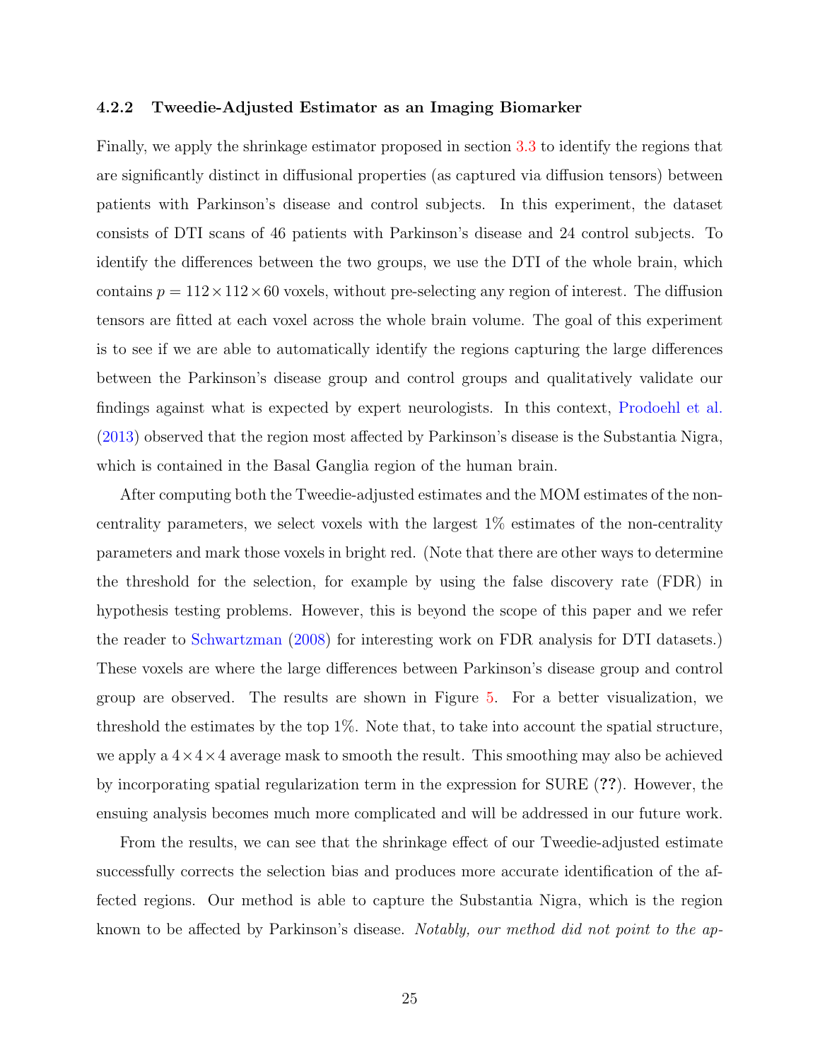#### 4.2.2 Tweedie-Adjusted Estimator as an Imaging Biomarker

Finally, we apply the shrinkage estimator proposed in section 3.3 to identify the regions that are significantly distinct in diffusional properties (as captured via diffusion tensors) between patients with Parkinson's disease and control subjects. In this experiment, the dataset consists of DTI scans of 46 patients with Parkinson's disease and 24 control subjects. To identify the differences between the two groups, we use the DTI of the whole brain, which contains $p = 112 \times 112 \times 60$ voxels, without pre-selecting any region of interest. The diffusion tensors are fitted at each voxel across the whole brain volume. The goal of this experiment is to see if we are able to automatically identify the regions capturing the large differences between the Parkinson's disease group and control groups and qualitatively validate our findings against what is expected by expert neurologists. In this context, Prodoehl et al. (2013) observed that the region most affected by Parkinson's disease is the Substantia Nigra, which is contained in the Basal Ganglia region of the human brain.

After computing both the Tweedie-adjusted estimates and the MOM estimates of the non-centrality parameters, we select voxels with the largest 1% estimates of the non-centrality parameters and mark those voxels in bright red. (Note that there are other ways to determine the threshold for the selection, for example by using the false discovery rate (FDR) in hypothesis testing problems. However, this is beyond the scope of this paper and we refer the reader to Schwartzman (2008) for interesting work on FDR analysis for DTI datasets.) These voxels are where the large differences between Parkinson's disease group and control group are observed. The results are shown in Figure 5. For a better visualization, we threshold the estimates by the top 1%. Note that, to take into account the spatial structure, we apply a $4 \times 4 \times 4$ average mask to smooth the result. This smoothing may also be achieved by incorporating spatial regularization term in the expression for SURE (**??**). However, the ensuing analysis becomes much more complicated and will be addressed in our future work.

From the results, we can see that the shrinkage effect of our Tweedie-adjusted estimate successfully corrects the selection bias and produces more accurate identification of the affected regions. Our method is able to capture the Substantia Nigra, which is the region known to be affected by Parkinson's disease. *Notably, our method did not point to the ap-*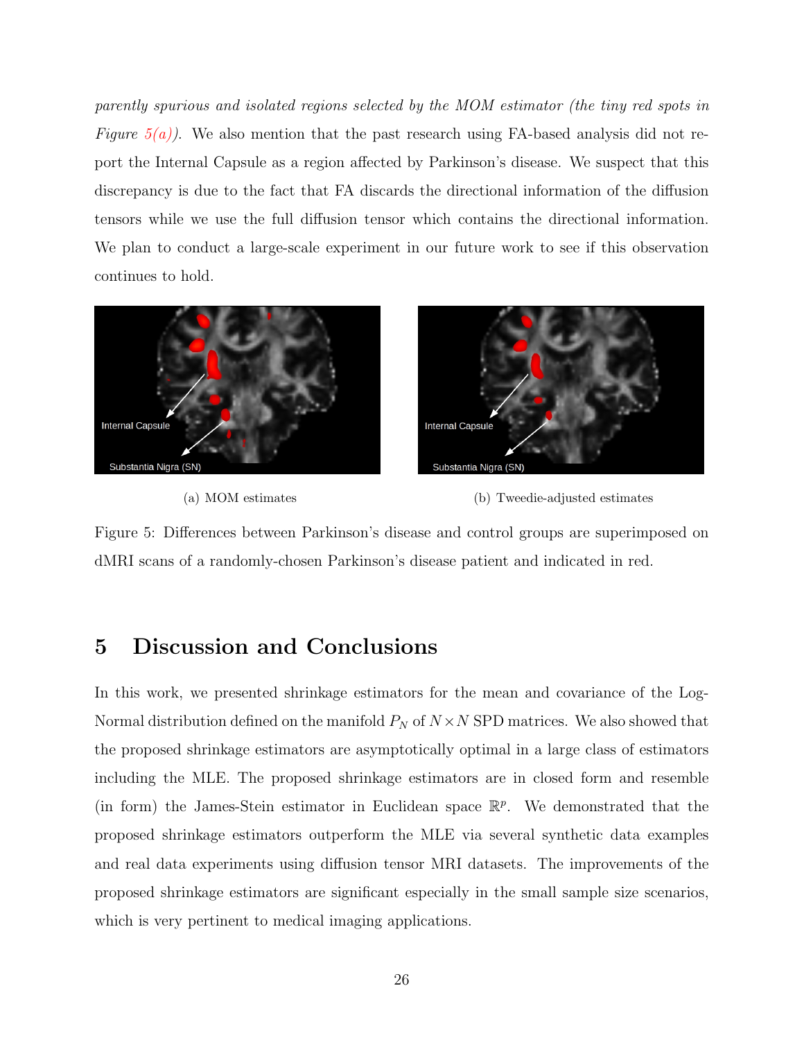*parently spurious and isolated regions selected by the MOM estimator (the tiny red spots in Figure 5(a))*. We also mention that the past research using FA-based analysis did not report the Internal Capsule as a region affected by Parkinson's disease. We suspect that this discrepancy is due to the fact that FA discards the directional information of the diffusion tensors while we use the full diffusion tensor which contains the directional information. We plan to conduct a large-scale experiment in our future work to see if this observation continues to hold.

(a) MOM estimates

(b) Tweedie-adjusted estimates

Figure 5: Differences between Parkinson's disease and control groups are superimposed on dMRI scans of a randomly-chosen Parkinson's disease patient and indicated in red.

## 5 Discussion and Conclusions

In this work, we presented shrinkage estimators for the mean and covariance of the Log-Normal distribution defined on the manifold $P_N$ of $N \times N$ SPD matrices. We also showed that the proposed shrinkage estimators are asymptotically optimal in a large class of estimators including the MLE. The proposed shrinkage estimators are in closed form and resemble (in form) the James-Stein estimator in Euclidean space $\mathbb{R}^p$. We demonstrated that the proposed shrinkage estimators outperform the MLE via several synthetic data examples and real data experiments using diffusion tensor MRI datasets. The improvements of the proposed shrinkage estimators are significant especially in the small sample size scenarios, which is very pertinent to medical imaging applications.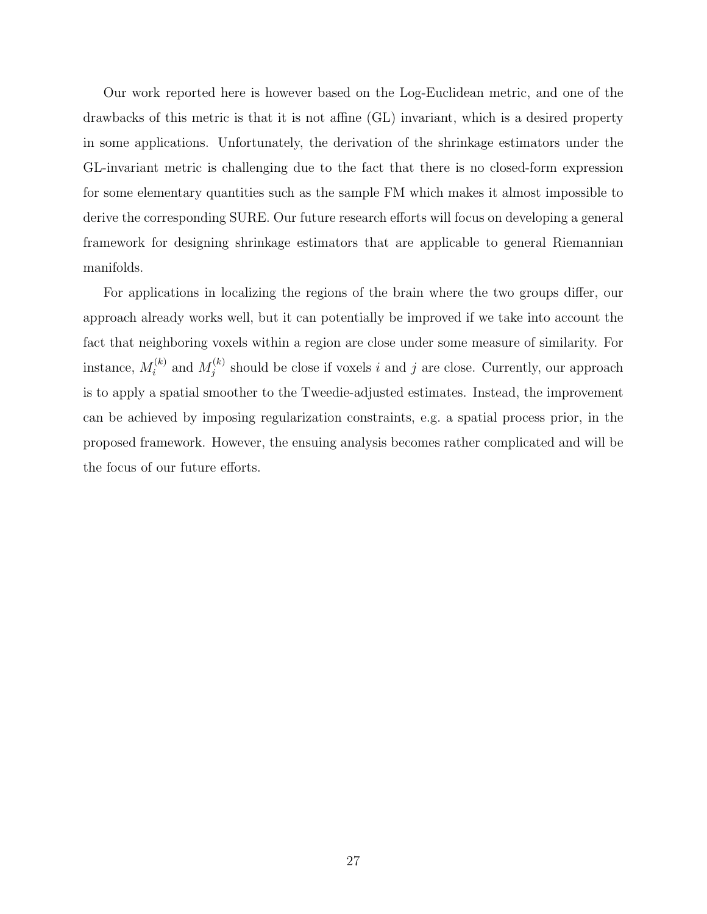Our work reported here is however based on the Log-Euclidean metric, and one of the drawbacks of this metric is that it is not affine (GL) invariant, which is a desired property in some applications. Unfortunately, the derivation of the shrinkage estimators under the GL-invariant metric is challenging due to the fact that there is no closed-form expression for some elementary quantities such as the sample FM which makes it almost impossible to derive the corresponding SURE. Our future research efforts will focus on developing a general framework for designing shrinkage estimators that are applicable to general Riemannian manifolds.

For applications in localizing the regions of the brain where the two groups differ, our approach already works well, but it can potentially be improved if we take into account the fact that neighboring voxels within a region are close under some measure of similarity. For instance, $M_i^{(k)}$ and $M_j^{(k)}$ should be close if voxels $i$ and $j$ are close. Currently, our approach is to apply a spatial smoother to the Tweedie-adjusted estimates. Instead, the improvement can be achieved by imposing regularization constraints, e.g. a spatial process prior, in the proposed framework. However, the ensuing analysis becomes rather complicated and will be the focus of our future efforts.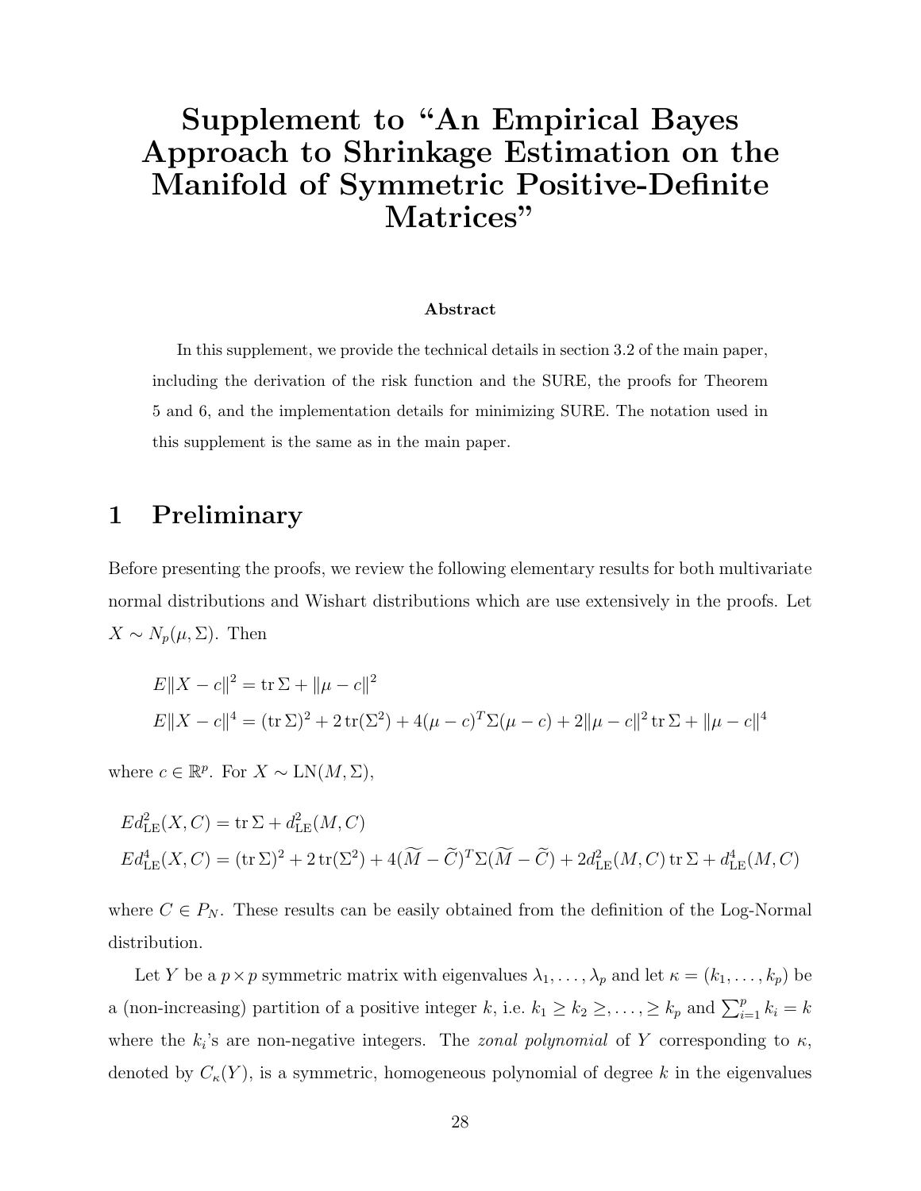# Supplement to "An Empirical Bayes Approach to Shrinkage Estimation on the Manifold of Symmetric Positive-Definite Matrices"

**Abstract**

In this supplement, we provide the technical details in section 3.2 of the main paper, including the derivation of the risk function and the SURE, the proofs for Theorem 5 and 6, and the implementation details for minimizing SURE. The notation used in this supplement is the same as in the main paper.

## 1 Preliminary

Before presenting the proofs, we review the following elementary results for both multivariate normal distributions and Wishart distributions which are use extensively in the proofs. Let $X \sim N_p(\mu, \Sigma)$. Then

$$E\|X - c\|^2 = \operatorname{tr}\Sigma + \|\mu - c\|^2$$

$$E\|X - c\|^4 = (\operatorname{tr}\Sigma)^2 + 2\operatorname{tr}(\Sigma^2) + 4(\mu - c)^T\Sigma(\mu - c) + 2\|\mu - c\|^2 \operatorname{tr}\Sigma + \|\mu - c\|^4$$

where $c \in \mathbb{R}^p$. For $X \sim \mathrm{LN}(M, \Sigma)$,

$$Ed^2_{\mathrm{LE}}(X, C) = \operatorname{tr}\Sigma + d^2_{\mathrm{LE}}(M, C)$$

$$Ed^4_{\mathrm{LE}}(X, C) = (\operatorname{tr}\Sigma)^2 + 2\operatorname{tr}(\Sigma^2) + 4(\widetilde{M} - \widetilde{C})^T\Sigma(\widetilde{M} - \widetilde{C}) + 2d^2_{\mathrm{LE}}(M, C)\operatorname{tr}\Sigma + d^4_{\mathrm{LE}}(M, C)$$

where $C \in P_N$. These results can be easily obtained from the definition of the Log-Normal distribution.

Let $Y$ be a $p \times p$ symmetric matrix with eigenvalues $\lambda_1, \ldots, \lambda_p$ and let $\kappa = (k_1, \ldots, k_p)$ be a (non-increasing) partition of a positive integer $k$, i.e. $k_1 \geq k_2 \geq, \ldots, \geq k_p$ and $\sum_{i=1}^p k_i = k$ where the $k_i$'s are non-negative integers. The *zonal polynomial* of $Y$ corresponding to $\kappa$, denoted by $C_\kappa(Y)$, is a symmetric, homogeneous polynomial of degree $k$ in the eigenvalues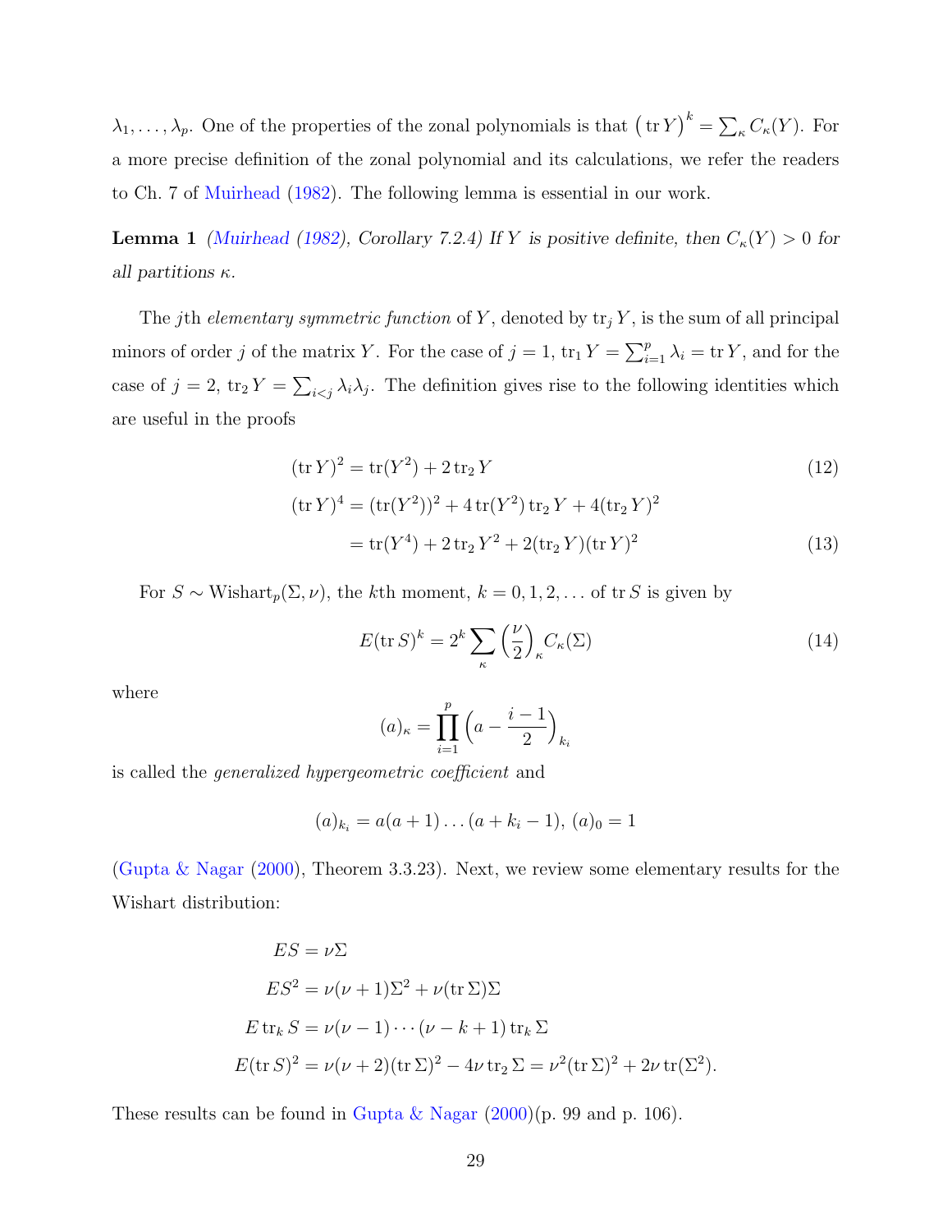$\lambda_1, \ldots, \lambda_p$. One of the properties of the zonal polynomials is that $\left(\operatorname{tr} Y\right)^k = \sum_\kappa C_\kappa(Y)$. For a more precise definition of the zonal polynomial and its calculations, we refer the readers to Ch. 7 of Muirhead (1982). The following lemma is essential in our work.

**Lemma 1** *(Muirhead (1982), Corollary 7.2.4) If $Y$ is positive definite, then $C_\kappa(Y) > 0$ for all partitions $\kappa$.*

The $j$th *elementary symmetric function* of $Y$, denoted by $\operatorname{tr}_j Y$, is the sum of all principal minors of order $j$ of the matrix $Y$. For the case of $j = 1$, $\operatorname{tr}_1 Y = \sum_{i=1}^p \lambda_i = \operatorname{tr} Y$, and for the case of $j = 2$, $\operatorname{tr}_2 Y = \sum_{i<j} \lambda_i \lambda_j$. The definition gives rise to the following identities which are useful in the proofs

$$(\operatorname{tr} Y)^2 = \operatorname{tr}(Y^2) + 2 \operatorname{tr}_2 Y \tag{12}$$

$$\begin{aligned}(\operatorname{tr} Y)^4 &= (\operatorname{tr}(Y^2))^2 + 4 \operatorname{tr}(Y^2) \operatorname{tr}_2 Y + 4(\operatorname{tr}_2 Y)^2 \\ &= \operatorname{tr}(Y^4) + 2 \operatorname{tr}_2 Y^2 + 2(\operatorname{tr}_2 Y)(\operatorname{tr} Y)^2\end{aligned} \tag{13}$$

For $S \sim \text{Wishart}_p(\Sigma, \nu)$, the $k$th moment, $k = 0, 1, 2, \ldots$ of $\operatorname{tr} S$ is given by

$$E(\operatorname{tr} S)^k = 2^k \sum_\kappa \left(\frac{\nu}{2}\right)_\kappa C_\kappa(\Sigma) \tag{14}$$

where

$$(a)_\kappa = \prod_{i=1}^p \left(a - \frac{i-1}{2}\right)_{k_i}$$

is called the *generalized hypergeometric coefficient* and

$$(a)_{k_i} = a(a+1)\ldots(a+k_i-1),\ (a)_0 = 1$$

(Gupta & Nagar (2000), Theorem 3.3.23). Next, we review some elementary results for the Wishart distribution:

$$\begin{aligned}ES &= \nu\Sigma \\ ES^2 &= \nu(\nu+1)\Sigma^2 + \nu(\operatorname{tr}\Sigma)\Sigma \\ E \operatorname{tr}_k S &= \nu(\nu-1)\cdots(\nu-k+1) \operatorname{tr}_k \Sigma \\ E(\operatorname{tr} S)^2 &= \nu(\nu+2)(\operatorname{tr}\Sigma)^2 - 4\nu \operatorname{tr}_2 \Sigma = \nu^2(\operatorname{tr}\Sigma)^2 + 2\nu \operatorname{tr}(\Sigma^2).\end{aligned}$$

These results can be found in Gupta & Nagar (2000)(p. 99 and p. 106).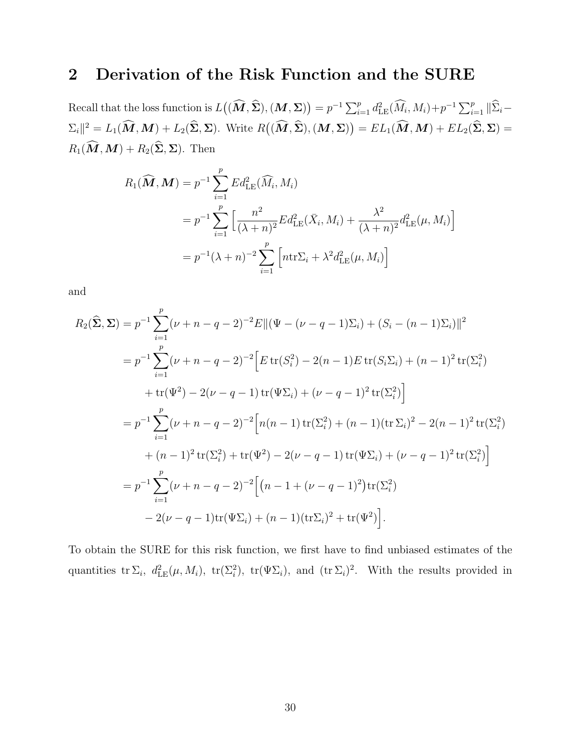## 2 Derivation of the Risk Function and the SURE

Recall that the loss function is $L\big((\widehat{\boldsymbol{M}}, \widehat{\boldsymbol{\Sigma}}), (\boldsymbol{M}, \boldsymbol{\Sigma})\big) = p^{-1}\sum_{i=1}^{p} d^2_{\mathrm{LE}}(\widehat{M}_i, M_i) + p^{-1}\sum_{i=1}^{p}\|\widehat{\Sigma}_i - \Sigma_i\|^2 = L_1(\widehat{\boldsymbol{M}}, \boldsymbol{M}) + L_2(\widehat{\boldsymbol{\Sigma}}, \boldsymbol{\Sigma})$. Write $R\big((\widehat{\boldsymbol{M}}, \widehat{\boldsymbol{\Sigma}}), (\boldsymbol{M}, \boldsymbol{\Sigma})\big) = EL_1(\widehat{\boldsymbol{M}}, \boldsymbol{M}) + EL_2(\widehat{\boldsymbol{\Sigma}}, \boldsymbol{\Sigma}) = R_1(\widehat{\boldsymbol{M}}, \boldsymbol{M}) + R_2(\widehat{\boldsymbol{\Sigma}}, \boldsymbol{\Sigma})$. Then

$$
\begin{aligned}
R_1(\widehat{\boldsymbol{M}}, \boldsymbol{M}) &= p^{-1}\sum_{i=1}^{p} E d^2_{\mathrm{LE}}(\widehat{M}_i, M_i) \\
&= p^{-1}\sum_{i=1}^{p}\Big[\frac{n^2}{(\lambda+n)^2} E d^2_{\mathrm{LE}}(\bar{X}_i, M_i) + \frac{\lambda^2}{(\lambda+n)^2} d^2_{\mathrm{LE}}(\mu, M_i)\Big] \\
&= p^{-1}(\lambda+n)^{-2}\sum_{i=1}^{p}\Big[n\mathrm{tr}\Sigma_i + \lambda^2 d^2_{\mathrm{LE}}(\mu, M_i)\Big]
\end{aligned}
$$

and

$$
\begin{aligned}
R_2(\widehat{\boldsymbol{\Sigma}}, \boldsymbol{\Sigma}) &= p^{-1}\sum_{i=1}^{p}(\nu+n-q-2)^{-2} E\|(\Psi - (\nu-q-1)\Sigma_i) + (S_i - (n-1)\Sigma_i)\|^2 \\
&= p^{-1}\sum_{i=1}^{p}(\nu+n-q-2)^{-2}\Big[E\,\mathrm{tr}(S_i^2) - 2(n-1)E\,\mathrm{tr}(S_i\Sigma_i) + (n-1)^2\,\mathrm{tr}(\Sigma_i^2) \\
&\quad + \mathrm{tr}(\Psi^2) - 2(\nu-q-1)\,\mathrm{tr}(\Psi\Sigma_i) + (\nu-q-1)^2\,\mathrm{tr}(\Sigma_i^2)\Big] \\
&= p^{-1}\sum_{i=1}^{p}(\nu+n-q-2)^{-2}\Big[n(n-1)\,\mathrm{tr}(\Sigma_i^2) + (n-1)(\mathrm{tr}\,\Sigma_i)^2 - 2(n-1)^2\,\mathrm{tr}(\Sigma_i^2) \\
&\quad + (n-1)^2\,\mathrm{tr}(\Sigma_i^2) + \mathrm{tr}(\Psi^2) - 2(\nu-q-1)\,\mathrm{tr}(\Psi\Sigma_i) + (\nu-q-1)^2\,\mathrm{tr}(\Sigma_i^2)\Big] \\
&= p^{-1}\sum_{i=1}^{p}(\nu+n-q-2)^{-2}\Big[\big(n-1+(\nu-q-1)^2\big)\mathrm{tr}(\Sigma_i^2) \\
&\quad - 2(\nu-q-1)\mathrm{tr}(\Psi\Sigma_i) + (n-1)(\mathrm{tr}\Sigma_i)^2 + \mathrm{tr}(\Psi^2)\Big].
\end{aligned}
$$

To obtain the SURE for this risk function, we first have to find unbiased estimates of the quantities $\mathrm{tr}\,\Sigma_i$, $d^2_{\mathrm{LE}}(\mu, M_i)$, $\mathrm{tr}(\Sigma_i^2)$, $\mathrm{tr}(\Psi\Sigma_i)$, and $(\mathrm{tr}\,\Sigma_i)^2$. With the results provided in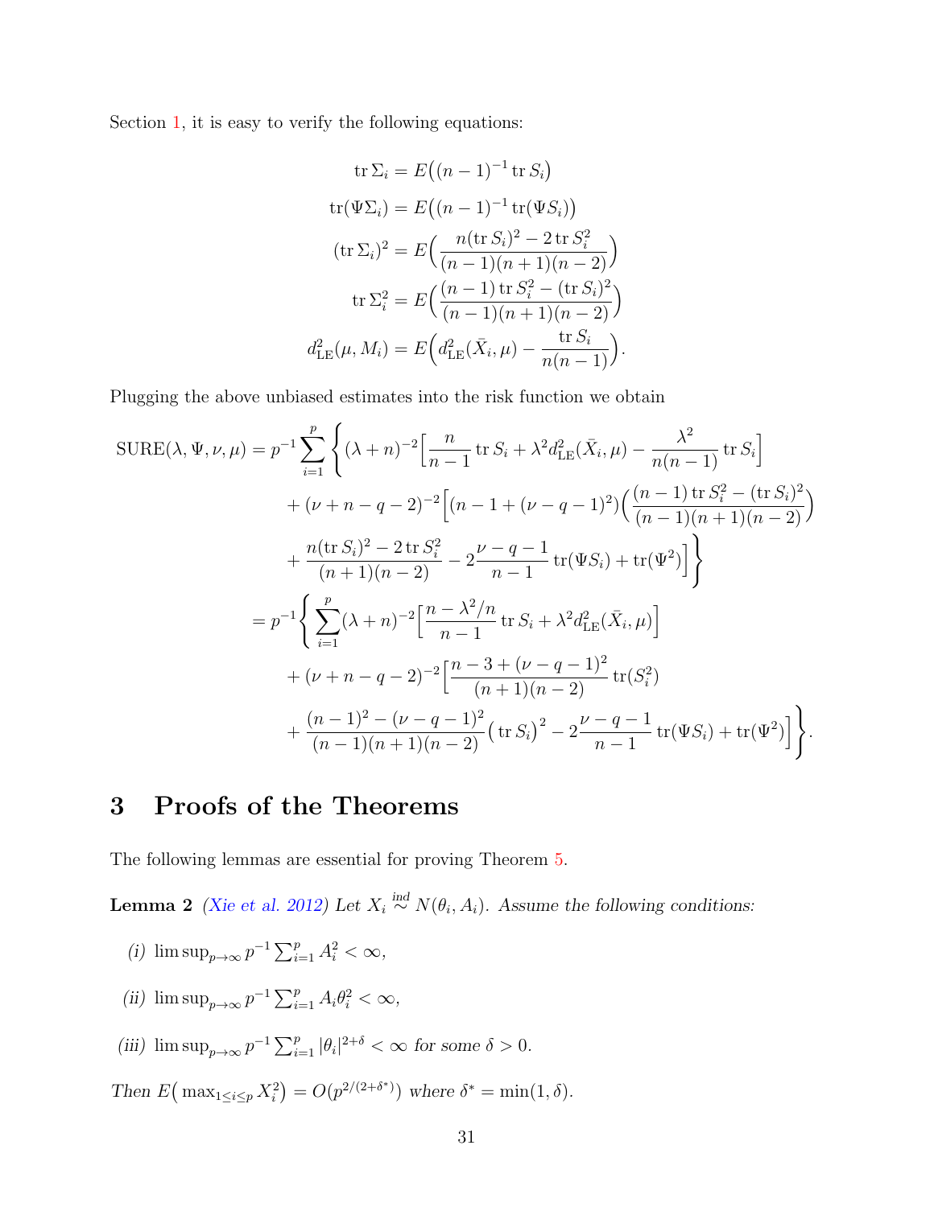Section 1, it is easy to verify the following equations:

$$
\begin{aligned}
\operatorname{tr}\Sigma_i &= E\big((n-1)^{-1}\operatorname{tr}S_i\big)\\
\operatorname{tr}(\Psi\Sigma_i) &= E\big((n-1)^{-1}\operatorname{tr}(\Psi S_i)\big)\\
(\operatorname{tr}\Sigma_i)^2 &= E\Big(\frac{n(\operatorname{tr}S_i)^2 - 2\operatorname{tr}S_i^2}{(n-1)(n+1)(n-2)}\Big)\\
\operatorname{tr}\Sigma_i^2 &= E\Big(\frac{(n-1)\operatorname{tr}S_i^2 - (\operatorname{tr}S_i)^2}{(n-1)(n+1)(n-2)}\Big)\\
d^2_{\mathrm{LE}}(\mu, M_i) &= E\Big(d^2_{\mathrm{LE}}(\bar{X}_i,\mu) - \frac{\operatorname{tr}S_i}{n(n-1)}\Big).
\end{aligned}
$$

Plugging the above unbiased estimates into the risk function we obtain

$$
\begin{aligned}
\mathrm{SURE}(\lambda,\Psi,\nu,\mu) &= p^{-1}\sum_{i=1}^{p}\Bigg\{(\lambda+n)^{-2}\Big[\frac{n}{n-1}\operatorname{tr}S_i + \lambda^2 d^2_{\mathrm{LE}}(\bar{X}_i,\mu) - \frac{\lambda^2}{n(n-1)}\operatorname{tr}S_i\Big]\\
&\quad + (\nu+n-q-2)^{-2}\Big[(n-1+(\nu-q-1)^2)\Big(\frac{(n-1)\operatorname{tr}S_i^2 - (\operatorname{tr}S_i)^2}{(n-1)(n+1)(n-2)}\Big)\\
&\quad + \frac{n(\operatorname{tr}S_i)^2 - 2\operatorname{tr}S_i^2}{(n+1)(n-2)} - 2\frac{\nu-q-1}{n-1}\operatorname{tr}(\Psi S_i) + \operatorname{tr}(\Psi^2)\Big]\Bigg\}\\
&= p^{-1}\Bigg\{\sum_{i=1}^{p}(\lambda+n)^{-2}\Big[\frac{n-\lambda^2/n}{n-1}\operatorname{tr}S_i + \lambda^2 d^2_{\mathrm{LE}}(\bar{X}_i,\mu)\Big]\\
&\quad + (\nu+n-q-2)^{-2}\Big[\frac{n-3+(\nu-q-1)^2}{(n+1)(n-2)}\operatorname{tr}(S_i^2)\\
&\quad + \frac{(n-1)^2-(\nu-q-1)^2}{(n-1)(n+1)(n-2)}\big(\operatorname{tr}S_i\big)^2 - 2\frac{\nu-q-1}{n-1}\operatorname{tr}(\Psi S_i) + \operatorname{tr}(\Psi^2)\Big]\Bigg\}.
\end{aligned}
$$

# 3 Proofs of the Theorems

The following lemmas are essential for proving Theorem 5.

**Lemma 2** *(Xie et al. 2012) Let $X_i \overset{ind}{\sim} N(\theta_i, A_i)$. Assume the following conditions:*

*(i)* $\limsup_{p\to\infty} p^{-1}\sum_{i=1}^{p} A_i^2 < \infty$,

*(ii)* $\limsup_{p\to\infty} p^{-1}\sum_{i=1}^{p} A_i\theta_i^2 < \infty$,

*(iii)* $\limsup_{p\to\infty} p^{-1}\sum_{i=1}^{p} |\theta_i|^{2+\delta} < \infty$ *for some* $\delta > 0$.

*Then* $E\big(\max_{1\le i\le p} X_i^2\big) = O(p^{2/(2+\delta^*)})$ *where* $\delta^* = \min(1,\delta)$.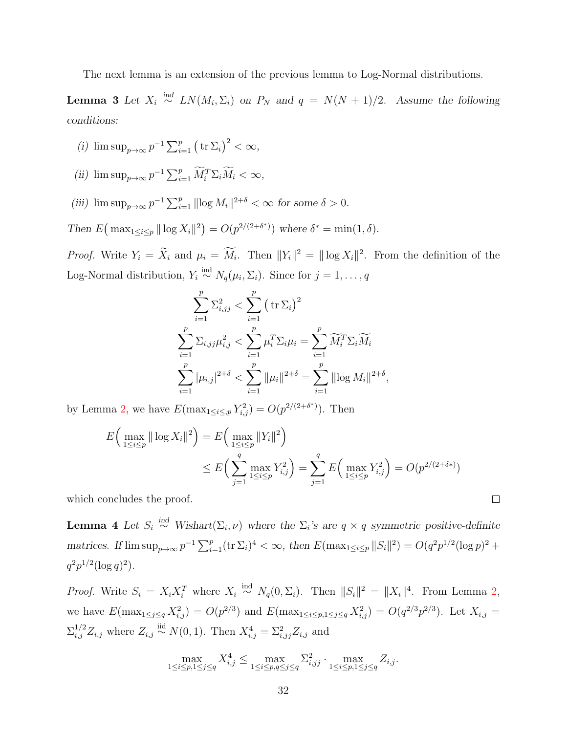The next lemma is an extension of the previous lemma to Log-Normal distributions.

**Lemma 3** *Let $X_i \overset{ind}{\sim} LN(M_i, \Sigma_i)$ on $P_N$ and $q = N(N+1)/2$. Assume the following conditions:*

*(i)* $\limsup_{p\to\infty} p^{-1} \sum_{i=1}^{p} \big(\operatorname{tr} \Sigma_i\big)^2 < \infty$,

*(ii)* $\limsup_{p\to\infty} p^{-1} \sum_{i=1}^{p} \widetilde{M}_i^T \Sigma_i \widetilde{M}_i < \infty$,

*(iii)* $\limsup_{p\to\infty} p^{-1} \sum_{i=1}^{p} \|\log M_i\|^{2+\delta} < \infty$ *for some* $\delta > 0$.

*Then* $E\big(\max_{1\le i\le p} \|\log X_i\|^2\big) = O(p^{2/(2+\delta^*)})$ *where* $\delta^* = \min(1, \delta)$.

*Proof.* Write $Y_i = \widetilde{X}_i$ and $\mu_i = \widetilde{M}_i$. Then $\|Y_i\|^2 = \|\log X_i\|^2$. From the definition of the Log-Normal distribution, $Y_i \overset{\text{ind}}{\sim} N_q(\mu_i, \Sigma_i)$. Since for $j = 1, \ldots, q$

$$\sum_{i=1}^{p} \Sigma_{i,jj}^2 < \sum_{i=1}^{p} \big(\operatorname{tr} \Sigma_i\big)^2$$

$$\sum_{i=1}^{p} \Sigma_{i,jj} \mu_{i,j}^2 < \sum_{i=1}^{p} \mu_i^T \Sigma_i \mu_i = \sum_{i=1}^{p} \widetilde{M}_i^T \Sigma_i \widetilde{M}_i$$

$$\sum_{i=1}^{p} |\mu_{i,j}|^{2+\delta} < \sum_{i=1}^{p} \|\mu_i\|^{2+\delta} = \sum_{i=1}^{p} \|\log M_i\|^{2+\delta},$$

by Lemma 2, we have $E(\max_{1\le i\le, p} Y_{i,j}^2) = O(p^{2/(2+\delta^*)})$. Then

$$E\Big(\max_{1\le i\le p} \|\log X_i\|^2\Big) = E\Big(\max_{1\le i\le p} \|Y_i\|^2\Big)$$
$$\le E\Big(\sum_{j=1}^{q} \max_{1\le i\le p} Y_{i,j}^2\Big) = \sum_{j=1}^{q} E\Big(\max_{1\le i\le p} Y_{i,j}^2\Big) = O(p^{2/(2+\delta*)})$$

which concludes the proof. ◻

**Lemma 4** *Let $S_i \overset{ind}{\sim}$ Wishart$(\Sigma_i, \nu)$ where the $\Sigma_i$'s are $q \times q$ symmetric positive-definite matrices. If* $\limsup_{p\to\infty} p^{-1} \sum_{i=1}^{p} (\operatorname{tr} \Sigma_i)^4 < \infty$, *then* $E(\max_{1\le i\le p} \|S_i\|^2) = O(q^2 p^{1/2} (\log p)^2 + q^2 p^{1/2} (\log q)^2)$.

*Proof.* Write $S_i = X_i X_i^T$ where $X_i \overset{\text{ind}}{\sim} N_q(0, \Sigma_i)$. Then $\|S_i\|^2 = \|X_i\|^4$. From Lemma 2, we have $E(\max_{1\le j\le q} X_{i,j}^2) = O(p^{2/3})$ and $E(\max_{1\le i\le p, 1\le j\le q} X_{i,j}^2) = O(q^{2/3} p^{2/3})$. Let $X_{i,j} = \Sigma_{i,j}^{1/2} Z_{i,j}$ where $Z_{i,j} \overset{\text{iid}}{\sim} N(0, 1)$. Then $X_{i,j}^4 = \Sigma_{i,jj}^2 Z_{i,j}$ and

$$\max_{1\le i\le p, 1\le j\le q} X_{i,j}^4 \le \max_{1\le i\le p, q\le j\le q} \Sigma_{i,jj}^2 \cdot \max_{1\le i\le p, 1\le j\le q} Z_{i,j}.$$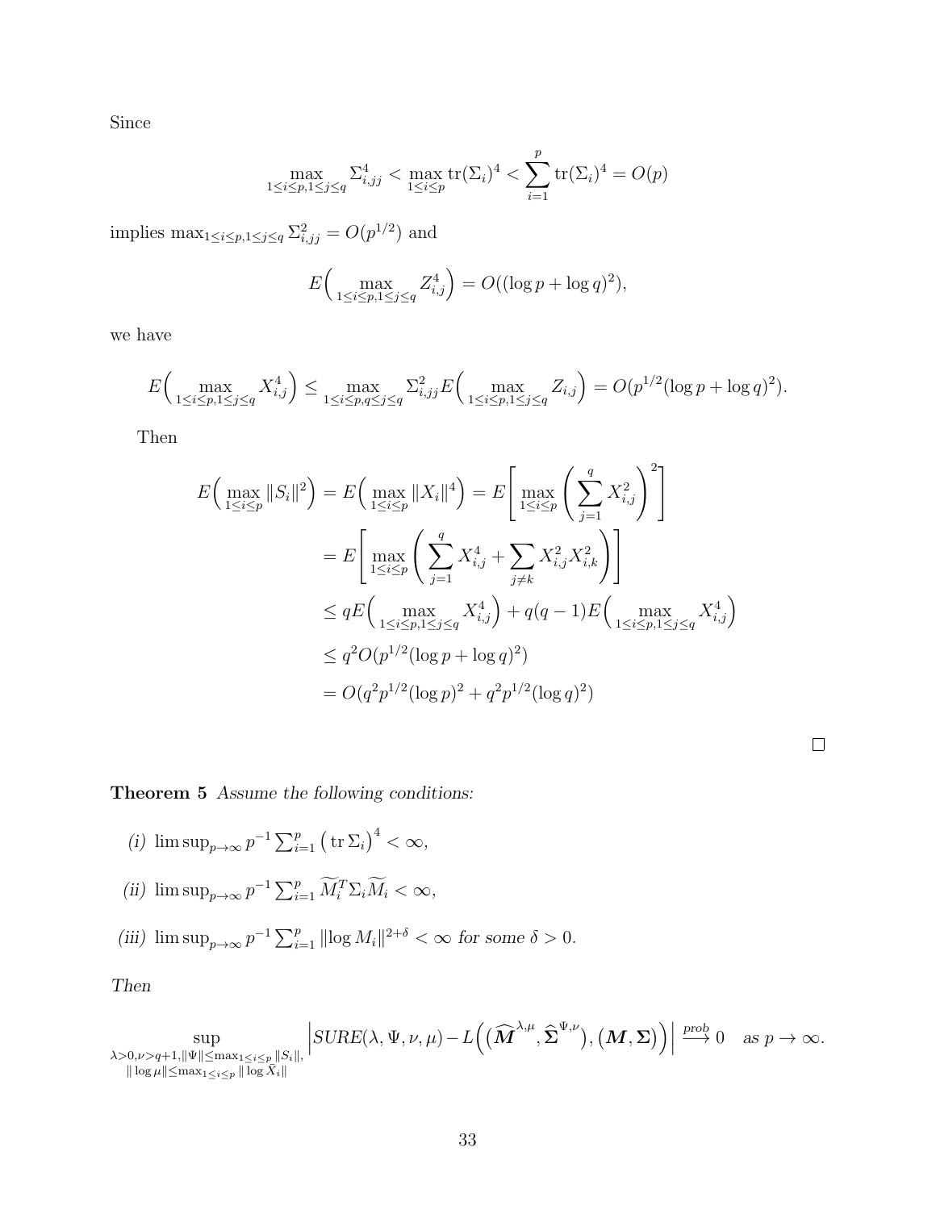Since

$$
\max_{1 \le i \le p, 1 \le j \le q} \Sigma_{i,jj}^4 < \max_{1 \le i \le p} \operatorname{tr}(\Sigma_i)^4 < \sum_{i=1}^{p} \operatorname{tr}(\Sigma_i)^4 = O(p)
$$

implies $\max_{1 \le i \le p, 1 \le j \le q} \Sigma_{i,jj}^2 = O(p^{1/2})$ and

$$
E\Big( \max_{1 \le i \le p, 1 \le j \le q} Z_{i,j}^4 \Big) = O((\log p + \log q)^2),
$$

we have

$$
E\Big( \max_{1 \le i \le p, 1 \le j \le q} X_{i,j}^4 \Big) \le \max_{1 \le i \le p, q \le j \le q} \Sigma_{i,jj}^2 E\Big( \max_{1 \le i \le p, 1 \le j \le q} Z_{i,j} \Big) = O(p^{1/2}(\log p + \log q)^2).
$$

Then

$$
\begin{aligned}
E\Big( \max_{1 \le i \le p} \|S_i\|^2 \Big) &= E\Big( \max_{1 \le i \le p} \|X_i\|^4 \Big) = E\left[ \max_{1 \le i \le p} \left( \sum_{j=1}^{q} X_{i,j}^2 \right)^2 \right] \\
&= E\left[ \max_{1 \le i \le p} \left( \sum_{j=1}^{q} X_{i,j}^4 + \sum_{j \ne k} X_{i,j}^2 X_{i,k}^2 \right) \right] \\
&\le qE\Big( \max_{1 \le i \le p, 1 \le j \le q} X_{i,j}^4 \Big) + q(q-1)E\Big( \max_{1 \le i \le p, 1 \le j \le q} X_{i,j}^4 \Big) \\
&\le q^2 O(p^{1/2}(\log p + \log q)^2) \\
&= O(q^2 p^{1/2}(\log p)^2 + q^2 p^{1/2}(\log q)^2)
\end{aligned}
$$

□

**Theorem 5** *Assume the following conditions:*

*(i)* $\limsup_{p \to \infty} p^{-1} \sum_{i=1}^{p} \big( \operatorname{tr} \Sigma_i \big)^4 < \infty$,

*(ii)* $\limsup_{p \to \infty} p^{-1} \sum_{i=1}^{p} \widetilde{M}_i^T \Sigma_i \widetilde{M}_i < \infty$,

*(iii)* $\limsup_{p \to \infty} p^{-1} \sum_{i=1}^{p} \|\log M_i\|^{2+\delta} < \infty$ *for some* $\delta > 0$.

*Then*

$$
\sup_{\substack{\lambda > 0, \nu > q+1, \|\Psi\| \le \max_{1 \le i \le p} \|S_i\|, \\ \|\log \mu\| \le \max_{1 \le i \le p} \|\log \bar{X}_i\|}} \left| SURE(\lambda, \Psi, \nu, \mu) - L\Big( \big( \widehat{\boldsymbol{M}}^{\lambda,\mu}, \widehat{\boldsymbol{\Sigma}}^{\Psi,\nu} \big), \big( \boldsymbol{M}, \boldsymbol{\Sigma} \big) \Big) \right| \xrightarrow{prob} 0 \quad \text{as } p \to \infty.
$$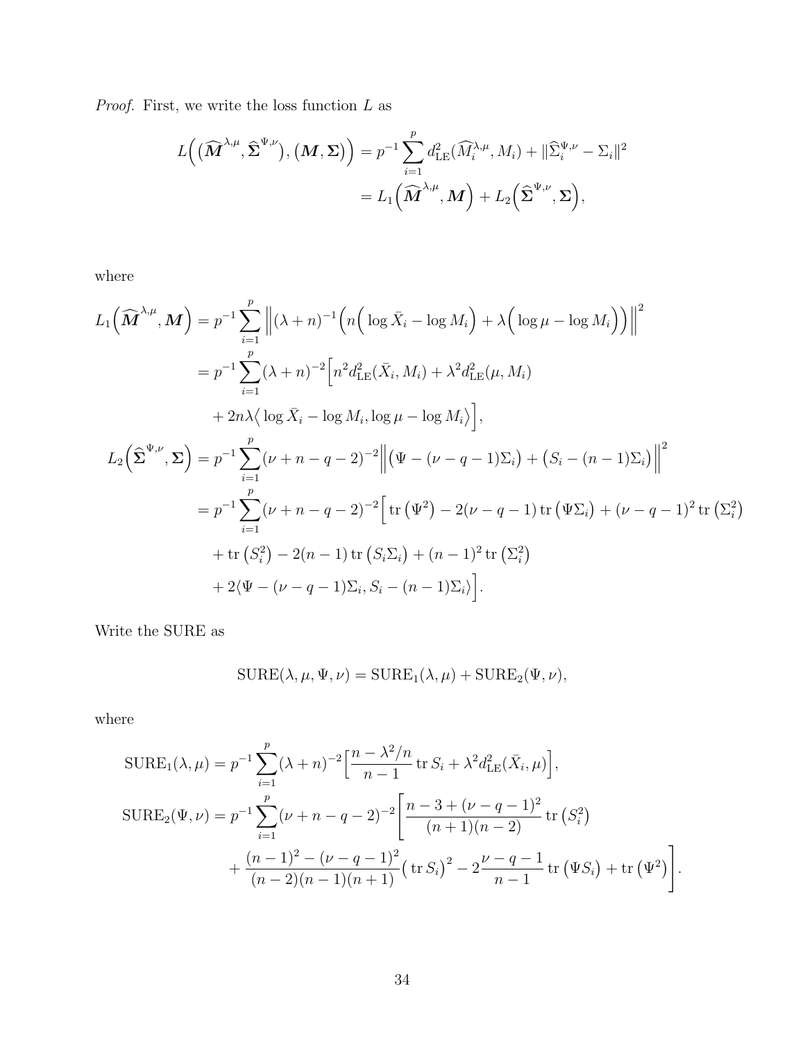*Proof.* First, we write the loss function $L$ as

$$
\begin{aligned}
L\Big(\big(\widehat{\boldsymbol{M}}^{\lambda,\mu}, \widehat{\boldsymbol{\Sigma}}^{\Psi,\nu}\big), \big(\boldsymbol{M}, \boldsymbol{\Sigma}\big)\Big) &= p^{-1}\sum_{i=1}^{p} d^2_{\mathrm{LE}}(\widehat{M}_i^{\lambda,\mu}, M_i) + \|\widehat{\Sigma}_i^{\Psi,\nu} - \Sigma_i\|^2 \\
&= L_1\Big(\widehat{\boldsymbol{M}}^{\lambda,\mu}, \boldsymbol{M}\Big) + L_2\Big(\widehat{\boldsymbol{\Sigma}}^{\Psi,\nu}, \boldsymbol{\Sigma}\Big),
\end{aligned}
$$

where

$$
\begin{aligned}
L_1\Big(\widehat{\boldsymbol{M}}^{\lambda,\mu}, \boldsymbol{M}\Big) &= p^{-1}\sum_{i=1}^{p} \Big\|(\lambda+n)^{-1}\Big(n\Big(\log \bar{X}_i - \log M_i\Big) + \lambda\Big(\log\mu - \log M_i\Big)\Big)\Big\|^2 \\
&= p^{-1}\sum_{i=1}^{p}(\lambda+n)^{-2}\Big[n^2 d^2_{\mathrm{LE}}(\bar{X}_i, M_i) + \lambda^2 d^2_{\mathrm{LE}}(\mu, M_i) \\
&\quad + 2n\lambda\Big\langle \log\bar{X}_i - \log M_i, \log\mu - \log M_i\Big\rangle\Big], \\
L_2\Big(\widehat{\boldsymbol{\Sigma}}^{\Psi,\nu}, \boldsymbol{\Sigma}\Big) &= p^{-1}\sum_{i=1}^{p}(\nu+n-q-2)^{-2}\Big\|\big(\Psi - (\nu-q-1)\Sigma_i\big) + \big(S_i - (n-1)\Sigma_i\big)\Big\|^2 \\
&= p^{-1}\sum_{i=1}^{p}(\nu+n-q-2)^{-2}\Big[\operatorname{tr}\big(\Psi^2\big) - 2(\nu-q-1)\operatorname{tr}\big(\Psi\Sigma_i\big) + (\nu-q-1)^2\operatorname{tr}\big(\Sigma_i^2\big) \\
&\quad + \operatorname{tr}\big(S_i^2\big) - 2(n-1)\operatorname{tr}\big(S_i\Sigma_i\big) + (n-1)^2\operatorname{tr}\big(\Sigma_i^2\big) \\
&\quad + 2\langle \Psi - (\nu-q-1)\Sigma_i, S_i - (n-1)\Sigma_i\rangle\Big].
\end{aligned}
$$

Write the SURE as

$$
\mathrm{SURE}(\lambda,\mu,\Psi,\nu) = \mathrm{SURE}_1(\lambda,\mu) + \mathrm{SURE}_2(\Psi,\nu),
$$

where

$$
\begin{aligned}
\mathrm{SURE}_1(\lambda,\mu) &= p^{-1}\sum_{i=1}^{p}(\lambda+n)^{-2}\Big[\frac{n-\lambda^2/n}{n-1}\operatorname{tr} S_i + \lambda^2 d^2_{\mathrm{LE}}(\bar{X}_i,\mu)\Big], \\
\mathrm{SURE}_2(\Psi,\nu) &= p^{-1}\sum_{i=1}^{p}(\nu+n-q-2)^{-2}\Bigg[\frac{n-3+(\nu-q-1)^2}{(n+1)(n-2)}\operatorname{tr}\big(S_i^2\big) \\
&\quad + \frac{(n-1)^2-(\nu-q-1)^2}{(n-2)(n-1)(n+1)}\big(\operatorname{tr} S_i\big)^2 - 2\frac{\nu-q-1}{n-1}\operatorname{tr}\big(\Psi S_i\big) + \operatorname{tr}\big(\Psi^2\big)\Bigg].
\end{aligned}
$$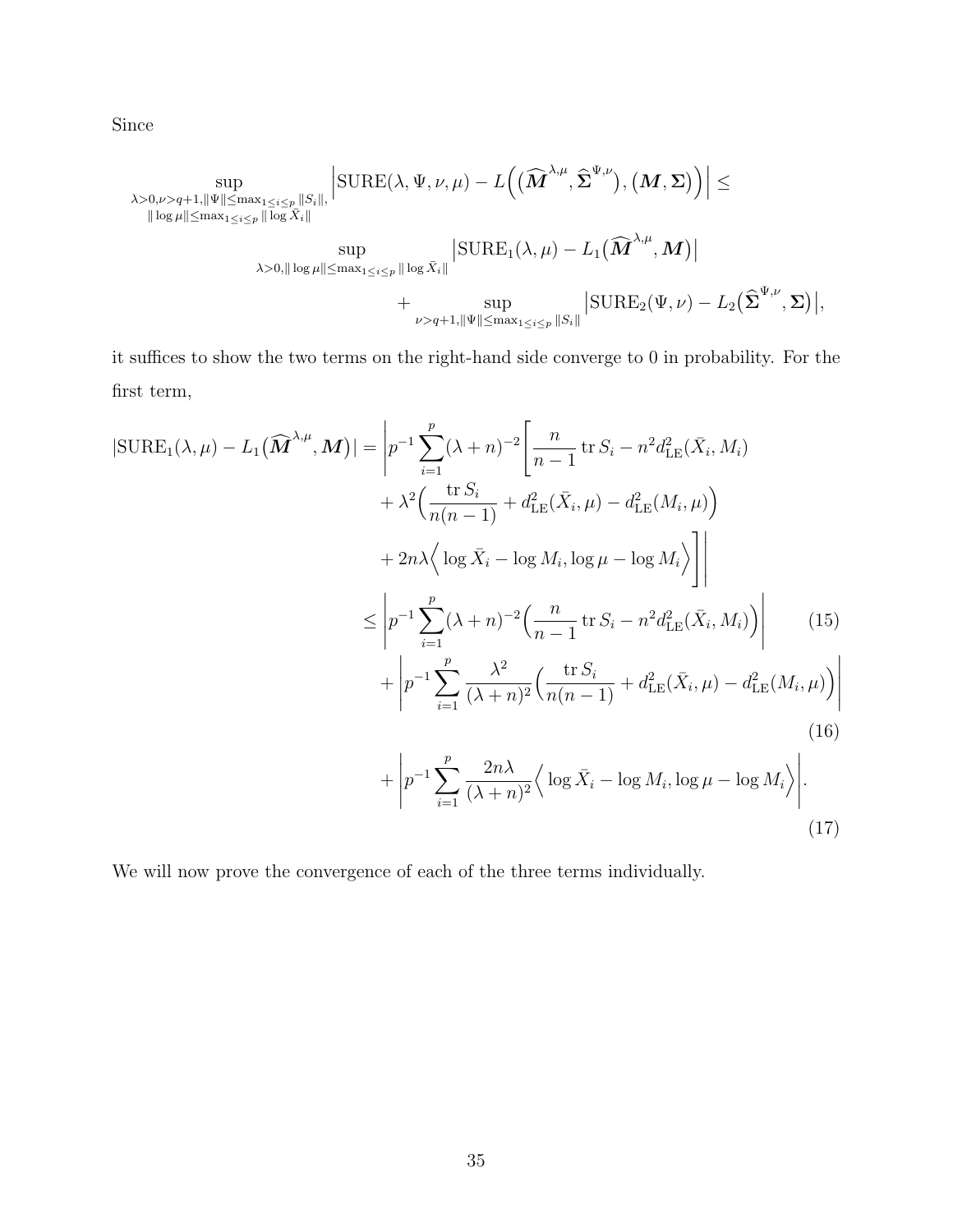Since

$$
\sup_{\substack{\lambda>0,\nu>q+1,\|\Psi\|\leq\max_{1\leq i\leq p}\|S_i\|,\\ \|\log\mu\|\leq\max_{1\leq i\leq p}\|\log\bar{X}_i\|}} \Big|\mathrm{SURE}(\lambda,\Psi,\nu,\mu) - L\Big(\big(\widehat{\boldsymbol{M}}^{\lambda,\mu},\widehat{\boldsymbol{\Sigma}}^{\Psi,\nu}\big),\big(\boldsymbol{M},\boldsymbol{\Sigma}\big)\Big)\Big| \leq
$$

$$
\sup_{\lambda>0,\|\log\mu\|\leq\max_{1\leq i\leq p}\|\log\bar{X}_i\|}\big|\mathrm{SURE}_1(\lambda,\mu) - L_1\big(\widehat{\boldsymbol{M}}^{\lambda,\mu},\boldsymbol{M}\big)\big|
$$

$$
+ \sup_{\nu>q+1,\|\Psi\|\leq\max_{1\leq i\leq p}\|S_i\|}\big|\mathrm{SURE}_2(\Psi,\nu) - L_2\big(\widehat{\boldsymbol{\Sigma}}^{\Psi,\nu},\boldsymbol{\Sigma}\big)\big|,
$$

it suffices to show the two terms on the right-hand side converge to 0 in probability. For the first term,

$$
\begin{aligned}
|\mathrm{SURE}_1(\lambda,\mu) - L_1\big(\widehat{\boldsymbol{M}}^{\lambda,\mu},\boldsymbol{M}\big)| &= \Bigg|p^{-1}\sum_{i=1}^{p}(\lambda+n)^{-2}\Bigg[\frac{n}{n-1}\operatorname{tr}S_i - n^2 d_{\mathrm{LE}}^2(\bar{X}_i,M_i) \\
&\quad + \lambda^2\Big(\frac{\operatorname{tr}S_i}{n(n-1)} + d_{\mathrm{LE}}^2(\bar{X}_i,\mu) - d_{\mathrm{LE}}^2(M_i,\mu)\Big) \\
&\quad + 2n\lambda\Big\langle\log\bar{X}_i - \log M_i, \log\mu - \log M_i\Big\rangle\Bigg]\Bigg| \\
&\leq \Bigg|p^{-1}\sum_{i=1}^{p}(\lambda+n)^{-2}\Big(\frac{n}{n-1}\operatorname{tr}S_i - n^2 d_{\mathrm{LE}}^2(\bar{X}_i,M_i)\Big)\Bigg| \qquad (15) \\
&\quad + \Bigg|p^{-1}\sum_{i=1}^{p}\frac{\lambda^2}{(\lambda+n)^2}\Big(\frac{\operatorname{tr}S_i}{n(n-1)} + d_{\mathrm{LE}}^2(\bar{X}_i,\mu) - d_{\mathrm{LE}}^2(M_i,\mu)\Big)\Bigg| \\
&\qquad (16) \\
&\quad + \Bigg|p^{-1}\sum_{i=1}^{p}\frac{2n\lambda}{(\lambda+n)^2}\Big\langle\log\bar{X}_i - \log M_i, \log\mu - \log M_i\Big\rangle\Bigg|. \\
&\qquad (17)
\end{aligned}
$$

We will now prove the convergence of each of the three terms individually.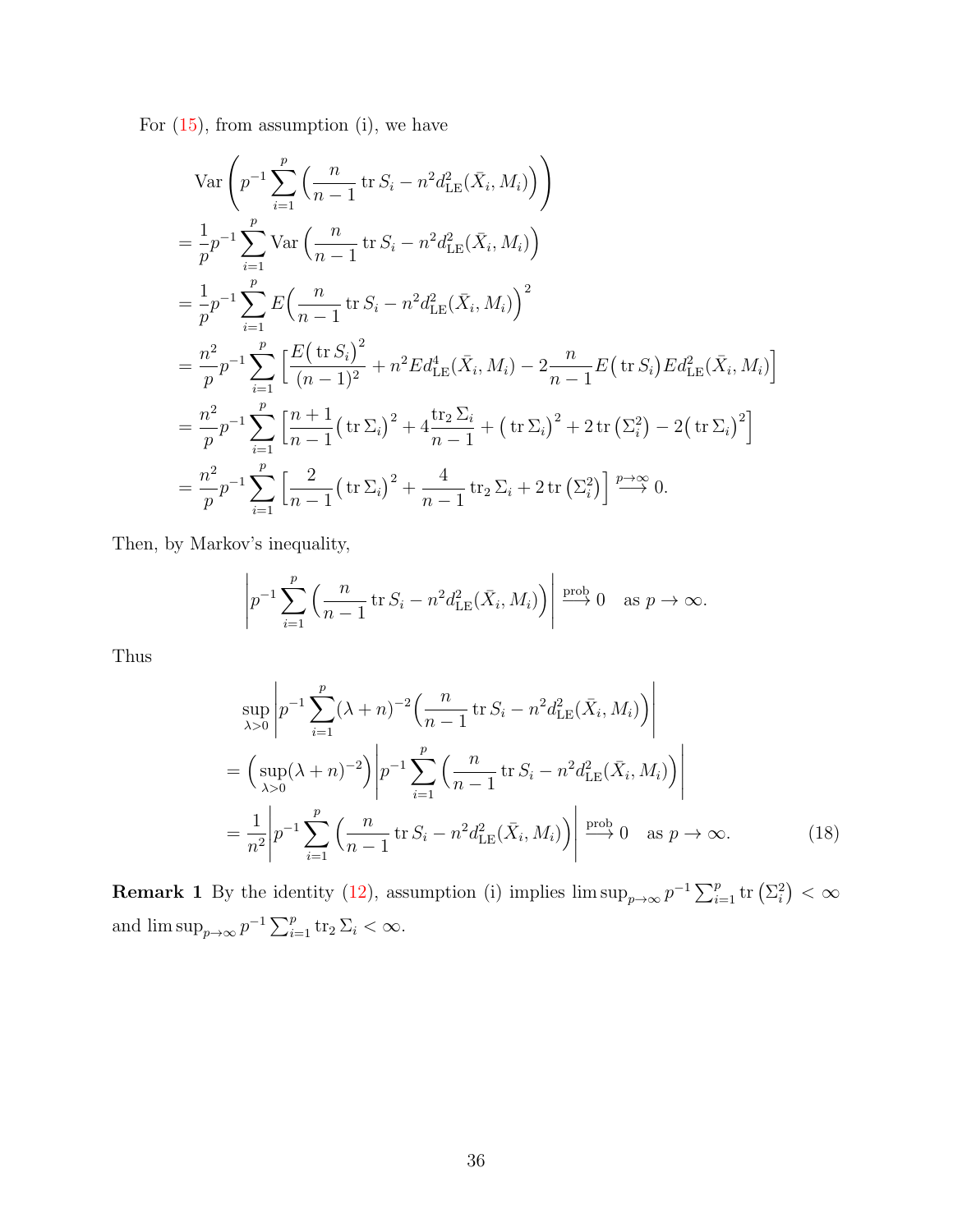For (15), from assumption (i), we have

$$
\begin{aligned}
&\operatorname{Var}\left(p^{-1}\sum_{i=1}^{p}\left(\frac{n}{n-1}\operatorname{tr}S_i - n^2 d_{\mathrm{LE}}^2(\bar{X}_i, M_i)\right)\right)\\
&= \frac{1}{p}p^{-1}\sum_{i=1}^{p}\operatorname{Var}\left(\frac{n}{n-1}\operatorname{tr}S_i - n^2 d_{\mathrm{LE}}^2(\bar{X}_i, M_i)\right)\\
&= \frac{1}{p}p^{-1}\sum_{i=1}^{p}E\Big(\frac{n}{n-1}\operatorname{tr}S_i - n^2 d_{\mathrm{LE}}^2(\bar{X}_i, M_i)\Big)^2\\
&= \frac{n^2}{p}p^{-1}\sum_{i=1}^{p}\Big[\frac{E\big(\operatorname{tr}S_i\big)^2}{(n-1)^2} + n^2 E d_{\mathrm{LE}}^4(\bar{X}_i, M_i) - 2\frac{n}{n-1}E\big(\operatorname{tr}S_i\big)E d_{\mathrm{LE}}^2(\bar{X}_i, M_i)\Big]\\
&= \frac{n^2}{p}p^{-1}\sum_{i=1}^{p}\Big[\frac{n+1}{n-1}\big(\operatorname{tr}\Sigma_i\big)^2 + 4\frac{\operatorname{tr}_2\Sigma_i}{n-1} + \big(\operatorname{tr}\Sigma_i\big)^2 + 2\operatorname{tr}\left(\Sigma_i^2\right) - 2\big(\operatorname{tr}\Sigma_i\big)^2\Big]\\
&= \frac{n^2}{p}p^{-1}\sum_{i=1}^{p}\Big[\frac{2}{n-1}\big(\operatorname{tr}\Sigma_i\big)^2 + \frac{4}{n-1}\operatorname{tr}_2\Sigma_i + 2\operatorname{tr}\left(\Sigma_i^2\right)\Big] \overset{p\to\infty}{\longrightarrow} 0.
\end{aligned}
$$

Then, by Markov's inequality,

$$
\left|p^{-1}\sum_{i=1}^{p}\left(\frac{n}{n-1}\operatorname{tr}S_i - n^2 d_{\mathrm{LE}}^2(\bar{X}_i, M_i)\right)\right| \overset{\text{prob}}{\longrightarrow} 0 \quad \text{as } p\to\infty.
$$

Thus

$$
\begin{aligned}
&\sup_{\lambda>0}\left|p^{-1}\sum_{i=1}^{p}(\lambda+n)^{-2}\Big(\frac{n}{n-1}\operatorname{tr}S_i - n^2 d_{\mathrm{LE}}^2(\bar{X}_i, M_i)\Big)\right|\\
&= \Big(\sup_{\lambda>0}(\lambda+n)^{-2}\Big)\left|p^{-1}\sum_{i=1}^{p}\left(\frac{n}{n-1}\operatorname{tr}S_i - n^2 d_{\mathrm{LE}}^2(\bar{X}_i, M_i)\right)\right|\\
&= \frac{1}{n^2}\left|p^{-1}\sum_{i=1}^{p}\left(\frac{n}{n-1}\operatorname{tr}S_i - n^2 d_{\mathrm{LE}}^2(\bar{X}_i, M_i)\right)\right| \overset{\text{prob}}{\longrightarrow} 0 \quad \text{as } p\to\infty. \qquad (18)
\end{aligned}
$$

**Remark 1** By the identity (12), assumption (i) implies $\limsup_{p\to\infty} p^{-1}\sum_{i=1}^{p}\operatorname{tr}\left(\Sigma_i^2\right) < \infty$ and $\limsup_{p\to\infty} p^{-1}\sum_{i=1}^{p}\operatorname{tr}_2\Sigma_i < \infty$.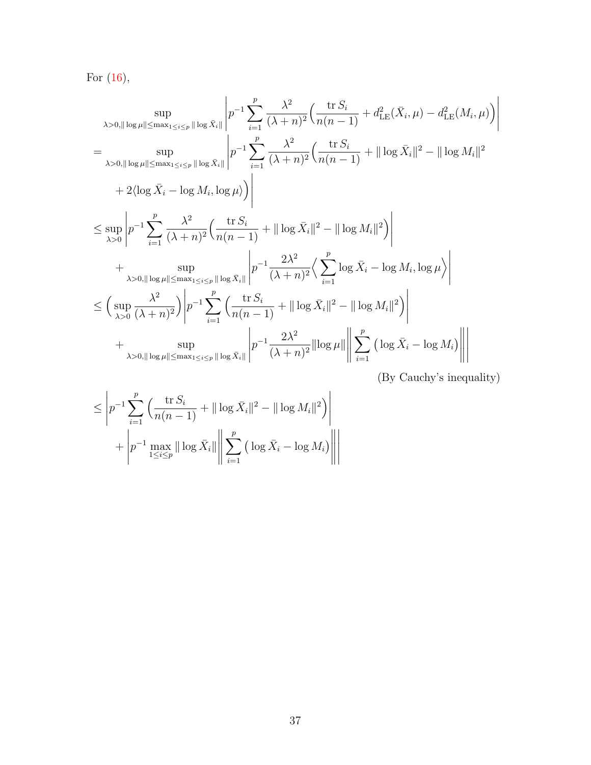For (16),

$$
\begin{aligned}
&\sup_{\lambda>0, \|\log\mu\|\le \max_{1\le i\le p}\|\log \bar{X}_i\|} \left| p^{-1}\sum_{i=1}^{p} \frac{\lambda^2}{(\lambda+n)^2}\Big(\frac{\operatorname{tr} S_i}{n(n-1)} + d^2_{\mathrm{LE}}(\bar{X}_i,\mu) - d^2_{\mathrm{LE}}(M_i,\mu)\Big)\right| \\
&= \sup_{\lambda>0, \|\log\mu\|\le \max_{1\le i\le p}\|\log \bar{X}_i\|} \left| p^{-1}\sum_{i=1}^{p} \frac{\lambda^2}{(\lambda+n)^2}\Big(\frac{\operatorname{tr} S_i}{n(n-1)} + \|\log \bar{X}_i\|^2 - \|\log M_i\|^2 \right. \\
&\qquad \left. + 2\langle \log \bar{X}_i - \log M_i, \log\mu\rangle\Big)\right| \\
&\le \sup_{\lambda>0} \left| p^{-1}\sum_{i=1}^{p} \frac{\lambda^2}{(\lambda+n)^2}\Big(\frac{\operatorname{tr} S_i}{n(n-1)} + \|\log \bar{X}_i\|^2 - \|\log M_i\|^2\Big)\right| \\
&\qquad + \sup_{\lambda>0, \|\log\mu\|\le \max_{1\le i\le p}\|\log \bar{X}_i\|} \left| p^{-1}\frac{2\lambda^2}{(\lambda+n)^2}\Big\langle \sum_{i=1}^{p}\log \bar{X}_i - \log M_i, \log\mu\Big\rangle\right| \\
&\le \Big(\sup_{\lambda>0}\frac{\lambda^2}{(\lambda+n)^2}\Big) \left| p^{-1}\sum_{i=1}^{p} \Big(\frac{\operatorname{tr} S_i}{n(n-1)} + \|\log \bar{X}_i\|^2 - \|\log M_i\|^2\Big)\right| \\
&\qquad + \sup_{\lambda>0, \|\log\mu\|\le \max_{1\le i\le p}\|\log \bar{X}_i\|} \left| p^{-1}\frac{2\lambda^2}{(\lambda+n)^2}\|\log\mu\| \left\| \sum_{i=1}^{p}\big(\log \bar{X}_i - \log M_i\big)\right\|\right| \\
&\qquad\qquad\qquad\qquad\qquad\qquad\qquad\qquad\qquad\qquad\qquad\qquad \text{(By Cauchy's inequality)} \\
&\le \left| p^{-1}\sum_{i=1}^{p} \Big(\frac{\operatorname{tr} S_i}{n(n-1)} + \|\log \bar{X}_i\|^2 - \|\log M_i\|^2\Big)\right| \\
&\qquad + \left| p^{-1}\max_{1\le i\le p}\|\log \bar{X}_i\| \left\| \sum_{i=1}^{p}\big(\log \bar{X}_i - \log M_i\big)\right\|\right|
\end{aligned}
$$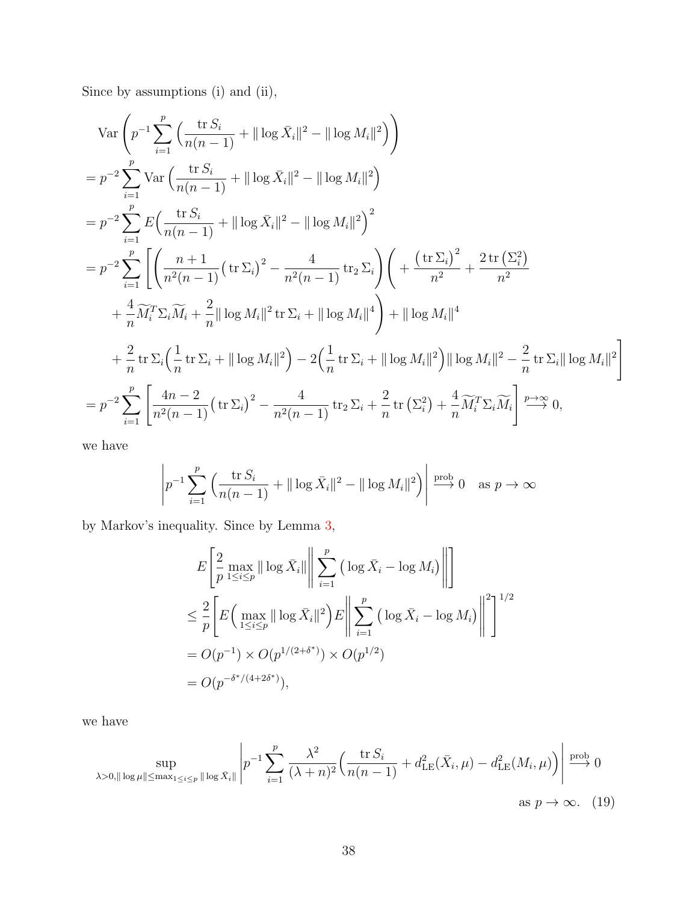Since by assumptions (i) and (ii),

$$
\begin{aligned}
&\operatorname{Var}\left(p^{-1}\sum_{i=1}^{p}\Big(\frac{\operatorname{tr} S_i}{n(n-1)} + \|\log \bar{X}_i\|^2 - \|\log M_i\|^2\Big)\right) \\
&= p^{-2}\sum_{i=1}^{p}\operatorname{Var}\Big(\frac{\operatorname{tr} S_i}{n(n-1)} + \|\log \bar{X}_i\|^2 - \|\log M_i\|^2\Big) \\
&= p^{-2}\sum_{i=1}^{p} E\Big(\frac{\operatorname{tr} S_i}{n(n-1)} + \|\log \bar{X}_i\|^2 - \|\log M_i\|^2\Big)^2 \\
&= p^{-2}\sum_{i=1}^{p}\Bigg[\left(\frac{n+1}{n^2(n-1)}\big(\operatorname{tr}\Sigma_i\big)^2 - \frac{4}{n^2(n-1)}\operatorname{tr}_2\Sigma_i\right)\Bigg( + \frac{\big(\operatorname{tr}\Sigma_i\big)^2}{n^2} + \frac{2\operatorname{tr}\big(\Sigma_i^2\big)}{n^2} \\
&\quad + \frac{4}{n}\widetilde{M}_i^T\Sigma_i\widetilde{M}_i + \frac{2}{n}\|\log M_i\|^2\operatorname{tr}\Sigma_i + \|\log M_i\|^4\Bigg) + \|\log M_i\|^4 \\
&\quad + \frac{2}{n}\operatorname{tr}\Sigma_i\Big(\frac{1}{n}\operatorname{tr}\Sigma_i + \|\log M_i\|^2\Big) - 2\Big(\frac{1}{n}\operatorname{tr}\Sigma_i + \|\log M_i\|^2\Big)\|\log M_i\|^2 - \frac{2}{n}\operatorname{tr}\Sigma_i\|\log M_i\|^2\Bigg] \\
&= p^{-2}\sum_{i=1}^{p}\left[\frac{4n-2}{n^2(n-1)}\big(\operatorname{tr}\Sigma_i\big)^2 - \frac{4}{n^2(n-1)}\operatorname{tr}_2\Sigma_i + \frac{2}{n}\operatorname{tr}\big(\Sigma_i^2\big) + \frac{4}{n}\widetilde{M}_i^T\Sigma_i\widetilde{M}_i\right] \overset{p\to\infty}{\longrightarrow} 0,
\end{aligned}
$$

we have

$$
\left|p^{-1}\sum_{i=1}^{p}\Big(\frac{\operatorname{tr} S_i}{n(n-1)} + \|\log \bar{X}_i\|^2 - \|\log M_i\|^2\Big)\right| \overset{\text{prob}}{\longrightarrow} 0 \quad \text{as } p\to\infty
$$

by Markov's inequality. Since by Lemma 3,

$$
\begin{aligned}
&E\left[\frac{2}{p}\max_{1\le i\le p}\|\log \bar{X}_i\|\left\|\sum_{i=1}^{p}\big(\log \bar{X}_i - \log M_i\big)\right\|\right] \\
&\le \frac{2}{p}\left[E\Big(\max_{1\le i\le p}\|\log \bar{X}_i\|^2\Big)E\left\|\sum_{i=1}^{p}\big(\log \bar{X}_i - \log M_i\big)\right\|^2\right]^{1/2} \\
&= O(p^{-1})\times O(p^{1/(2+\delta^*)})\times O(p^{1/2}) \\
&= O(p^{-\delta^*/(4+2\delta^*)}),
\end{aligned}
$$

we have

$$
\sup_{\lambda>0,\|\log\mu\|\le\max_{1\le i\le p}\|\log \bar{X}_i\|}\left|p^{-1}\sum_{i=1}^{p}\frac{\lambda^2}{(\lambda+n)^2}\Big(\frac{\operatorname{tr} S_i}{n(n-1)} + d_{\mathrm{LE}}^2(\bar{X}_i,\mu) - d_{\mathrm{LE}}^2(M_i,\mu)\Big)\right| \overset{\text{prob}}{\longrightarrow} 0 \quad \text{as } p\to\infty. \tag{19}
$$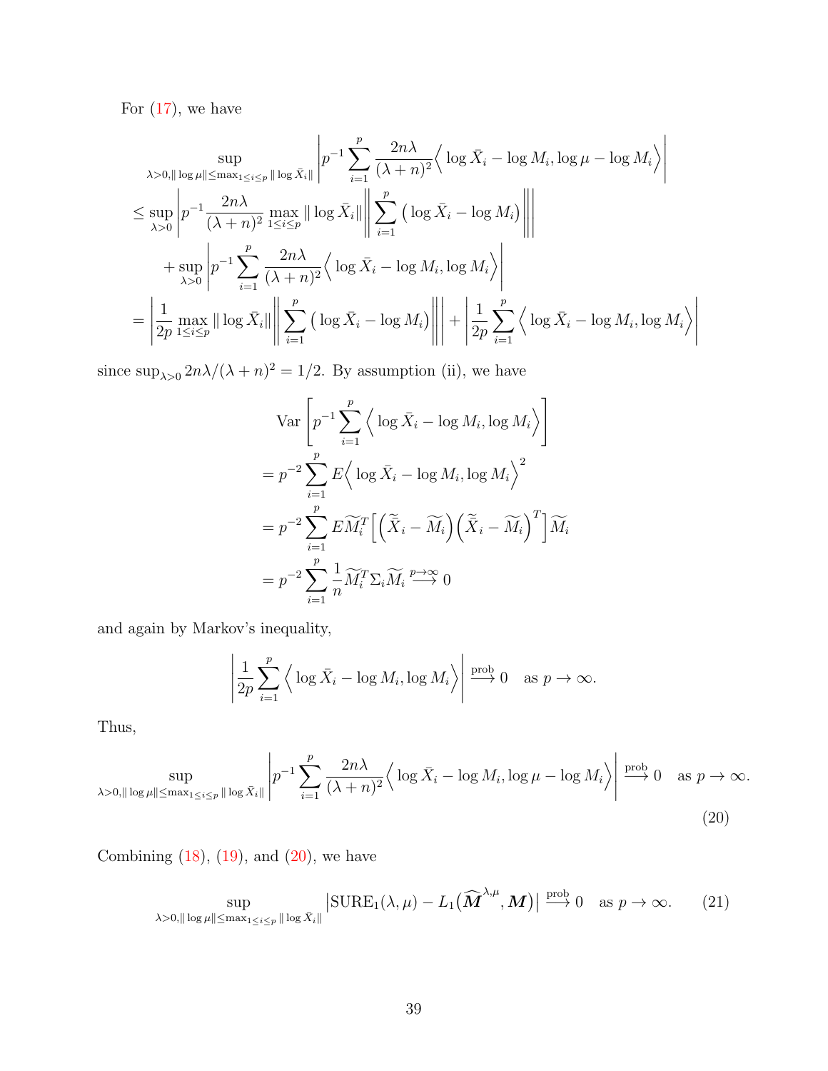For (17), we have

$$
\begin{aligned}
&\sup_{\lambda>0, \|\log \mu\| \le \max_{1\le i\le p} \|\log \bar{X}_i\|} \left| p^{-1} \sum_{i=1}^{p} \frac{2n\lambda}{(\lambda+n)^2} \Big\langle \log \bar{X}_i - \log M_i, \log \mu - \log M_i \Big\rangle \right| \\
&\le \sup_{\lambda>0} \left| p^{-1} \frac{2n\lambda}{(\lambda+n)^2} \max_{1\le i\le p} \|\log \bar{X}_i\| \left\| \sum_{i=1}^{p} \big( \log \bar{X}_i - \log M_i \big) \right\| \right| \\
&\quad + \sup_{\lambda>0} \left| p^{-1} \sum_{i=1}^{p} \frac{2n\lambda}{(\lambda+n)^2} \Big\langle \log \bar{X}_i - \log M_i, \log M_i \Big\rangle \right| \\
&= \left| \frac{1}{2p} \max_{1\le i\le p} \|\log \bar{X}_i\| \left\| \sum_{i=1}^{p} \big( \log \bar{X}_i - \log M_i \big) \right\| \right| + \left| \frac{1}{2p} \sum_{i=1}^{p} \Big\langle \log \bar{X}_i - \log M_i, \log M_i \Big\rangle \right|
\end{aligned}
$$

since $\sup_{\lambda>0} 2n\lambda/(\lambda+n)^2 = 1/2$. By assumption (ii), we have

$$
\begin{aligned}
&\mathrm{Var}\left[ p^{-1} \sum_{i=1}^{p} \Big\langle \log \bar{X}_i - \log M_i, \log M_i \Big\rangle \right] \\
&= p^{-2} \sum_{i=1}^{p} E \Big\langle \log \bar{X}_i - \log M_i, \log M_i \Big\rangle^2 \\
&= p^{-2} \sum_{i=1}^{p} E \widetilde{M}_i^T \Big[ \Big( \widetilde{\bar{X}}_i - \widetilde{M}_i \Big) \Big( \widetilde{\bar{X}}_i - \widetilde{M}_i \Big)^T \Big] \widetilde{M}_i \\
&= p^{-2} \sum_{i=1}^{p} \frac{1}{n} \widetilde{M}_i^T \Sigma_i \widetilde{M}_i \overset{p\to\infty}{\longrightarrow} 0
\end{aligned}
$$

and again by Markov's inequality,

$$
\left| \frac{1}{2p} \sum_{i=1}^{p} \Big\langle \log \bar{X}_i - \log M_i, \log M_i \Big\rangle \right| \overset{\text{prob}}{\longrightarrow} 0 \quad \text{as } p \to \infty.
$$

Thus,

$$
\sup_{\lambda>0, \|\log \mu\| \le \max_{1\le i\le p} \|\log \bar{X}_i\|} \left| p^{-1} \sum_{i=1}^{p} \frac{2n\lambda}{(\lambda+n)^2} \Big\langle \log \bar{X}_i - \log M_i, \log \mu - \log M_i \Big\rangle \right| \overset{\text{prob}}{\longrightarrow} 0 \quad \text{as } p \to \infty. \tag{20}
$$

Combining (18), (19), and (20), we have

$$
\sup_{\lambda>0, \|\log \mu\| \le \max_{1\le i\le p} \|\log \bar{X}_i\|} \left| \mathrm{SURE}_1(\lambda, \mu) - L_1\big( \widehat{\boldsymbol{M}}^{\lambda,\mu}, \boldsymbol{M} \big) \right| \overset{\text{prob}}{\longrightarrow} 0 \quad \text{as } p \to \infty. \tag{21}
$$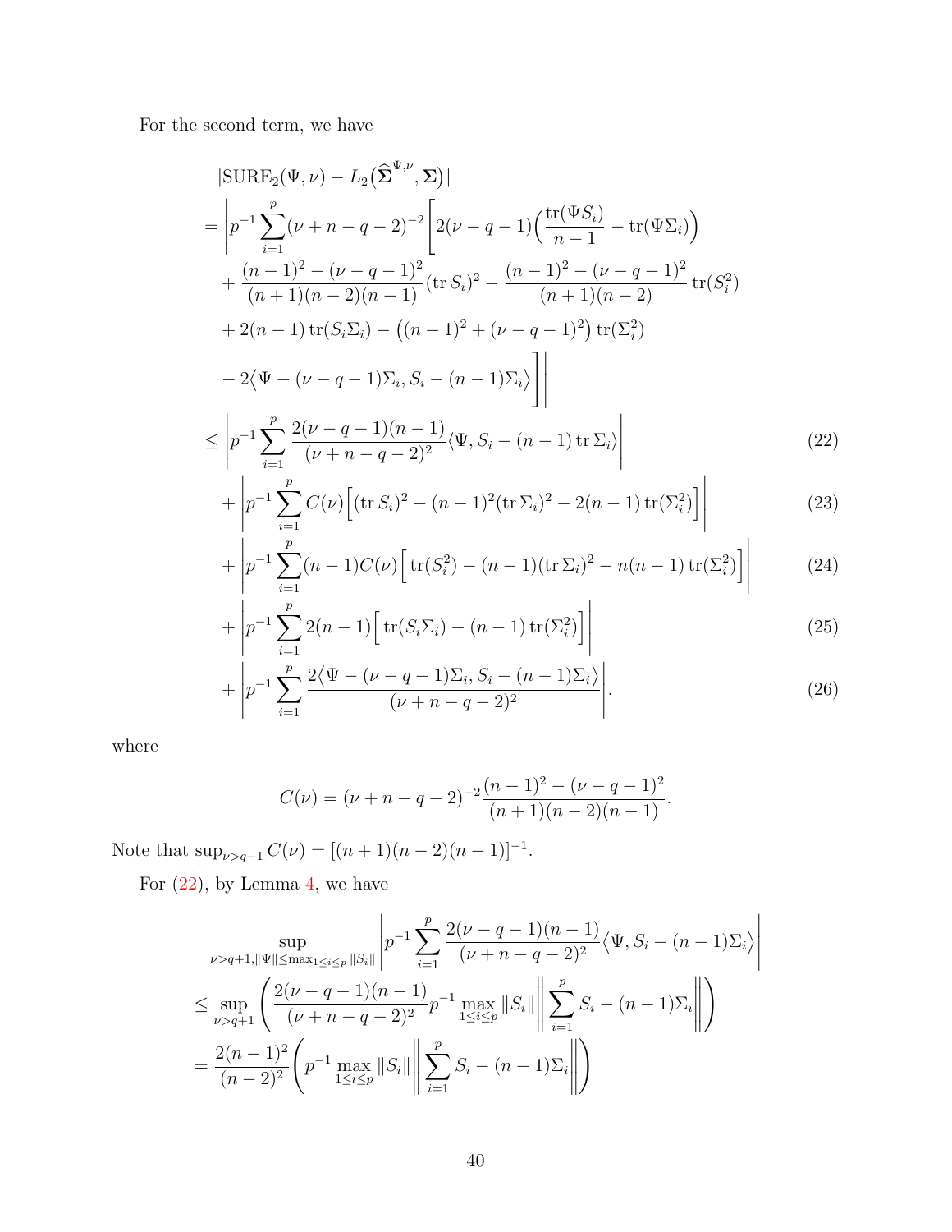For the second term, we have

$$
\begin{aligned}
&|\mathrm{SURE}_2(\Psi,\nu) - L_2\big(\widehat{\mathbf{\Sigma}}^{\Psi,\nu},\mathbf{\Sigma}\big)| \\
&= \Bigg| p^{-1}\sum_{i=1}^p (\nu+n-q-2)^{-2}\Bigg[ 2(\nu-q-1)\Big(\frac{\operatorname{tr}(\Psi S_i)}{n-1} - \operatorname{tr}(\Psi\Sigma_i)\Big) \\
&\quad + \frac{(n-1)^2-(\nu-q-1)^2}{(n+1)(n-2)(n-1)}(\operatorname{tr} S_i)^2 - \frac{(n-1)^2-(\nu-q-1)^2}{(n+1)(n-2)}\operatorname{tr}(S_i^2) \\
&\quad + 2(n-1)\operatorname{tr}(S_i\Sigma_i) - \big((n-1)^2+(\nu-q-1)^2\big)\operatorname{tr}(\Sigma_i^2) \\
&\quad - 2\big\langle \Psi-(\nu-q-1)\Sigma_i, S_i-(n-1)\Sigma_i\big\rangle\Bigg]\Bigg| \\
&\le \left| p^{-1}\sum_{i=1}^p \frac{2(\nu-q-1)(n-1)}{(\nu+n-q-2)^2}\langle \Psi, S_i-(n-1)\operatorname{tr}\Sigma_i\rangle\right| &(22)\\
&\quad + \left| p^{-1}\sum_{i=1}^p C(\nu)\Big[(\operatorname{tr} S_i)^2-(n-1)^2(\operatorname{tr}\Sigma_i)^2 - 2(n-1)\operatorname{tr}(\Sigma_i^2)\Big]\right| &(23)\\
&\quad + \left| p^{-1}\sum_{i=1}^p (n-1)C(\nu)\Big[\operatorname{tr}(S_i^2)-(n-1)(\operatorname{tr}\Sigma_i)^2 - n(n-1)\operatorname{tr}(\Sigma_i^2)\Big]\right| &(24)\\
&\quad + \left| p^{-1}\sum_{i=1}^p 2(n-1)\Big[\operatorname{tr}(S_i\Sigma_i)-(n-1)\operatorname{tr}(\Sigma_i^2)\Big]\right| &(25)\\
&\quad + \left| p^{-1}\sum_{i=1}^p \frac{2\big\langle\Psi-(\nu-q-1)\Sigma_i, S_i-(n-1)\Sigma_i\big\rangle}{(\nu+n-q-2)^2}\right|. &(26)
\end{aligned}
$$

where

$$
C(\nu) = (\nu+n-q-2)^{-2}\frac{(n-1)^2-(\nu-q-1)^2}{(n+1)(n-2)(n-1)}.
$$

Note that $\sup_{\nu>q-1} C(\nu) = [(n+1)(n-2)(n-1)]^{-1}$.

For (22), by Lemma 4, we have

$$
\begin{aligned}
&\sup_{\nu>q+1,\|\Psi\|\le\max_{1\le i\le p}\|S_i\|}\left| p^{-1}\sum_{i=1}^p \frac{2(\nu-q-1)(n-1)}{(\nu+n-q-2)^2}\big\langle\Psi, S_i-(n-1)\Sigma_i\big\rangle\right| \\
&\le \sup_{\nu>q+1}\left(\frac{2(\nu-q-1)(n-1)}{(\nu+n-q-2)^2}p^{-1}\max_{1\le i\le p}\|S_i\|\left\|\sum_{i=1}^p S_i-(n-1)\Sigma_i\right\|\right) \\
&= \frac{2(n-1)^2}{(n-2)^2}\left(p^{-1}\max_{1\le i\le p}\|S_i\|\left\|\sum_{i=1}^p S_i-(n-1)\Sigma_i\right\|\right)
\end{aligned}
$$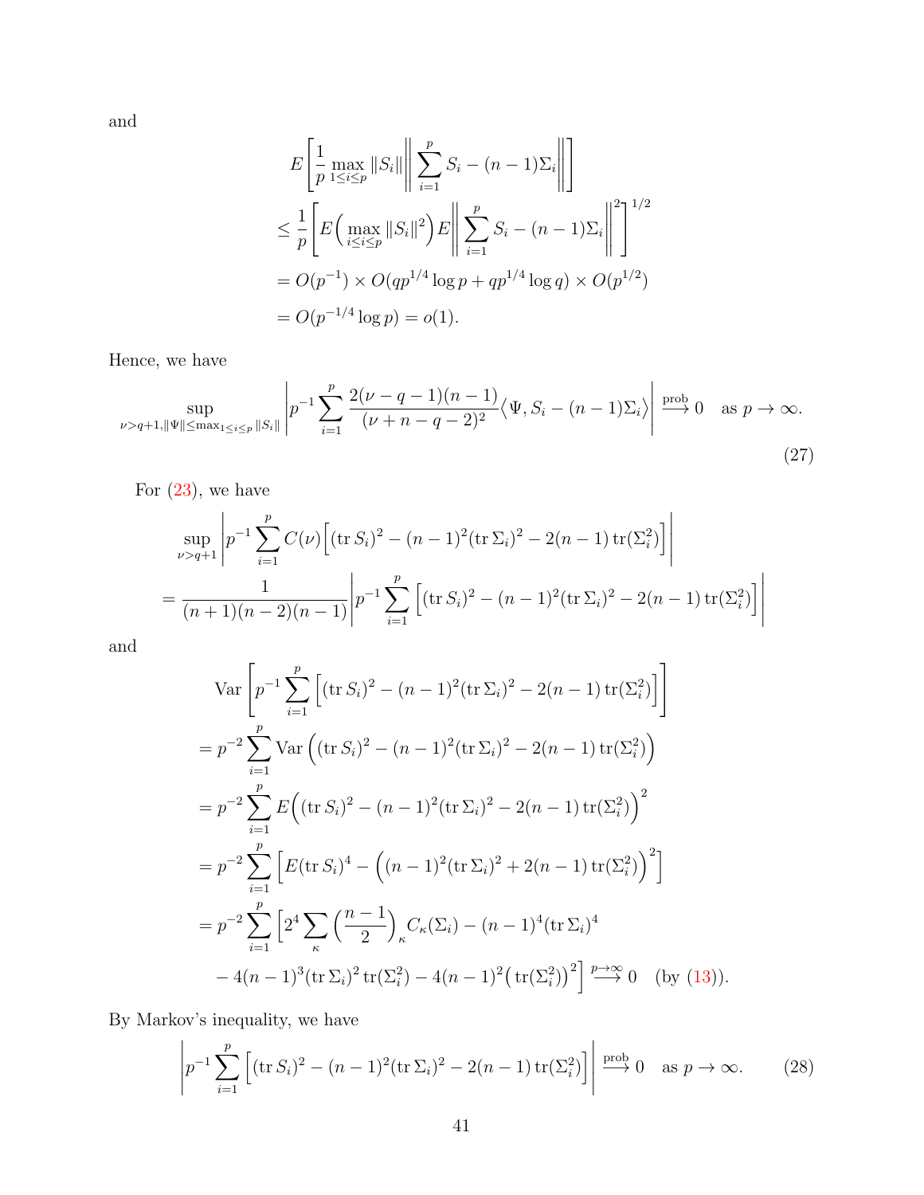and

$$
\begin{aligned}
&E\left[\frac{1}{p}\max_{1\le i\le p}\|S_i\|\left\|\sum_{i=1}^{p}S_i-(n-1)\Sigma_i\right\|\right]\\
&\le \frac{1}{p}\left[E\Big(\max_{i\le i\le p}\|S_i\|^2\Big)E\left\|\sum_{i=1}^{p}S_i-(n-1)\Sigma_i\right\|^2\right]^{1/2}\\
&=O(p^{-1})\times O(qp^{1/4}\log p+qp^{1/4}\log q)\times O(p^{1/2})\\
&=O(p^{-1/4}\log p)=o(1).
\end{aligned}
$$

Hence, we have

$$
\sup_{\nu>q+1,\|\Psi\|\le\max_{1\le i\le p}\|S_i\|}\left|p^{-1}\sum_{i=1}^{p}\frac{2(\nu-q-1)(n-1)}{(\nu+n-q-2)^2}\big\langle\Psi,S_i-(n-1)\Sigma_i\big\rangle\right|\xrightarrow{\text{prob}}0\quad\text{as } p\to\infty. \tag{27}
$$

For (23), we have

$$
\begin{aligned}
&\sup_{\nu>q+1}\left|p^{-1}\sum_{i=1}^{p}C(\nu)\Big[(\operatorname{tr}S_i)^2-(n-1)^2(\operatorname{tr}\Sigma_i)^2-2(n-1)\operatorname{tr}(\Sigma_i^2)\Big]\right|\\
&=\frac{1}{(n+1)(n-2)(n-1)}\left|p^{-1}\sum_{i=1}^{p}\Big[(\operatorname{tr}S_i)^2-(n-1)^2(\operatorname{tr}\Sigma_i)^2-2(n-1)\operatorname{tr}(\Sigma_i^2)\Big]\right|
\end{aligned}
$$

and

$$
\begin{aligned}
&\operatorname{Var}\left[p^{-1}\sum_{i=1}^{p}\Big[(\operatorname{tr}S_i)^2-(n-1)^2(\operatorname{tr}\Sigma_i)^2-2(n-1)\operatorname{tr}(\Sigma_i^2)\Big]\right]\\
&=p^{-2}\sum_{i=1}^{p}\operatorname{Var}\Big((\operatorname{tr}S_i)^2-(n-1)^2(\operatorname{tr}\Sigma_i)^2-2(n-1)\operatorname{tr}(\Sigma_i^2)\Big)\\
&=p^{-2}\sum_{i=1}^{p}E\Big((\operatorname{tr}S_i)^2-(n-1)^2(\operatorname{tr}\Sigma_i)^2-2(n-1)\operatorname{tr}(\Sigma_i^2)\Big)^2\\
&=p^{-2}\sum_{i=1}^{p}\Big[E(\operatorname{tr}S_i)^4-\Big((n-1)^2(\operatorname{tr}\Sigma_i)^2+2(n-1)\operatorname{tr}(\Sigma_i^2)\Big)^2\Big]\\
&=p^{-2}\sum_{i=1}^{p}\Big[2^4\sum_{\kappa}\Big(\frac{n-1}{2}\Big)_{\kappa}C_{\kappa}(\Sigma_i)-(n-1)^4(\operatorname{tr}\Sigma_i)^4\\
&\qquad-4(n-1)^3(\operatorname{tr}\Sigma_i)^2\operatorname{tr}(\Sigma_i^2)-4(n-1)^2\big(\operatorname{tr}(\Sigma_i^2)\big)^2\Big]\xrightarrow{p\to\infty}0\quad(\text{by }(13)).
\end{aligned}
$$

By Markov's inequality, we have

$$
\left|p^{-1}\sum_{i=1}^{p}\Big[(\operatorname{tr}S_i)^2-(n-1)^2(\operatorname{tr}\Sigma_i)^2-2(n-1)\operatorname{tr}(\Sigma_i^2)\Big]\right|\xrightarrow{\text{prob}}0\quad\text{as } p\to\infty. \tag{28}
$$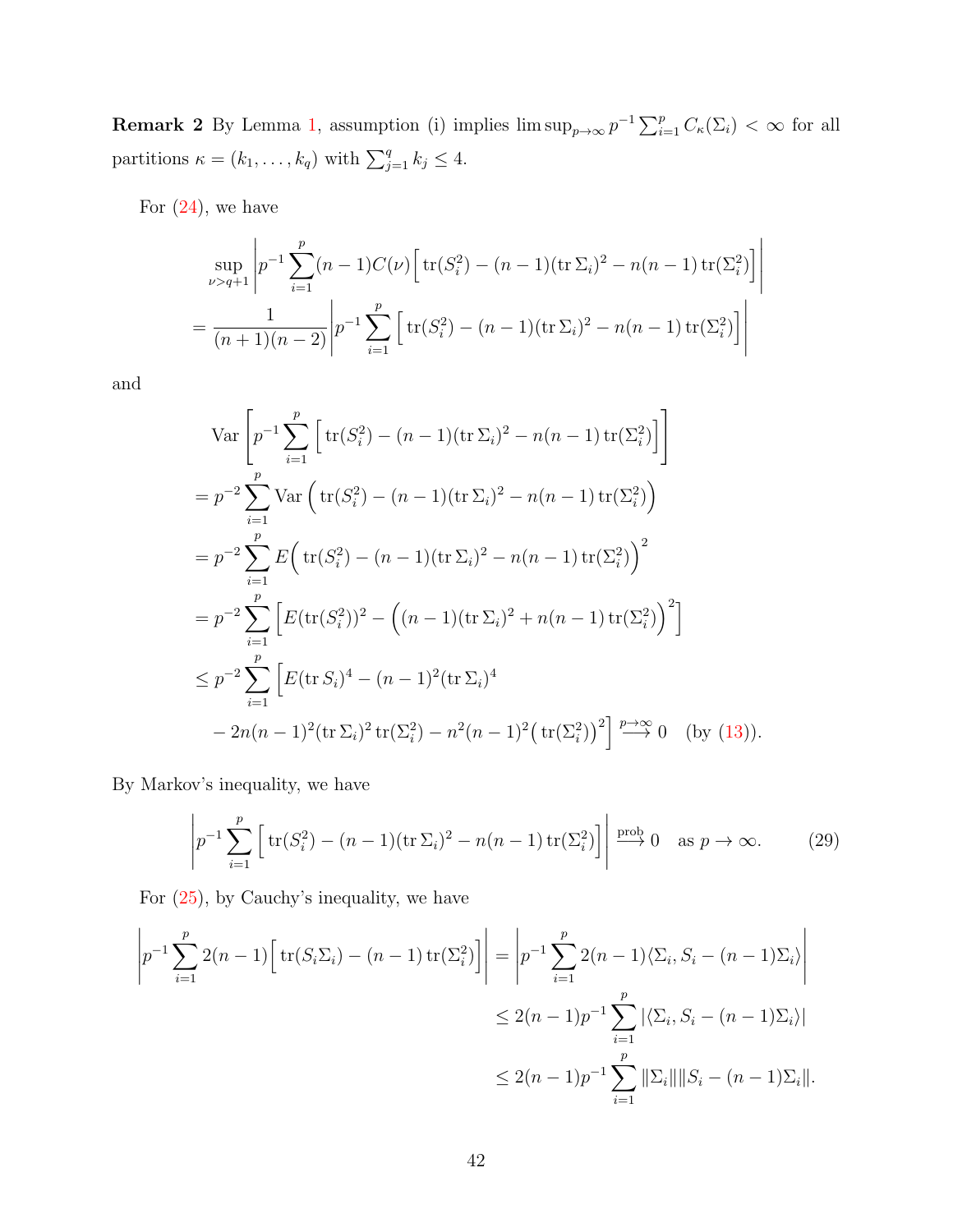**Remark 2** By Lemma 1, assumption (i) implies $\limsup_{p\to\infty} p^{-1}\sum_{i=1}^{p} C_\kappa(\Sigma_i) < \infty$ for all partitions $\kappa = (k_1, \ldots, k_q)$ with $\sum_{j=1}^{q} k_j \le 4$.

For (24), we have

$$
\begin{aligned}
&\sup_{\nu > q+1} \left| p^{-1} \sum_{i=1}^{p} (n-1) C(\nu) \Big[ \operatorname{tr}(S_i^2) - (n-1)(\operatorname{tr}\Sigma_i)^2 - n(n-1)\operatorname{tr}(\Sigma_i^2) \Big] \right| \\
&= \frac{1}{(n+1)(n-2)} \left| p^{-1} \sum_{i=1}^{p} \Big[ \operatorname{tr}(S_i^2) - (n-1)(\operatorname{tr}\Sigma_i)^2 - n(n-1)\operatorname{tr}(\Sigma_i^2) \Big] \right|
\end{aligned}
$$

and

$$
\begin{aligned}
&\operatorname{Var}\left[ p^{-1} \sum_{i=1}^{p} \Big[ \operatorname{tr}(S_i^2) - (n-1)(\operatorname{tr}\Sigma_i)^2 - n(n-1)\operatorname{tr}(\Sigma_i^2) \Big] \right] \\
&= p^{-2} \sum_{i=1}^{p} \operatorname{Var}\Big( \operatorname{tr}(S_i^2) - (n-1)(\operatorname{tr}\Sigma_i)^2 - n(n-1)\operatorname{tr}(\Sigma_i^2) \Big) \\
&= p^{-2} \sum_{i=1}^{p} E\Big( \operatorname{tr}(S_i^2) - (n-1)(\operatorname{tr}\Sigma_i)^2 - n(n-1)\operatorname{tr}(\Sigma_i^2) \Big)^2 \\
&= p^{-2} \sum_{i=1}^{p} \Big[ E(\operatorname{tr}(S_i^2))^2 - \Big( (n-1)(\operatorname{tr}\Sigma_i)^2 + n(n-1)\operatorname{tr}(\Sigma_i^2) \Big)^2 \Big] \\
&\le p^{-2} \sum_{i=1}^{p} \Big[ E(\operatorname{tr} S_i)^4 - (n-1)^2 (\operatorname{tr}\Sigma_i)^4 \\
&\quad - 2n(n-1)^2 (\operatorname{tr}\Sigma_i)^2 \operatorname{tr}(\Sigma_i^2) - n^2(n-1)^2 \big( \operatorname{tr}(\Sigma_i^2) \big)^2 \Big] \xrightarrow{p\to\infty} 0 \quad \text{(by (13))}.
\end{aligned}
$$

By Markov's inequality, we have

$$
\left| p^{-1} \sum_{i=1}^{p} \Big[ \operatorname{tr}(S_i^2) - (n-1)(\operatorname{tr}\Sigma_i)^2 - n(n-1)\operatorname{tr}(\Sigma_i^2) \Big] \right| \xrightarrow{\text{prob}} 0 \quad \text{as } p \to \infty. \tag{29}
$$

For (25), by Cauchy's inequality, we have

$$
\begin{aligned}
\left| p^{-1} \sum_{i=1}^{p} 2(n-1) \Big[ \operatorname{tr}(S_i\Sigma_i) - (n-1)\operatorname{tr}(\Sigma_i^2) \Big] \right| &= \left| p^{-1} \sum_{i=1}^{p} 2(n-1) \langle \Sigma_i, S_i - (n-1)\Sigma_i \rangle \right| \\
&\le 2(n-1) p^{-1} \sum_{i=1}^{p} |\langle \Sigma_i, S_i - (n-1)\Sigma_i \rangle| \\
&\le 2(n-1) p^{-1} \sum_{i=1}^{p} \|\Sigma_i\| \|S_i - (n-1)\Sigma_i\|.
\end{aligned}
$$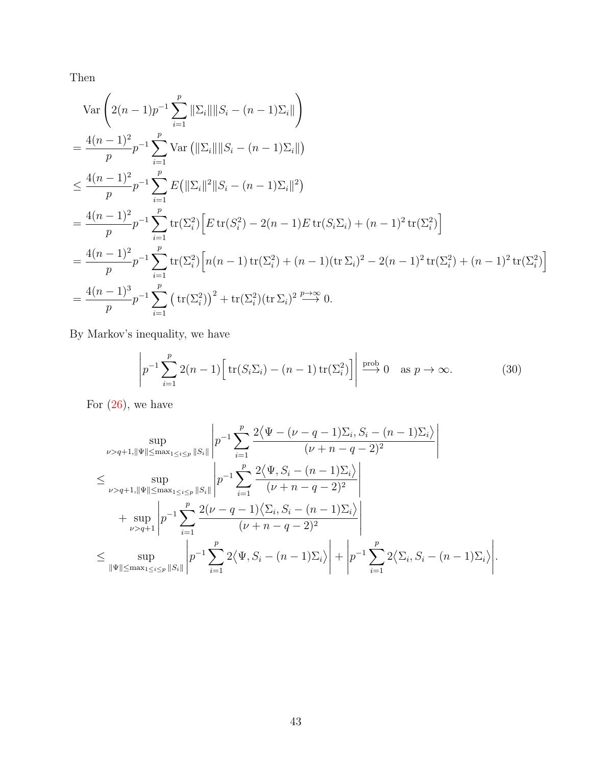Then

$$
\begin{aligned}
&\operatorname{Var}\left(2(n-1)p^{-1}\sum_{i=1}^{p}\|\Sigma_i\|\|S_i-(n-1)\Sigma_i\|\right)\\
&=\frac{4(n-1)^2}{p}p^{-1}\sum_{i=1}^{p}\operatorname{Var}\big(\|\Sigma_i\|\|S_i-(n-1)\Sigma_i\|\big)\\
&\le\frac{4(n-1)^2}{p}p^{-1}\sum_{i=1}^{p}E\big(\|\Sigma_i\|^2\|S_i-(n-1)\Sigma_i\|^2\big)\\
&=\frac{4(n-1)^2}{p}p^{-1}\sum_{i=1}^{p}\operatorname{tr}(\Sigma_i^2)\Big[E\operatorname{tr}(S_i^2)-2(n-1)E\operatorname{tr}(S_i\Sigma_i)+(n-1)^2\operatorname{tr}(\Sigma_i^2)\Big]\\
&=\frac{4(n-1)^2}{p}p^{-1}\sum_{i=1}^{p}\operatorname{tr}(\Sigma_i^2)\Big[n(n-1)\operatorname{tr}(\Sigma_i^2)+(n-1)(\operatorname{tr}\Sigma_i)^2-2(n-1)^2\operatorname{tr}(\Sigma_i^2)+(n-1)^2\operatorname{tr}(\Sigma_i^2)\Big]\\
&=\frac{4(n-1)^3}{p}p^{-1}\sum_{i=1}^{p}\big(\operatorname{tr}(\Sigma_i^2)\big)^2+\operatorname{tr}(\Sigma_i^2)(\operatorname{tr}\Sigma_i)^2\overset{p\to\infty}{\longrightarrow}0.
\end{aligned}
$$

By Markov's inequality, we have

$$
\left|p^{-1}\sum_{i=1}^{p}2(n-1)\Big[\operatorname{tr}(S_i\Sigma_i)-(n-1)\operatorname{tr}(\Sigma_i^2)\Big]\right|\overset{\text{prob}}{\longrightarrow}0\quad\text{as } p\to\infty. \tag{30}
$$

For (26), we have

$$
\begin{aligned}
&\sup_{\nu>q+1,\|\Psi\|\le\max_{1\le i\le p}\|S_i\|}\left|p^{-1}\sum_{i=1}^{p}\frac{2\big\langle\Psi-(\nu-q-1)\Sigma_i,S_i-(n-1)\Sigma_i\big\rangle}{(\nu+n-q-2)^2}\right|\\
&\le\sup_{\nu>q+1,\|\Psi\|\le\max_{1\le i\le p}\|S_i\|}\left|p^{-1}\sum_{i=1}^{p}\frac{2\big\langle\Psi,S_i-(n-1)\Sigma_i\big\rangle}{(\nu+n-q-2)^2}\right|\\
&\quad+\sup_{\nu>q+1}\left|p^{-1}\sum_{i=1}^{p}\frac{2(\nu-q-1)\big\langle\Sigma_i,S_i-(n-1)\Sigma_i\big\rangle}{(\nu+n-q-2)^2}\right|\\
&\le\sup_{\|\Psi\|\le\max_{1\le i\le p}\|S_i\|}\left|p^{-1}\sum_{i=1}^{p}2\big\langle\Psi,S_i-(n-1)\Sigma_i\big\rangle\right|+\left|p^{-1}\sum_{i=1}^{p}2\big\langle\Sigma_i,S_i-(n-1)\Sigma_i\big\rangle\right|.
\end{aligned}
$$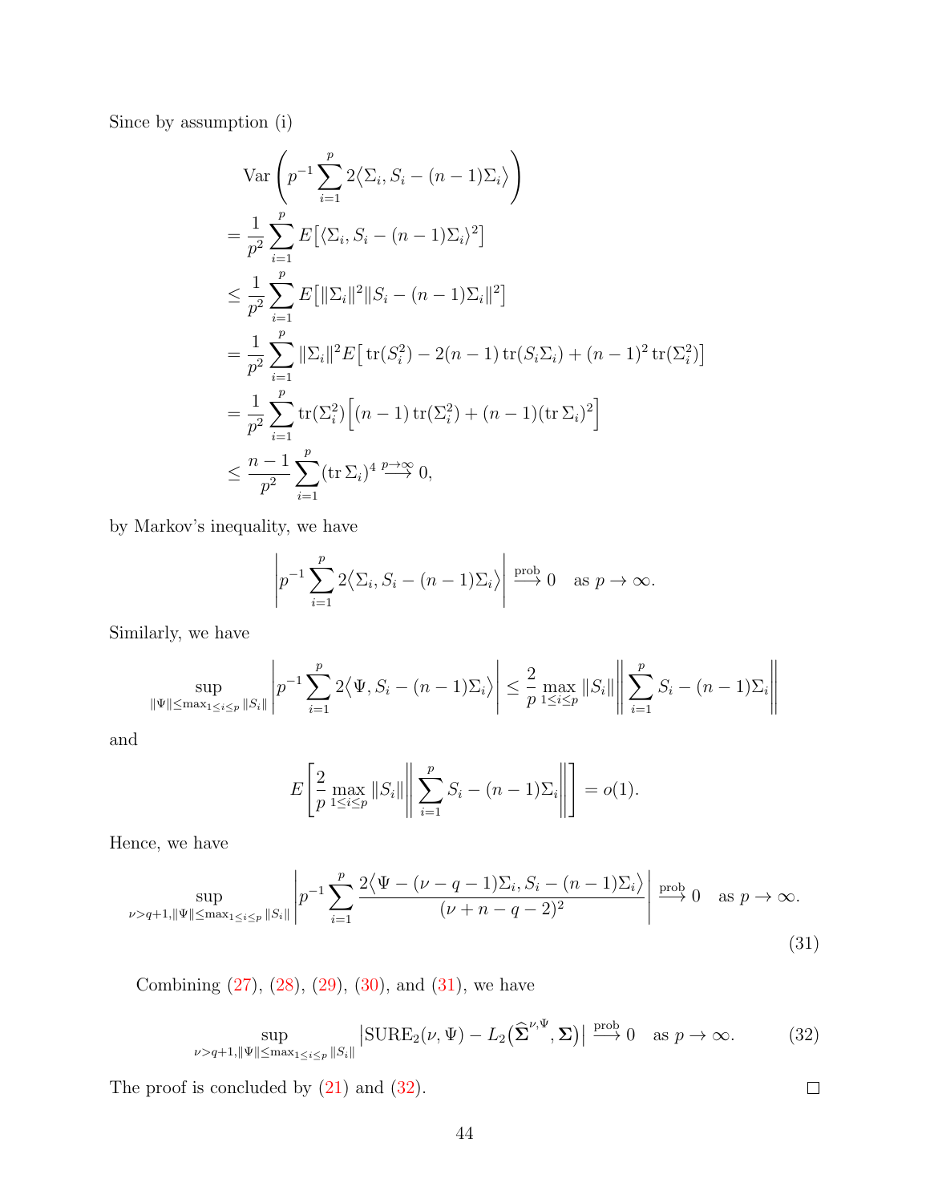Since by assumption (i)

$$
\begin{aligned}
&\operatorname{Var}\left(p^{-1}\sum_{i=1}^{p} 2\big\langle \Sigma_i, S_i-(n-1)\Sigma_i\big\rangle\right)\\
&=\frac{1}{p^2}\sum_{i=1}^{p} E\big[\langle \Sigma_i, S_i-(n-1)\Sigma_i\rangle^2\big]\\
&\le \frac{1}{p^2}\sum_{i=1}^{p} E\big[\|\Sigma_i\|^2\|S_i-(n-1)\Sigma_i\|^2\big]\\
&=\frac{1}{p^2}\sum_{i=1}^{p} \|\Sigma_i\|^2 E\big[\operatorname{tr}(S_i^2)-2(n-1)\operatorname{tr}(S_i\Sigma_i)+(n-1)^2\operatorname{tr}(\Sigma_i^2)\big]\\
&=\frac{1}{p^2}\sum_{i=1}^{p} \operatorname{tr}(\Sigma_i^2)\Big[(n-1)\operatorname{tr}(\Sigma_i^2)+(n-1)(\operatorname{tr}\Sigma_i)^2\Big]\\
&\le \frac{n-1}{p^2}\sum_{i=1}^{p}(\operatorname{tr}\Sigma_i)^4 \overset{p\to\infty}{\longrightarrow} 0,
\end{aligned}
$$

by Markov's inequality, we have

$$
\left|p^{-1}\sum_{i=1}^{p} 2\big\langle \Sigma_i, S_i-(n-1)\Sigma_i\big\rangle\right| \overset{\text{prob}}{\longrightarrow} 0 \quad \text{as } p\to\infty.
$$

Similarly, we have

$$
\sup_{\|\Psi\|\le \max_{1\le i\le p}\|S_i\|}\left|p^{-1}\sum_{i=1}^{p} 2\big\langle \Psi, S_i-(n-1)\Sigma_i\big\rangle\right| \le \frac{2}{p}\max_{1\le i\le p}\|S_i\|\left\|\sum_{i=1}^{p} S_i-(n-1)\Sigma_i\right\|
$$

and

$$
E\left[\frac{2}{p}\max_{1\le i\le p}\|S_i\|\left\|\sum_{i=1}^{p} S_i-(n-1)\Sigma_i\right\|\right]=o(1).
$$

Hence, we have

$$
\sup_{\nu>q+1,\|\Psi\|\le \max_{1\le i\le p}\|S_i\|}\left|p^{-1}\sum_{i=1}^{p}\frac{2\big\langle \Psi-(\nu-q-1)\Sigma_i, S_i-(n-1)\Sigma_i\big\rangle}{(\nu+n-q-2)^2}\right| \overset{\text{prob}}{\longrightarrow} 0 \quad \text{as } p\to\infty. \tag{31}
$$

Combining (27), (28), (29), (30), and (31), we have

$$
\sup_{\nu>q+1,\|\Psi\|\le \max_{1\le i\le p}\|S_i\|}\left|\operatorname{SURE}_2(\nu,\Psi)-L_2\big(\widehat{\boldsymbol{\Sigma}}^{\nu,\Psi},\boldsymbol{\Sigma}\big)\right| \overset{\text{prob}}{\longrightarrow} 0 \quad \text{as } p\to\infty. \tag{32}
$$

The proof is concluded by (21) and (32). $\square$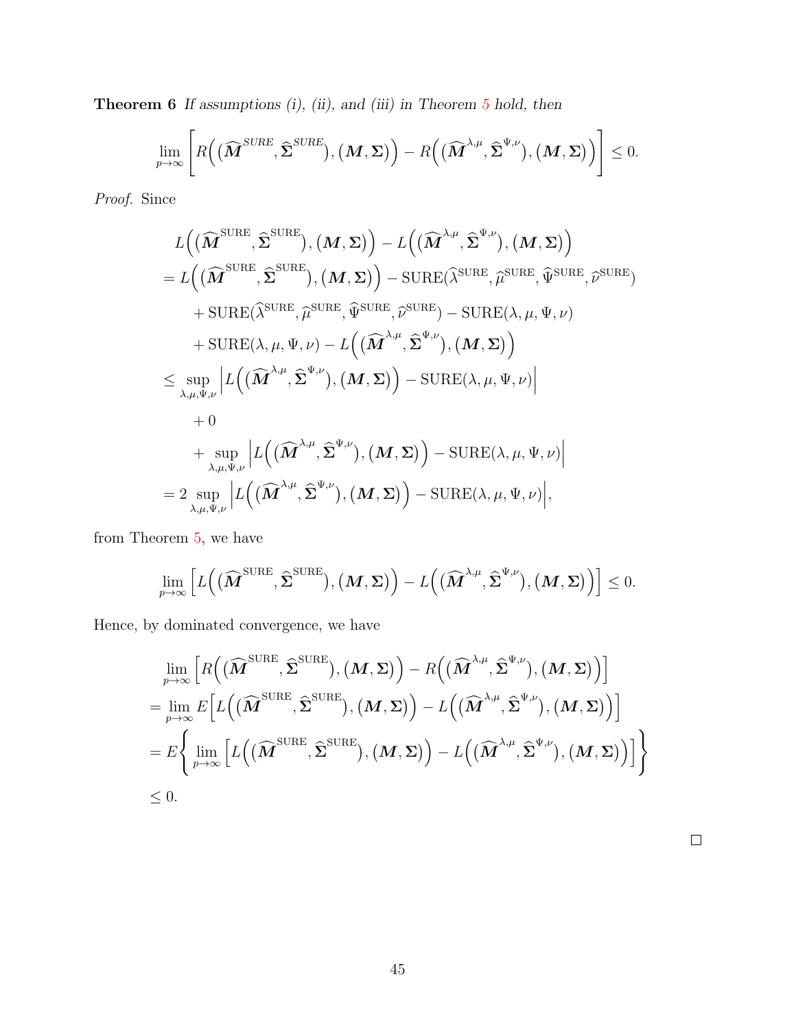**Theorem 6** *If assumptions (i), (ii), and (iii) in Theorem 5 hold, then*

$$\lim_{p\to\infty}\left[R\Big(\big(\widehat{\boldsymbol{M}}^{SURE},\widehat{\boldsymbol{\Sigma}}^{SURE}\big),\big(\boldsymbol{M},\boldsymbol{\Sigma}\big)\Big)-R\Big(\big(\widehat{\boldsymbol{M}}^{\lambda,\mu},\widehat{\boldsymbol{\Sigma}}^{\Psi,\nu}\big),\big(\boldsymbol{M},\boldsymbol{\Sigma}\big)\Big)\right]\le 0.$$

*Proof.* Since

$$\begin{aligned}
&L\Big(\big(\widehat{\boldsymbol{M}}^{\mathrm{SURE}},\widehat{\boldsymbol{\Sigma}}^{\mathrm{SURE}}\big),\big(\boldsymbol{M},\boldsymbol{\Sigma}\big)\Big)-L\Big(\big(\widehat{\boldsymbol{M}}^{\lambda,\mu},\widehat{\boldsymbol{\Sigma}}^{\Psi,\nu}\big),\big(\boldsymbol{M},\boldsymbol{\Sigma}\big)\Big)\\
&=L\Big(\big(\widehat{\boldsymbol{M}}^{\mathrm{SURE}},\widehat{\boldsymbol{\Sigma}}^{\mathrm{SURE}}\big),\big(\boldsymbol{M},\boldsymbol{\Sigma}\big)\Big)-\mathrm{SURE}(\widehat{\lambda}^{\mathrm{SURE}},\widehat{\mu}^{\mathrm{SURE}},\widehat{\Psi}^{\mathrm{SURE}},\widehat{\nu}^{\mathrm{SURE}})\\
&\quad+\mathrm{SURE}(\widehat{\lambda}^{\mathrm{SURE}},\widehat{\mu}^{\mathrm{SURE}},\widehat{\Psi}^{\mathrm{SURE}},\widehat{\nu}^{\mathrm{SURE}})-\mathrm{SURE}(\lambda,\mu,\Psi,\nu)\\
&\quad+\mathrm{SURE}(\lambda,\mu,\Psi,\nu)-L\Big(\big(\widehat{\boldsymbol{M}}^{\lambda,\mu},\widehat{\boldsymbol{\Sigma}}^{\Psi,\nu}\big),\big(\boldsymbol{M},\boldsymbol{\Sigma}\big)\Big)\\
&\le\sup_{\lambda,\mu,\Psi,\nu}\Big|L\Big(\big(\widehat{\boldsymbol{M}}^{\lambda,\mu},\widehat{\boldsymbol{\Sigma}}^{\Psi,\nu}\big),\big(\boldsymbol{M},\boldsymbol{\Sigma}\big)\Big)-\mathrm{SURE}(\lambda,\mu,\Psi,\nu)\Big|\\
&\quad+0\\
&\quad+\sup_{\lambda,\mu,\Psi,\nu}\Big|L\Big(\big(\widehat{\boldsymbol{M}}^{\lambda,\mu},\widehat{\boldsymbol{\Sigma}}^{\Psi,\nu}\big),\big(\boldsymbol{M},\boldsymbol{\Sigma}\big)\Big)-\mathrm{SURE}(\lambda,\mu,\Psi,\nu)\Big|\\
&=2\sup_{\lambda,\mu,\Psi,\nu}\Big|L\Big(\big(\widehat{\boldsymbol{M}}^{\lambda,\mu},\widehat{\boldsymbol{\Sigma}}^{\Psi,\nu}\big),\big(\boldsymbol{M},\boldsymbol{\Sigma}\big)\Big)-\mathrm{SURE}(\lambda,\mu,\Psi,\nu)\Big|,
\end{aligned}$$

from Theorem 5, we have

$$\lim_{p\to\infty}\Big[L\Big(\big(\widehat{\boldsymbol{M}}^{\mathrm{SURE}},\widehat{\boldsymbol{\Sigma}}^{\mathrm{SURE}}\big),\big(\boldsymbol{M},\boldsymbol{\Sigma}\big)\Big)-L\Big(\big(\widehat{\boldsymbol{M}}^{\lambda,\mu},\widehat{\boldsymbol{\Sigma}}^{\Psi,\nu}\big),\big(\boldsymbol{M},\boldsymbol{\Sigma}\big)\Big)\Big]\le 0.$$

Hence, by dominated convergence, we have

$$\begin{aligned}
&\lim_{p\to\infty}\Big[R\Big(\big(\widehat{\boldsymbol{M}}^{\mathrm{SURE}},\widehat{\boldsymbol{\Sigma}}^{\mathrm{SURE}}\big),\big(\boldsymbol{M},\boldsymbol{\Sigma}\big)\Big)-R\Big(\big(\widehat{\boldsymbol{M}}^{\lambda,\mu},\widehat{\boldsymbol{\Sigma}}^{\Psi,\nu}\big),\big(\boldsymbol{M},\boldsymbol{\Sigma}\big)\Big)\Big]\\
&=\lim_{p\to\infty}E\Big[L\Big(\big(\widehat{\boldsymbol{M}}^{\mathrm{SURE}},\widehat{\boldsymbol{\Sigma}}^{\mathrm{SURE}}\big),\big(\boldsymbol{M},\boldsymbol{\Sigma}\big)\Big)-L\Big(\big(\widehat{\boldsymbol{M}}^{\lambda,\mu},\widehat{\boldsymbol{\Sigma}}^{\Psi,\nu}\big),\big(\boldsymbol{M},\boldsymbol{\Sigma}\big)\Big)\Big]\\
&=E\bigg\{\lim_{p\to\infty}\Big[L\Big(\big(\widehat{\boldsymbol{M}}^{\mathrm{SURE}},\widehat{\boldsymbol{\Sigma}}^{\mathrm{SURE}}\big),\big(\boldsymbol{M},\boldsymbol{\Sigma}\big)\Big)-L\Big(\big(\widehat{\boldsymbol{M}}^{\lambda,\mu},\widehat{\boldsymbol{\Sigma}}^{\Psi,\nu}\big),\big(\boldsymbol{M},\boldsymbol{\Sigma}\big)\Big)\Big]\bigg\}\\
&\le 0.
\end{aligned}$$

□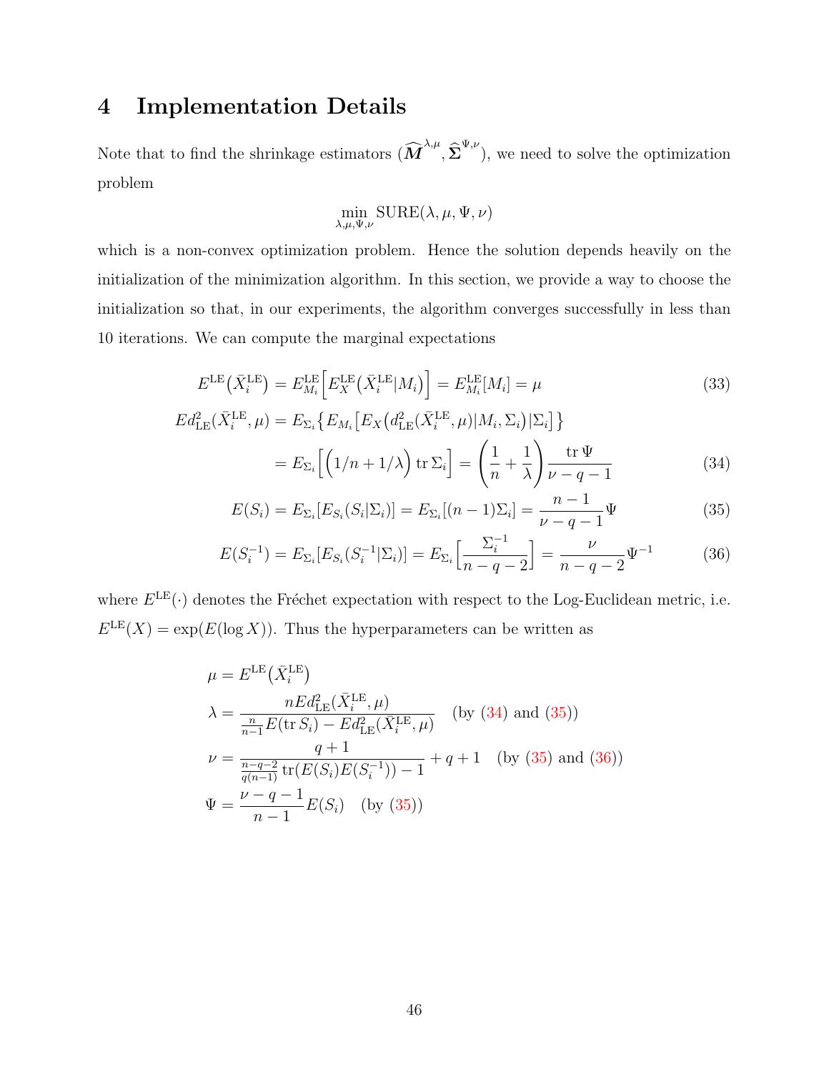# 4 Implementation Details

Note that to find the shrinkage estimators $(\widehat{\boldsymbol{M}}^{\lambda,\mu}, \widehat{\boldsymbol{\Sigma}}^{\Psi,\nu})$, we need to solve the optimization problem

$$\min_{\lambda,\mu,\Psi,\nu} \text{SURE}(\lambda,\mu,\Psi,\nu)$$

which is a non-convex optimization problem. Hence the solution depends heavily on the initialization of the minimization algorithm. In this section, we provide a way to choose the initialization so that, in our experiments, the algorithm converges successfully in less than 10 iterations. We can compute the marginal expectations

$$E^{\text{LE}}\big(\bar{X}_i^{\text{LE}}\big) = E^{\text{LE}}_{M_i}\Big[E^{\text{LE}}_X\big(\bar{X}_i^{\text{LE}}|M_i\big)\Big] = E^{\text{LE}}_{M_i}[M_i] = \mu \tag{33}$$

$$\begin{aligned} Ed^2_{\text{LE}}(\bar{X}_i^{\text{LE}},\mu) &= E_{\Sigma_i}\big\{E_{M_i}\big[E_X\big(d^2_{\text{LE}}(\bar{X}_i^{\text{LE}},\mu)|M_i,\Sigma_i\big)|\Sigma_i\big]\big\} \\ &= E_{\Sigma_i}\Big[\Big(1/n + 1/\lambda\Big)\operatorname{tr}\Sigma_i\Big] = \left(\frac{1}{n}+\frac{1}{\lambda}\right)\frac{\operatorname{tr}\Psi}{\nu-q-1} \end{aligned} \tag{34}$$

$$E(S_i) = E_{\Sigma_i}[E_{S_i}(S_i|\Sigma_i)] = E_{\Sigma_i}[(n-1)\Sigma_i] = \frac{n-1}{\nu-q-1}\Psi \tag{35}$$

$$E(S_i^{-1}) = E_{\Sigma_i}[E_{S_i}(S_i^{-1}|\Sigma_i)] = E_{\Sigma_i}\Big[\frac{\Sigma_i^{-1}}{n-q-2}\Big] = \frac{\nu}{n-q-2}\Psi^{-1} \tag{36}$$

where $E^{\text{LE}}(\cdot)$ denotes the Fréchet expectation with respect to the Log-Euclidean metric, i.e. $E^{\text{LE}}(X) = \exp(E(\log X))$. Thus the hyperparameters can be written as

$$\begin{aligned} \mu &= E^{\text{LE}}\big(\bar{X}_i^{\text{LE}}\big) \\ \lambda &= \frac{nEd^2_{\text{LE}}(\bar{X}_i^{\text{LE}},\mu)}{\frac{n}{n-1}E(\operatorname{tr}S_i) - Ed^2_{\text{LE}}(\bar{X}_i^{\text{LE}},\mu)} \quad \text{(by (34) and (35))} \\ \nu &= \frac{q+1}{\frac{n-q-2}{q(n-1)}\operatorname{tr}(E(S_i)E(S_i^{-1})) - 1} + q + 1 \quad \text{(by (35) and (36))} \\ \Psi &= \frac{\nu-q-1}{n-1}E(S_i) \quad \text{(by (35))} \end{aligned}$$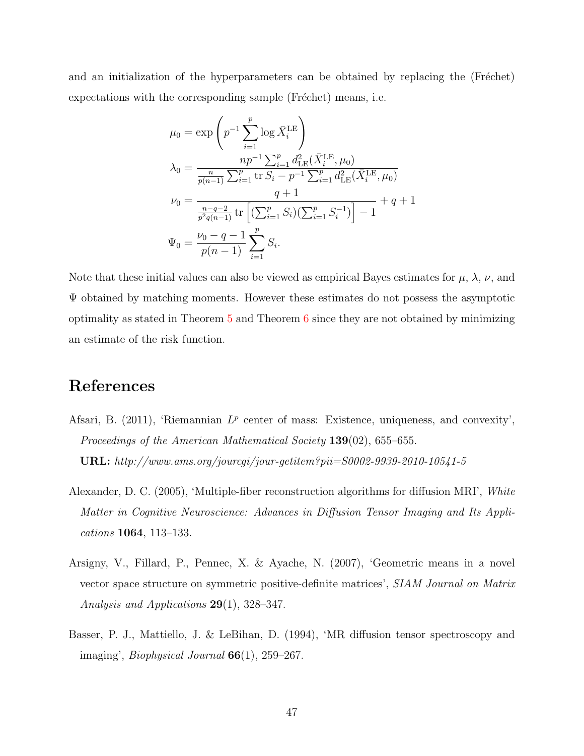and an initialization of the hyperparameters can be obtained by replacing the (Fréchet) expectations with the corresponding sample (Fréchet) means, i.e.

$$
\begin{aligned}
\mu_0 &= \exp\left(p^{-1}\sum_{i=1}^{p}\log \bar{X}_i^{\mathrm{LE}}\right)\\
\lambda_0 &= \frac{np^{-1}\sum_{i=1}^{p} d_{\mathrm{LE}}^2(\bar{X}_i^{\mathrm{LE}},\mu_0)}{\frac{n}{p(n-1)}\sum_{i=1}^{p}\operatorname{tr} S_i - p^{-1}\sum_{i=1}^{p} d_{\mathrm{LE}}^2(\bar{X}_i^{\mathrm{LE}},\mu_0)}\\
\nu_0 &= \frac{q+1}{\frac{n-q-2}{p^2 q(n-1)}\operatorname{tr}\left[(\sum_{i=1}^{p} S_i)(\sum_{i=1}^{p} S_i^{-1})\right]-1} + q + 1\\
\Psi_0 &= \frac{\nu_0 - q - 1}{p(n-1)}\sum_{i=1}^{p} S_i.
\end{aligned}
$$

Note that these initial values can also be viewed as empirical Bayes estimates for $\mu$, $\lambda$, $\nu$, and $\Psi$ obtained by matching moments. However these estimates do not possess the asymptotic optimality as stated in Theorem 5 and Theorem 6 since they are not obtained by minimizing an estimate of the risk function.

# References

Afsari, B. (2011), 'Riemannian $L^p$ center of mass: Existence, uniqueness, and convexity', *Proceedings of the American Mathematical Society* **139**(02), 655–655.
**URL:** *http://www.ams.org/jourcgi/jour-getitem?pii=S0002-9939-2010-10541-5*

Alexander, D. C. (2005), 'Multiple-fiber reconstruction algorithms for diffusion MRI', *White Matter in Cognitive Neuroscience: Advances in Diffusion Tensor Imaging and Its Applications* **1064**, 113–133.

Arsigny, V., Fillard, P., Pennec, X. & Ayache, N. (2007), 'Geometric means in a novel vector space structure on symmetric positive-definite matrices', *SIAM Journal on Matrix Analysis and Applications* **29**(1), 328–347.

Basser, P. J., Mattiello, J. & LeBihan, D. (1994), 'MR diffusion tensor spectroscopy and imaging', *Biophysical Journal* **66**(1), 259–267.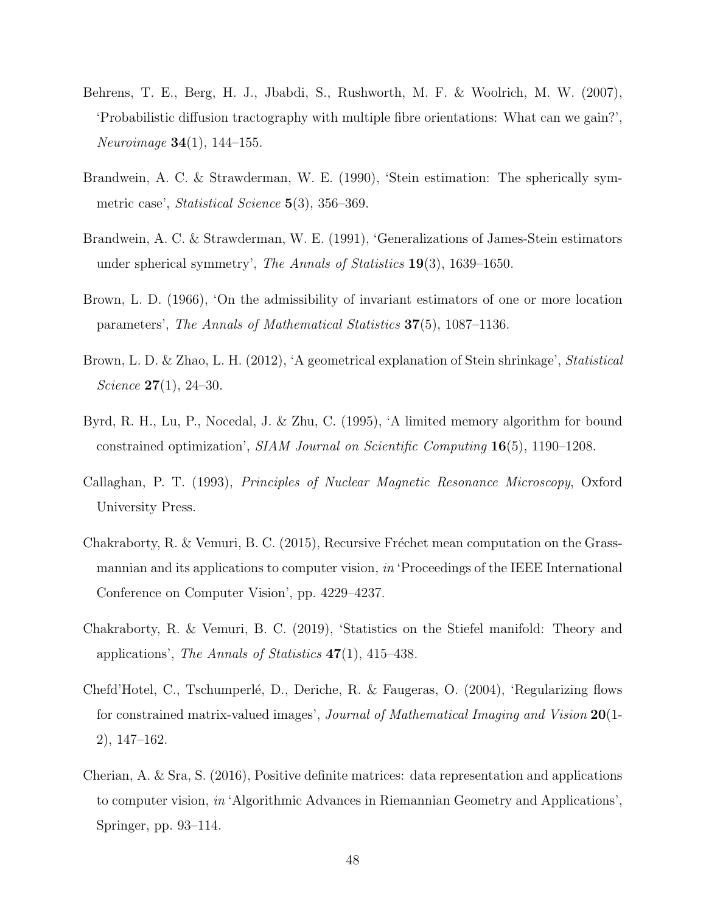Behrens, T. E., Berg, H. J., Jbabdi, S., Rushworth, M. F. & Woolrich, M. W. (2007), 'Probabilistic diffusion tractography with multiple fibre orientations: What can we gain?', *Neuroimage* **34**(1), 144–155.

Brandwein, A. C. & Strawderman, W. E. (1990), 'Stein estimation: The spherically symmetric case', *Statistical Science* **5**(3), 356–369.

Brandwein, A. C. & Strawderman, W. E. (1991), 'Generalizations of James-Stein estimators under spherical symmetry', *The Annals of Statistics* **19**(3), 1639–1650.

Brown, L. D. (1966), 'On the admissibility of invariant estimators of one or more location parameters', *The Annals of Mathematical Statistics* **37**(5), 1087–1136.

Brown, L. D. & Zhao, L. H. (2012), 'A geometrical explanation of Stein shrinkage', *Statistical Science* **27**(1), 24–30.

Byrd, R. H., Lu, P., Nocedal, J. & Zhu, C. (1995), 'A limited memory algorithm for bound constrained optimization', *SIAM Journal on Scientific Computing* **16**(5), 1190–1208.

Callaghan, P. T. (1993), *Principles of Nuclear Magnetic Resonance Microscopy*, Oxford University Press.

Chakraborty, R. & Vemuri, B. C. (2015), Recursive Fréchet mean computation on the Grassmannian and its applications to computer vision, *in* 'Proceedings of the IEEE International Conference on Computer Vision', pp. 4229–4237.

Chakraborty, R. & Vemuri, B. C. (2019), 'Statistics on the Stiefel manifold: Theory and applications', *The Annals of Statistics* **47**(1), 415–438.

Chefd'Hotel, C., Tschumperlé, D., Deriche, R. & Faugeras, O. (2004), 'Regularizing flows for constrained matrix-valued images', *Journal of Mathematical Imaging and Vision* **20**(1-2), 147–162.

Cherian, A. & Sra, S. (2016), Positive definite matrices: data representation and applications to computer vision, *in* 'Algorithmic Advances in Riemannian Geometry and Applications', Springer, pp. 93–114.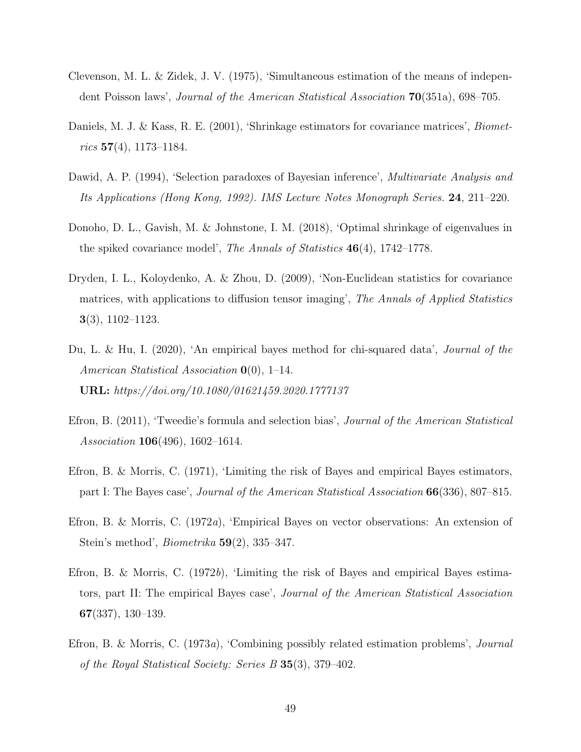Clevenson, M. L. & Zidek, J. V. (1975), 'Simultaneous estimation of the means of independent Poisson laws', *Journal of the American Statistical Association* **70**(351a), 698–705.

Daniels, M. J. & Kass, R. E. (2001), 'Shrinkage estimators for covariance matrices', *Biometrics* **57**(4), 1173–1184.

Dawid, A. P. (1994), 'Selection paradoxes of Bayesian inference', *Multivariate Analysis and Its Applications (Hong Kong, 1992). IMS Lecture Notes Monograph Series.* **24**, 211–220.

Donoho, D. L., Gavish, M. & Johnstone, I. M. (2018), 'Optimal shrinkage of eigenvalues in the spiked covariance model', *The Annals of Statistics* **46**(4), 1742–1778.

Dryden, I. L., Koloydenko, A. & Zhou, D. (2009), 'Non-Euclidean statistics for covariance matrices, with applications to diffusion tensor imaging', *The Annals of Applied Statistics* **3**(3), 1102–1123.

Du, L. & Hu, I. (2020), 'An empirical bayes method for chi-squared data', *Journal of the American Statistical Association* **0**(0), 1–14.
**URL:** *https://doi.org/10.1080/01621459.2020.1777137*

Efron, B. (2011), 'Tweedie's formula and selection bias', *Journal of the American Statistical Association* **106**(496), 1602–1614.

Efron, B. & Morris, C. (1971), 'Limiting the risk of Bayes and empirical Bayes estimators, part I: The Bayes case', *Journal of the American Statistical Association* **66**(336), 807–815.

Efron, B. & Morris, C. (1972*a*), 'Empirical Bayes on vector observations: An extension of Stein's method', *Biometrika* **59**(2), 335–347.

Efron, B. & Morris, C. (1972*b*), 'Limiting the risk of Bayes and empirical Bayes estimators, part II: The empirical Bayes case', *Journal of the American Statistical Association* **67**(337), 130–139.

Efron, B. & Morris, C. (1973*a*), 'Combining possibly related estimation problems', *Journal of the Royal Statistical Society: Series B* **35**(3), 379–402.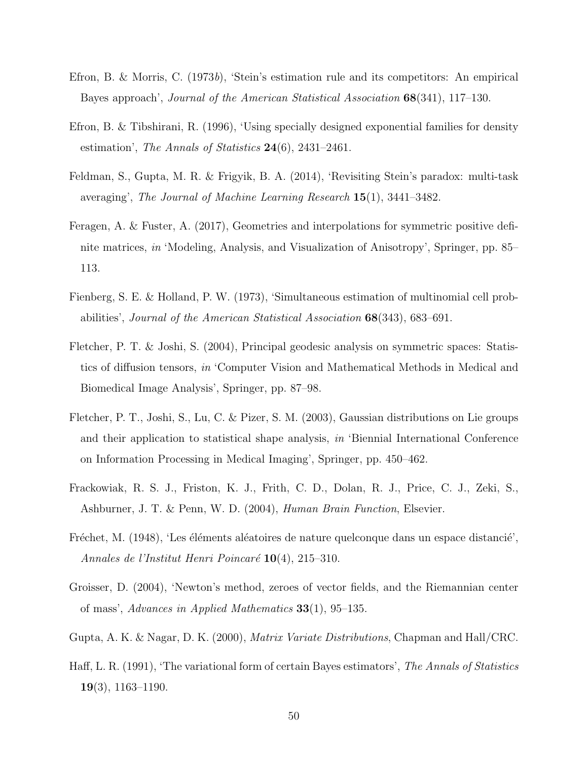Efron, B. & Morris, C. (1973*b*), 'Stein's estimation rule and its competitors: An empirical Bayes approach', *Journal of the American Statistical Association* **68**(341), 117–130.

Efron, B. & Tibshirani, R. (1996), 'Using specially designed exponential families for density estimation', *The Annals of Statistics* **24**(6), 2431–2461.

Feldman, S., Gupta, M. R. & Frigyik, B. A. (2014), 'Revisiting Stein's paradox: multi-task averaging', *The Journal of Machine Learning Research* **15**(1), 3441–3482.

Feragen, A. & Fuster, A. (2017), Geometries and interpolations for symmetric positive definite matrices, *in* 'Modeling, Analysis, and Visualization of Anisotropy', Springer, pp. 85–113.

Fienberg, S. E. & Holland, P. W. (1973), 'Simultaneous estimation of multinomial cell probabilities', *Journal of the American Statistical Association* **68**(343), 683–691.

Fletcher, P. T. & Joshi, S. (2004), Principal geodesic analysis on symmetric spaces: Statistics of diffusion tensors, *in* 'Computer Vision and Mathematical Methods in Medical and Biomedical Image Analysis', Springer, pp. 87–98.

Fletcher, P. T., Joshi, S., Lu, C. & Pizer, S. M. (2003), Gaussian distributions on Lie groups and their application to statistical shape analysis, *in* 'Biennial International Conference on Information Processing in Medical Imaging', Springer, pp. 450–462.

Frackowiak, R. S. J., Friston, K. J., Frith, C. D., Dolan, R. J., Price, C. J., Zeki, S., Ashburner, J. T. & Penn, W. D. (2004), *Human Brain Function*, Elsevier.

Fréchet, M. (1948), 'Les éléments aléatoires de nature quelconque dans un espace distancié', *Annales de l'Institut Henri Poincaré* **10**(4), 215–310.

Groisser, D. (2004), 'Newton's method, zeroes of vector fields, and the Riemannian center of mass', *Advances in Applied Mathematics* **33**(1), 95–135.

Gupta, A. K. & Nagar, D. K. (2000), *Matrix Variate Distributions*, Chapman and Hall/CRC.

Haff, L. R. (1991), 'The variational form of certain Bayes estimators', *The Annals of Statistics* **19**(3), 1163–1190.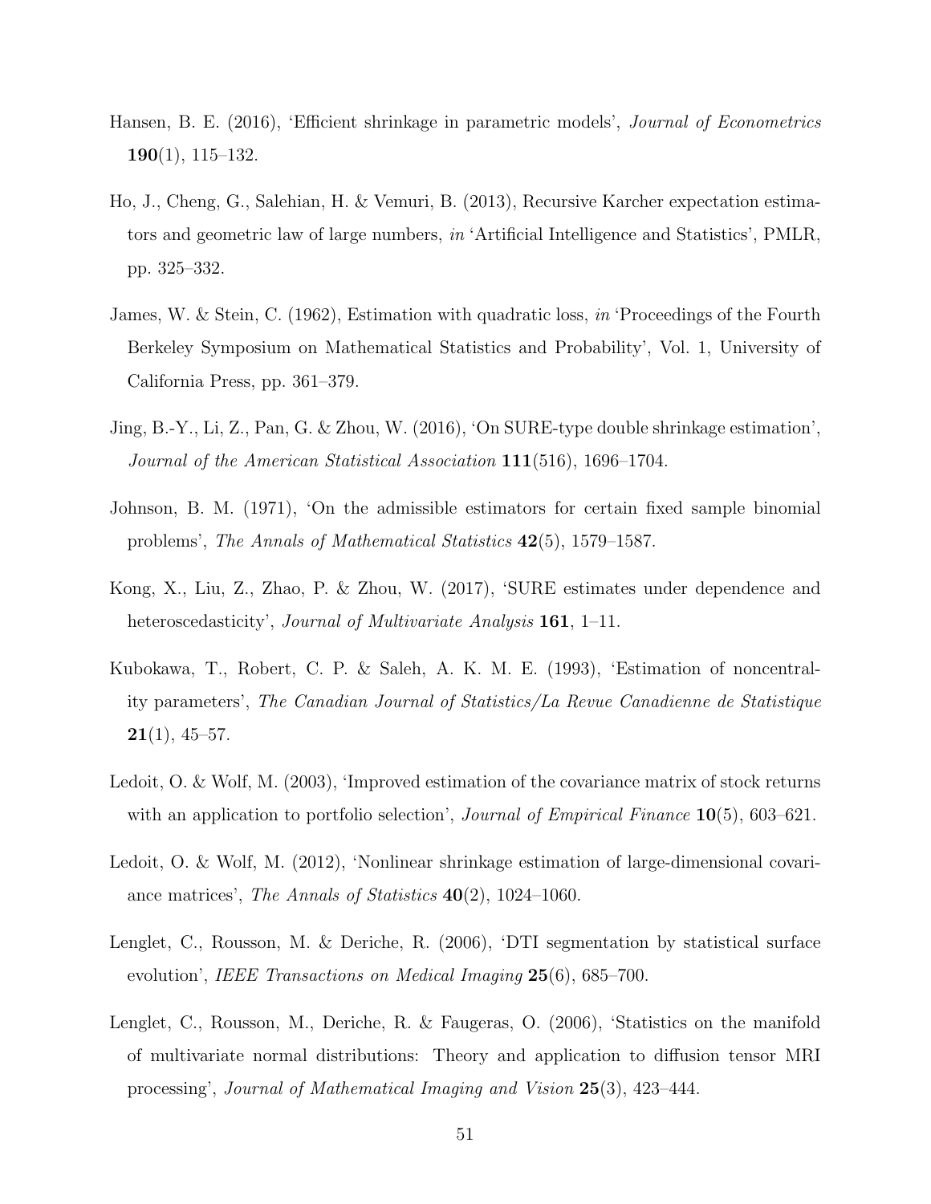Hansen, B. E. (2016), 'Efficient shrinkage in parametric models', *Journal of Econometrics* **190**(1), 115–132.

Ho, J., Cheng, G., Salehian, H. & Vemuri, B. (2013), Recursive Karcher expectation estimators and geometric law of large numbers, *in* 'Artificial Intelligence and Statistics', PMLR, pp. 325–332.

James, W. & Stein, C. (1962), Estimation with quadratic loss, *in* 'Proceedings of the Fourth Berkeley Symposium on Mathematical Statistics and Probability', Vol. 1, University of California Press, pp. 361–379.

Jing, B.-Y., Li, Z., Pan, G. & Zhou, W. (2016), 'On SURE-type double shrinkage estimation', *Journal of the American Statistical Association* **111**(516), 1696–1704.

Johnson, B. M. (1971), 'On the admissible estimators for certain fixed sample binomial problems', *The Annals of Mathematical Statistics* **42**(5), 1579–1587.

Kong, X., Liu, Z., Zhao, P. & Zhou, W. (2017), 'SURE estimates under dependence and heteroscedasticity', *Journal of Multivariate Analysis* **161**, 1–11.

Kubokawa, T., Robert, C. P. & Saleh, A. K. M. E. (1993), 'Estimation of noncentrality parameters', *The Canadian Journal of Statistics/La Revue Canadienne de Statistique* **21**(1), 45–57.

Ledoit, O. & Wolf, M. (2003), 'Improved estimation of the covariance matrix of stock returns with an application to portfolio selection', *Journal of Empirical Finance* **10**(5), 603–621.

Ledoit, O. & Wolf, M. (2012), 'Nonlinear shrinkage estimation of large-dimensional covariance matrices', *The Annals of Statistics* **40**(2), 1024–1060.

Lenglet, C., Rousson, M. & Deriche, R. (2006), 'DTI segmentation by statistical surface evolution', *IEEE Transactions on Medical Imaging* **25**(6), 685–700.

Lenglet, C., Rousson, M., Deriche, R. & Faugeras, O. (2006), 'Statistics on the manifold of multivariate normal distributions: Theory and application to diffusion tensor MRI processing', *Journal of Mathematical Imaging and Vision* **25**(3), 423–444.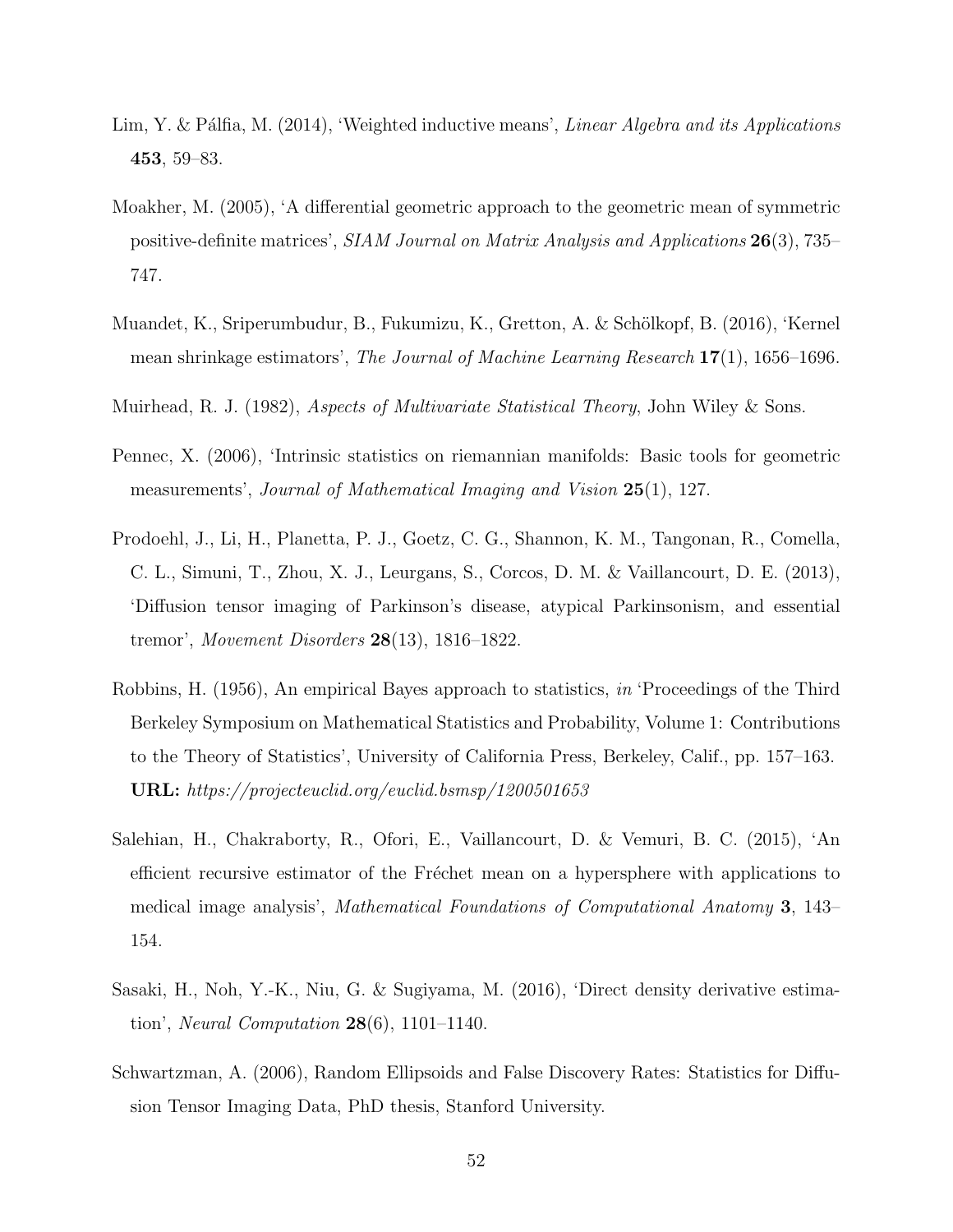Lim, Y. & Pálfia, M. (2014), 'Weighted inductive means', *Linear Algebra and its Applications* **453**, 59–83.

Moakher, M. (2005), 'A differential geometric approach to the geometric mean of symmetric positive-definite matrices', *SIAM Journal on Matrix Analysis and Applications* **26**(3), 735–747.

Muandet, K., Sriperumbudur, B., Fukumizu, K., Gretton, A. & Schölkopf, B. (2016), 'Kernel mean shrinkage estimators', *The Journal of Machine Learning Research* **17**(1), 1656–1696.

Muirhead, R. J. (1982), *Aspects of Multivariate Statistical Theory*, John Wiley & Sons.

Pennec, X. (2006), 'Intrinsic statistics on riemannian manifolds: Basic tools for geometric measurements', *Journal of Mathematical Imaging and Vision* **25**(1), 127.

Prodoehl, J., Li, H., Planetta, P. J., Goetz, C. G., Shannon, K. M., Tangonan, R., Comella, C. L., Simuni, T., Zhou, X. J., Leurgans, S., Corcos, D. M. & Vaillancourt, D. E. (2013), 'Diffusion tensor imaging of Parkinson's disease, atypical Parkinsonism, and essential tremor', *Movement Disorders* **28**(13), 1816–1822.

Robbins, H. (1956), An empirical Bayes approach to statistics, *in* 'Proceedings of the Third Berkeley Symposium on Mathematical Statistics and Probability, Volume 1: Contributions to the Theory of Statistics', University of California Press, Berkeley, Calif., pp. 157–163.
**URL:** *https://projecteuclid.org/euclid.bsmsp/1200501653*

Salehian, H., Chakraborty, R., Ofori, E., Vaillancourt, D. & Vemuri, B. C. (2015), 'An efficient recursive estimator of the Fréchet mean on a hypersphere with applications to medical image analysis', *Mathematical Foundations of Computational Anatomy* **3**, 143–154.

Sasaki, H., Noh, Y.-K., Niu, G. & Sugiyama, M. (2016), 'Direct density derivative estimation', *Neural Computation* **28**(6), 1101–1140.

Schwartzman, A. (2006), Random Ellipsoids and False Discovery Rates: Statistics for Diffusion Tensor Imaging Data, PhD thesis, Stanford University.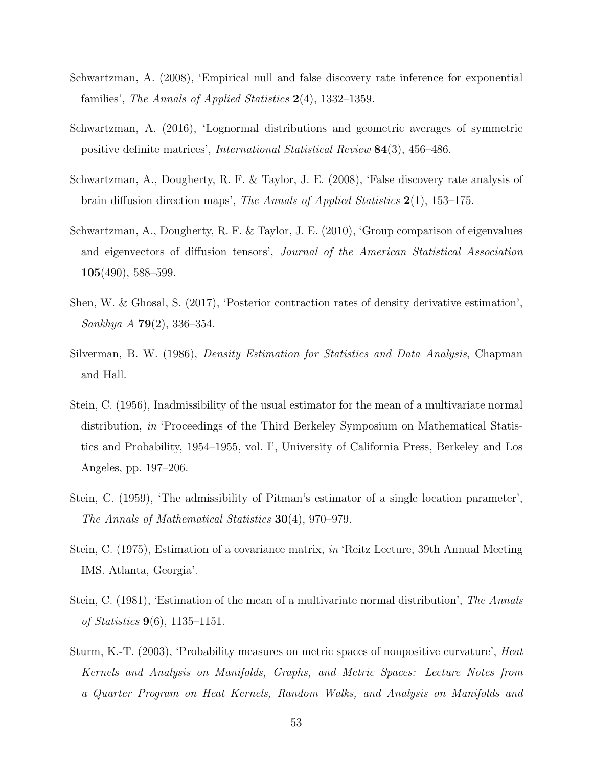Schwartzman, A. (2008), 'Empirical null and false discovery rate inference for exponential families', *The Annals of Applied Statistics* **2**(4), 1332–1359.

Schwartzman, A. (2016), 'Lognormal distributions and geometric averages of symmetric positive definite matrices', *International Statistical Review* **84**(3), 456–486.

Schwartzman, A., Dougherty, R. F. & Taylor, J. E. (2008), 'False discovery rate analysis of brain diffusion direction maps', *The Annals of Applied Statistics* **2**(1), 153–175.

Schwartzman, A., Dougherty, R. F. & Taylor, J. E. (2010), 'Group comparison of eigenvalues and eigenvectors of diffusion tensors', *Journal of the American Statistical Association* **105**(490), 588–599.

Shen, W. & Ghosal, S. (2017), 'Posterior contraction rates of density derivative estimation', *Sankhya A* **79**(2), 336–354.

Silverman, B. W. (1986), *Density Estimation for Statistics and Data Analysis*, Chapman and Hall.

Stein, C. (1956), Inadmissibility of the usual estimator for the mean of a multivariate normal distribution, *in* 'Proceedings of the Third Berkeley Symposium on Mathematical Statistics and Probability, 1954–1955, vol. I', University of California Press, Berkeley and Los Angeles, pp. 197–206.

Stein, C. (1959), 'The admissibility of Pitman's estimator of a single location parameter', *The Annals of Mathematical Statistics* **30**(4), 970–979.

Stein, C. (1975), Estimation of a covariance matrix, *in* 'Reitz Lecture, 39th Annual Meeting IMS. Atlanta, Georgia'.

Stein, C. (1981), 'Estimation of the mean of a multivariate normal distribution', *The Annals of Statistics* **9**(6), 1135–1151.

Sturm, K.-T. (2003), 'Probability measures on metric spaces of nonpositive curvature', *Heat Kernels and Analysis on Manifolds, Graphs, and Metric Spaces: Lecture Notes from a Quarter Program on Heat Kernels, Random Walks, and Analysis on Manifolds and*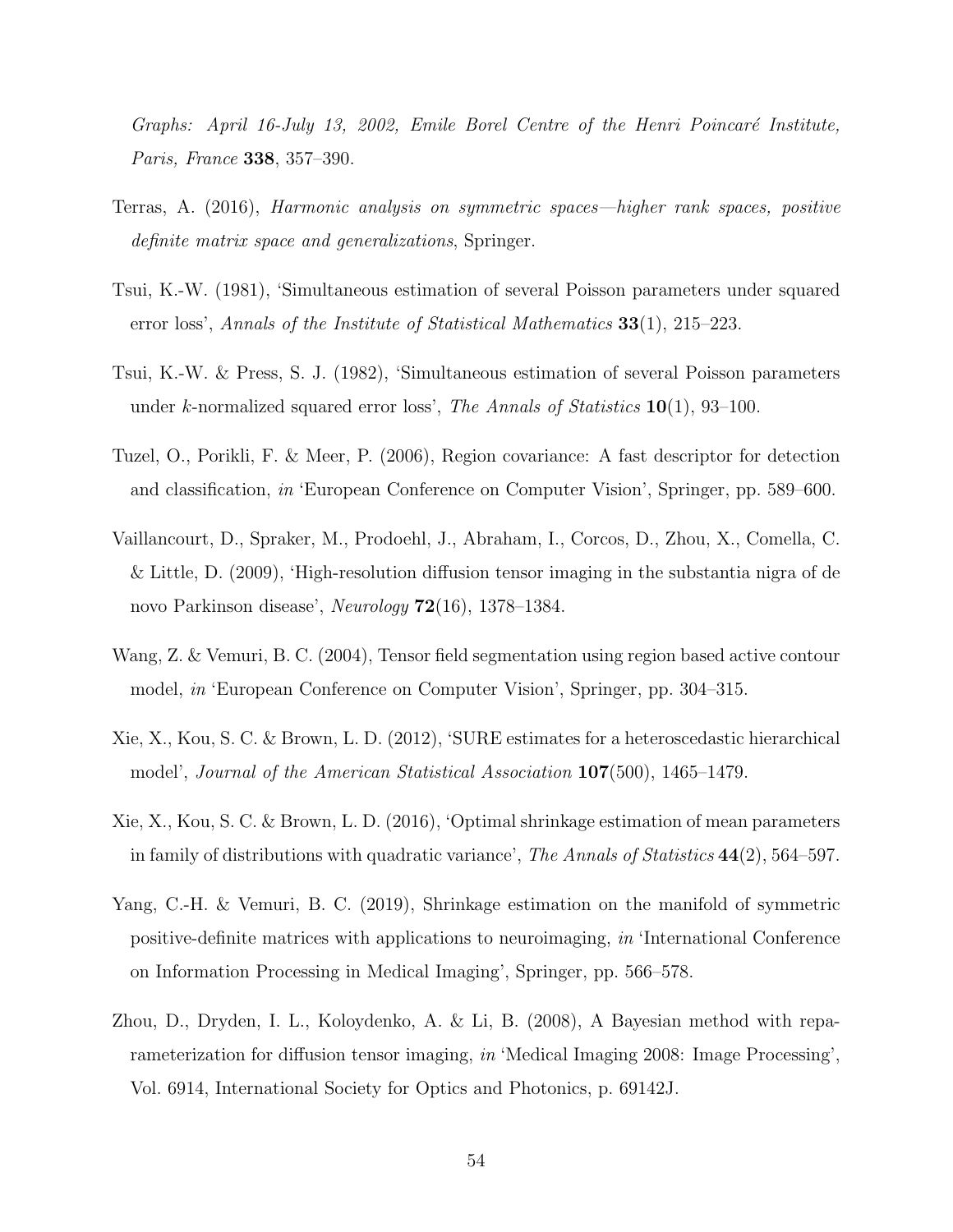*Graphs: April 16-July 13, 2002, Emile Borel Centre of the Henri Poincaré Institute, Paris, France* **338**, 357–390.

Terras, A. (2016), *Harmonic analysis on symmetric spaces—higher rank spaces, positive definite matrix space and generalizations*, Springer.

Tsui, K.-W. (1981), 'Simultaneous estimation of several Poisson parameters under squared error loss', *Annals of the Institute of Statistical Mathematics* **33**(1), 215–223.

Tsui, K.-W. & Press, S. J. (1982), 'Simultaneous estimation of several Poisson parameters under $k$-normalized squared error loss', *The Annals of Statistics* **10**(1), 93–100.

Tuzel, O., Porikli, F. & Meer, P. (2006), Region covariance: A fast descriptor for detection and classification, *in* 'European Conference on Computer Vision', Springer, pp. 589–600.

Vaillancourt, D., Spraker, M., Prodoehl, J., Abraham, I., Corcos, D., Zhou, X., Comella, C. & Little, D. (2009), 'High-resolution diffusion tensor imaging in the substantia nigra of de novo Parkinson disease', *Neurology* **72**(16), 1378–1384.

Wang, Z. & Vemuri, B. C. (2004), Tensor field segmentation using region based active contour model, *in* 'European Conference on Computer Vision', Springer, pp. 304–315.

Xie, X., Kou, S. C. & Brown, L. D. (2012), 'SURE estimates for a heteroscedastic hierarchical model', *Journal of the American Statistical Association* **107**(500), 1465–1479.

Xie, X., Kou, S. C. & Brown, L. D. (2016), 'Optimal shrinkage estimation of mean parameters in family of distributions with quadratic variance', *The Annals of Statistics* **44**(2), 564–597.

Yang, C.-H. & Vemuri, B. C. (2019), Shrinkage estimation on the manifold of symmetric positive-definite matrices with applications to neuroimaging, *in* 'International Conference on Information Processing in Medical Imaging', Springer, pp. 566–578.

Zhou, D., Dryden, I. L., Koloydenko, A. & Li, B. (2008), A Bayesian method with reparameterization for diffusion tensor imaging, *in* 'Medical Imaging 2008: Image Processing', Vol. 6914, International Society for Optics and Photonics, p. 69142J.